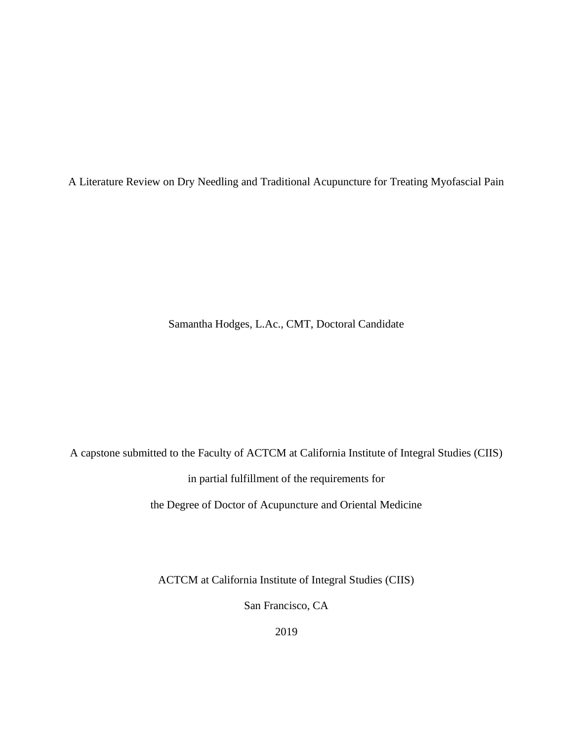# A Literature Review on Dry Needling and Traditional Acupuncture for Treating Myofascial Pain

Samantha Hodges, L.Ac., CMT, Doctoral Candidate

A capstone submitted to the Faculty of ACTCM at California Institute of Integral Studies (CIIS)

in partial fulfillment of the requirements for

the Degree of Doctor of Acupuncture and Oriental Medicine

ACTCM at California Institute of Integral Studies (CIIS)

San Francisco, CA

2019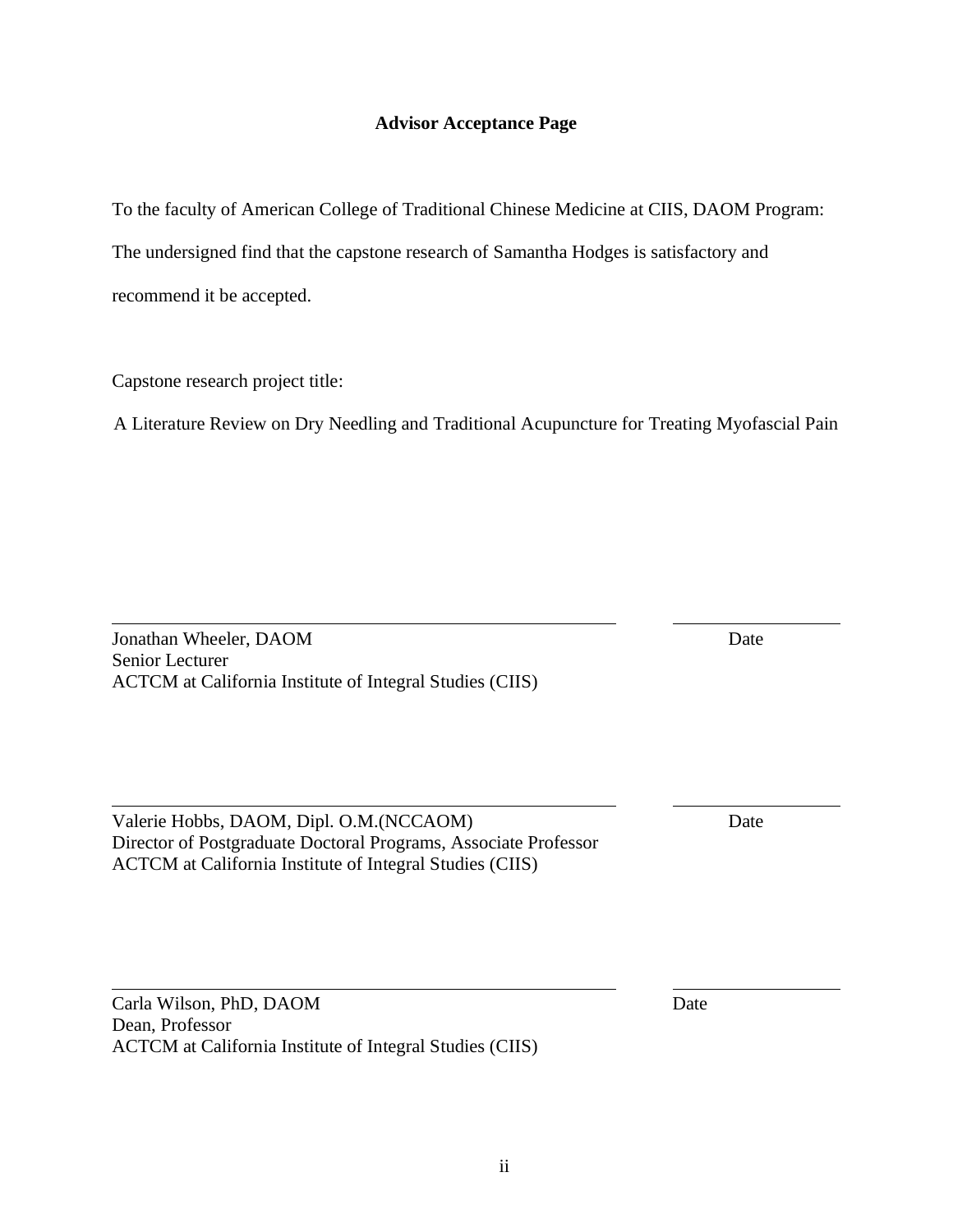**Advisor Acceptance Page**

To the faculty of American College of Traditional Chinese Medicine at CIIS, DAOM Program:

The undersigned find that the capstone research of Samantha Hodges is satisfactory and recommend it be accepted.

Capstone research project title:

A Literature Review on Dry Needling and Traditional Acupuncture for Treating Myofascial Pain

_______________________________________________ _______________

Jonathan Wheeler, DAOM Date
Senior Lecturer
ACTCM at California Institute of Integral Studies (CIIS)

_______________________________________________ _______________

Valerie Hobbs, DAOM, Dipl. O.M.(NCCAOM) Date
Director of Postgraduate Doctoral Programs, Associate Professor
ACTCM at California Institute of Integral Studies (CIIS)

_______________________________________________ _______________

Carla Wilson, PhD, DAOM Date
Dean, Professor
ACTCM at California Institute of Integral Studies (CIIS)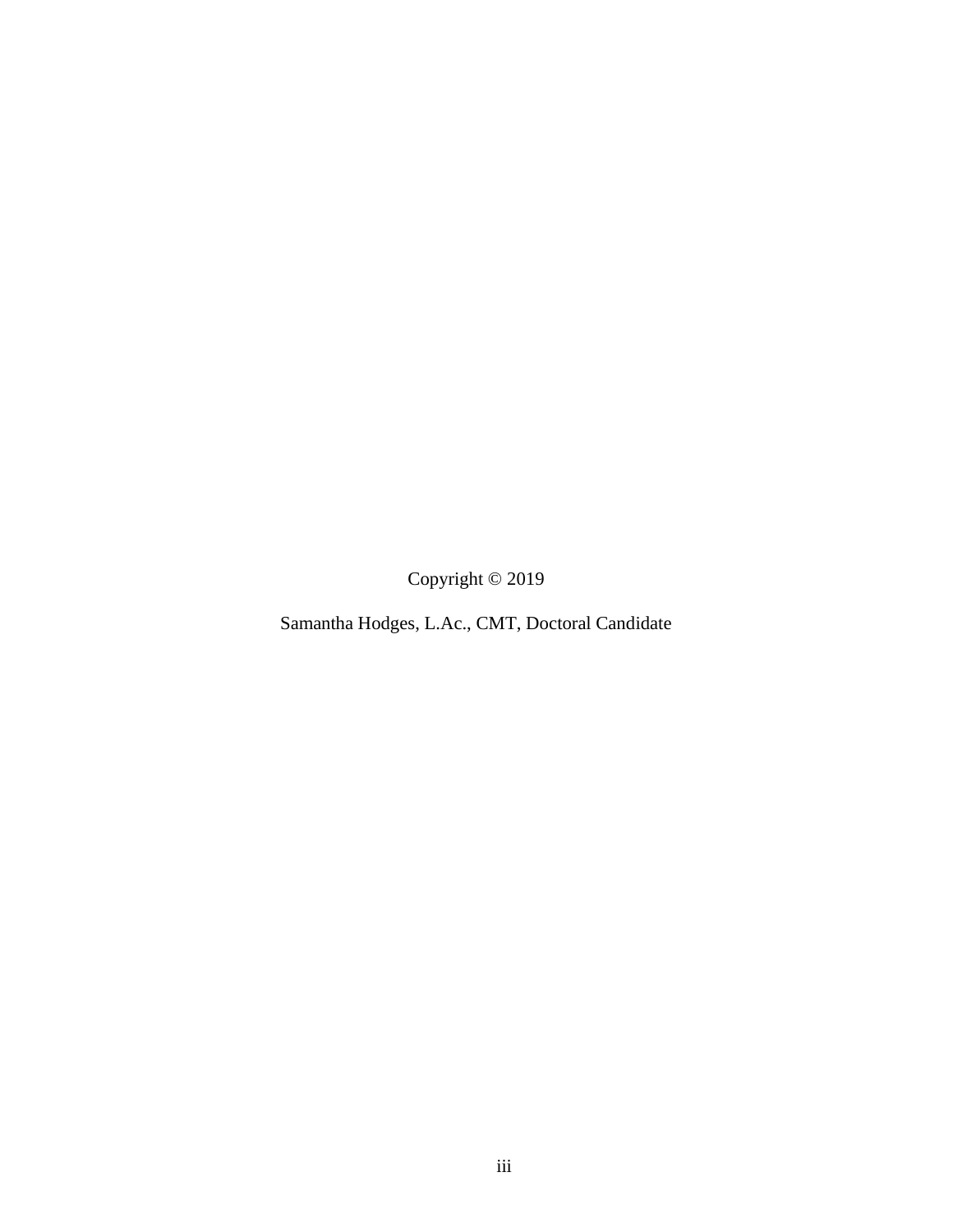Copyright © 2019

Samantha Hodges, L.Ac., CMT, Doctoral Candidate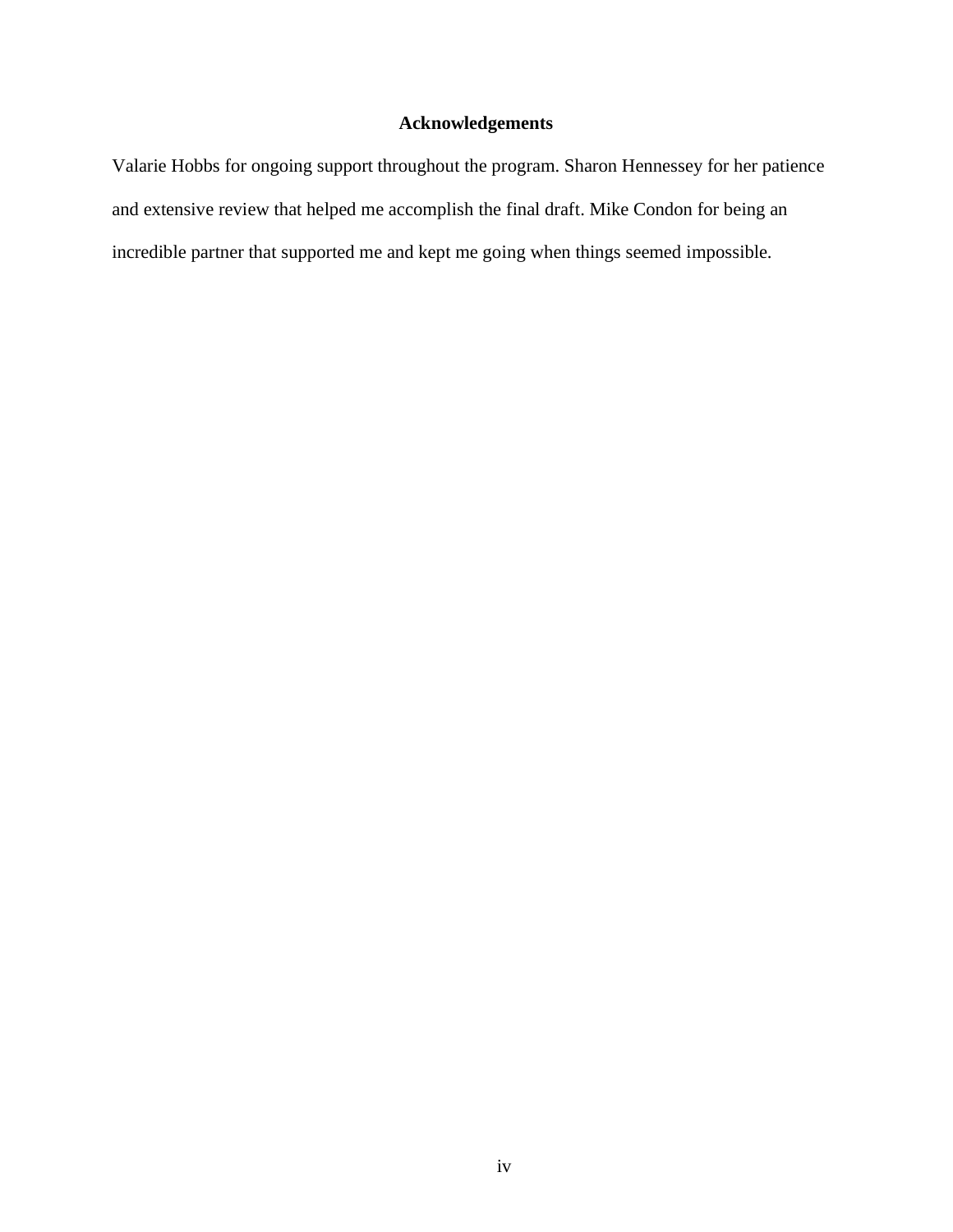## Acknowledgements

Valarie Hobbs for ongoing support throughout the program. Sharon Hennessey for her patience and extensive review that helped me accomplish the final draft. Mike Condon for being an incredible partner that supported me and kept me going when things seemed impossible.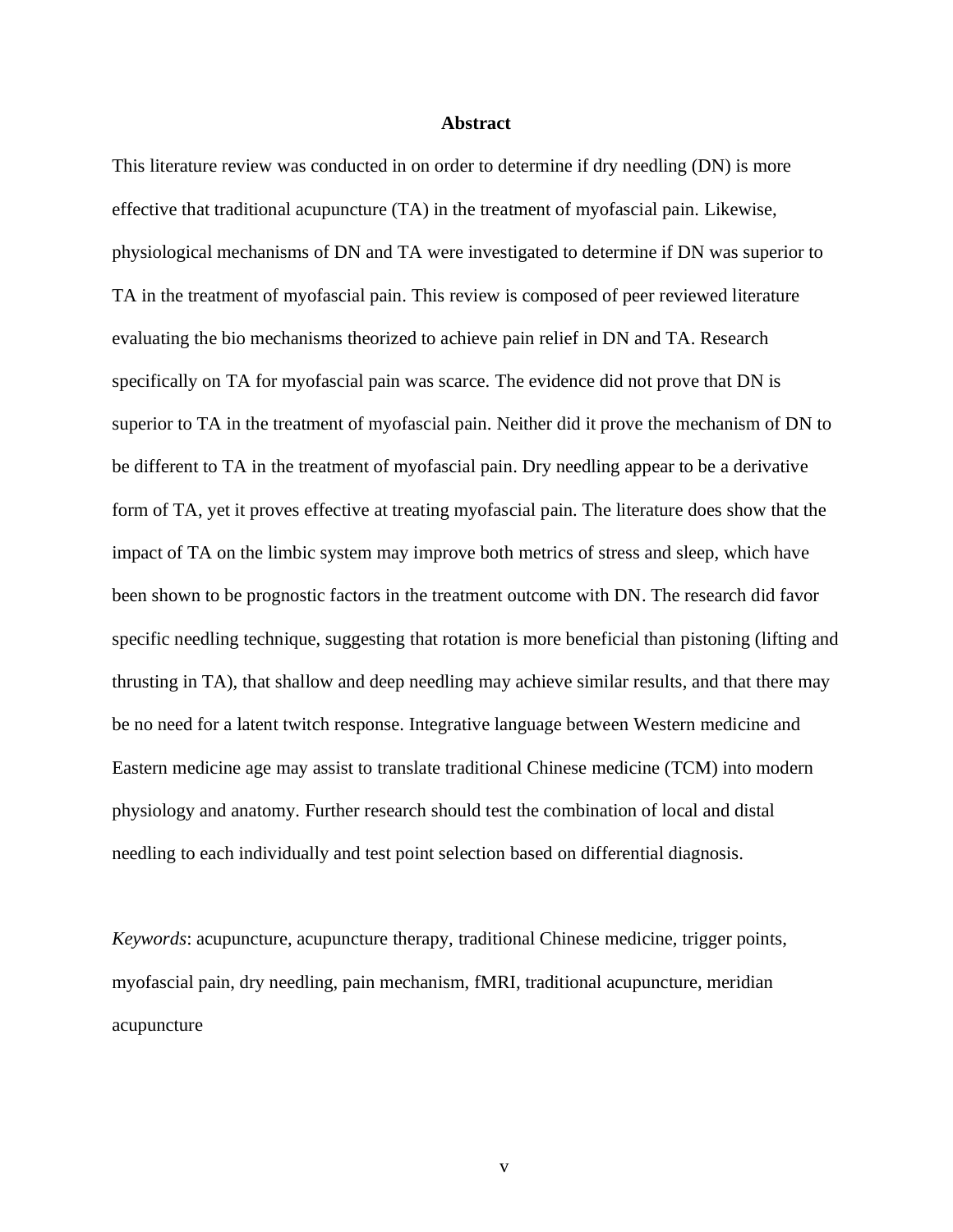# Abstract

This literature review was conducted in on order to determine if dry needling (DN) is more effective that traditional acupuncture (TA) in the treatment of myofascial pain. Likewise, physiological mechanisms of DN and TA were investigated to determine if DN was superior to TA in the treatment of myofascial pain. This review is composed of peer reviewed literature evaluating the bio mechanisms theorized to achieve pain relief in DN and TA. Research specifically on TA for myofascial pain was scarce. The evidence did not prove that DN is superior to TA in the treatment of myofascial pain. Neither did it prove the mechanism of DN to be different to TA in the treatment of myofascial pain. Dry needling appear to be a derivative form of TA, yet it proves effective at treating myofascial pain. The literature does show that the impact of TA on the limbic system may improve both metrics of stress and sleep, which have been shown to be prognostic factors in the treatment outcome with DN. The research did favor specific needling technique, suggesting that rotation is more beneficial than pistoning (lifting and thrusting in TA), that shallow and deep needling may achieve similar results, and that there may be no need for a latent twitch response. Integrative language between Western medicine and Eastern medicine age may assist to translate traditional Chinese medicine (TCM) into modern physiology and anatomy. Further research should test the combination of local and distal needling to each individually and test point selection based on differential diagnosis.

*Keywords*: acupuncture, acupuncture therapy, traditional Chinese medicine, trigger points, myofascial pain, dry needling, pain mechanism, fMRI, traditional acupuncture, meridian acupuncture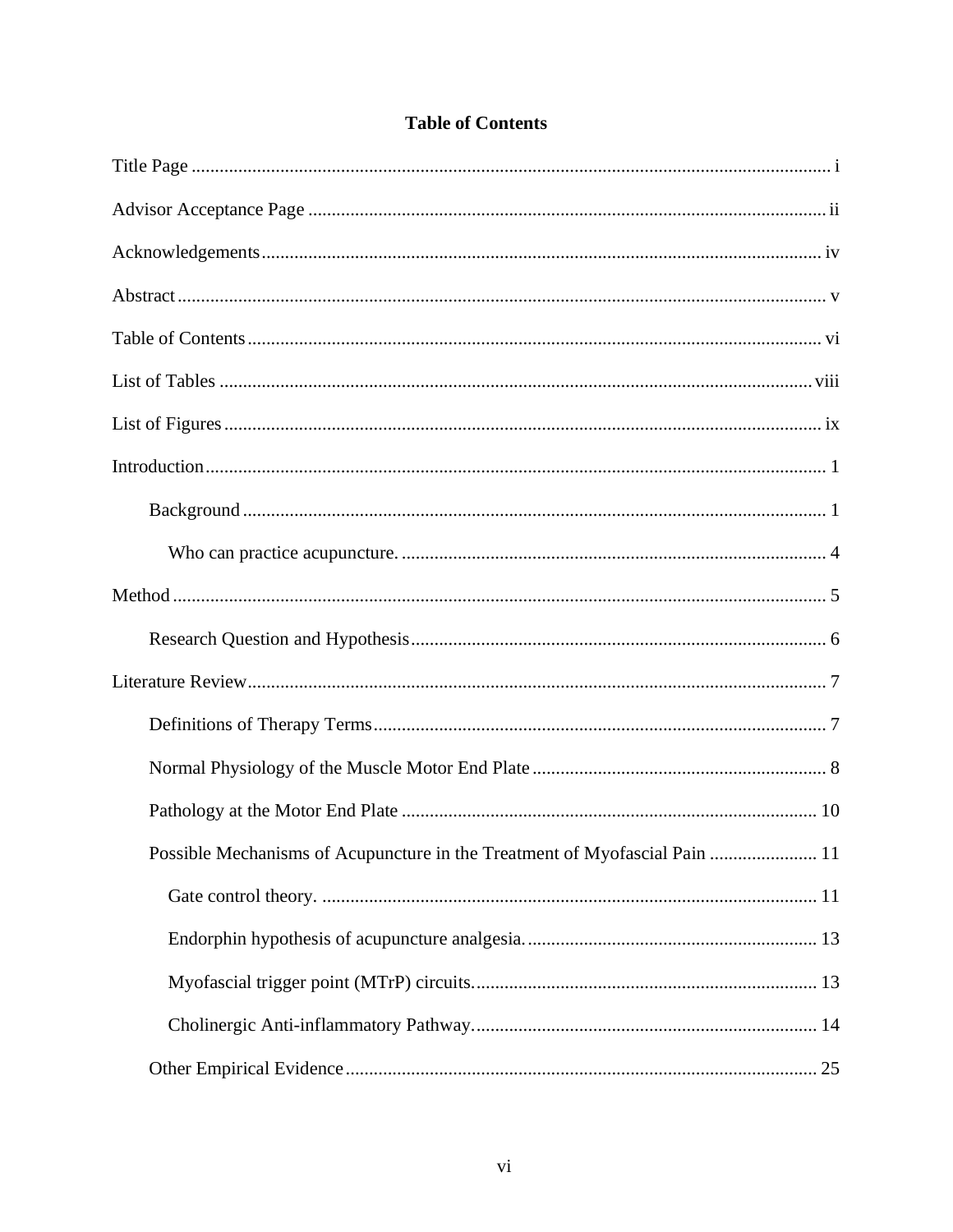# Table of Contents

Title Page ........................................................................................................................ i

Advisor Acceptance Page ............................................................................................... ii

Acknowledgements ........................................................................................................ iv

Abstract ........................................................................................................................... v

Table of Contents ........................................................................................................... vi

List of Tables ............................................................................................................... viii

List of Figures ................................................................................................................ ix

Introduction ..................................................................................................................... 1

  Background ................................................................................................................. 1

    Who can practice acupuncture. ............................................................................... 4

Method ............................................................................................................................ 5

  Research Question and Hypothesis ............................................................................ 6

Literature Review ............................................................................................................ 7

  Definitions of Therapy Terms ..................................................................................... 7

  Normal Physiology of the Muscle Motor End Plate ................................................... 8

  Pathology at the Motor End Plate ............................................................................. 10

  Possible Mechanisms of Acupuncture in the Treatment of Myofascial Pain ............ 11

    Gate control theory. ............................................................................................... 11

    Endorphin hypothesis of acupuncture analgesia. .................................................. 13

    Myofascial trigger point (MTrP) circuits. ............................................................. 13

    Cholinergic Anti-inflammatory Pathway. ............................................................. 14

  Other Empirical Evidence ......................................................................................... 25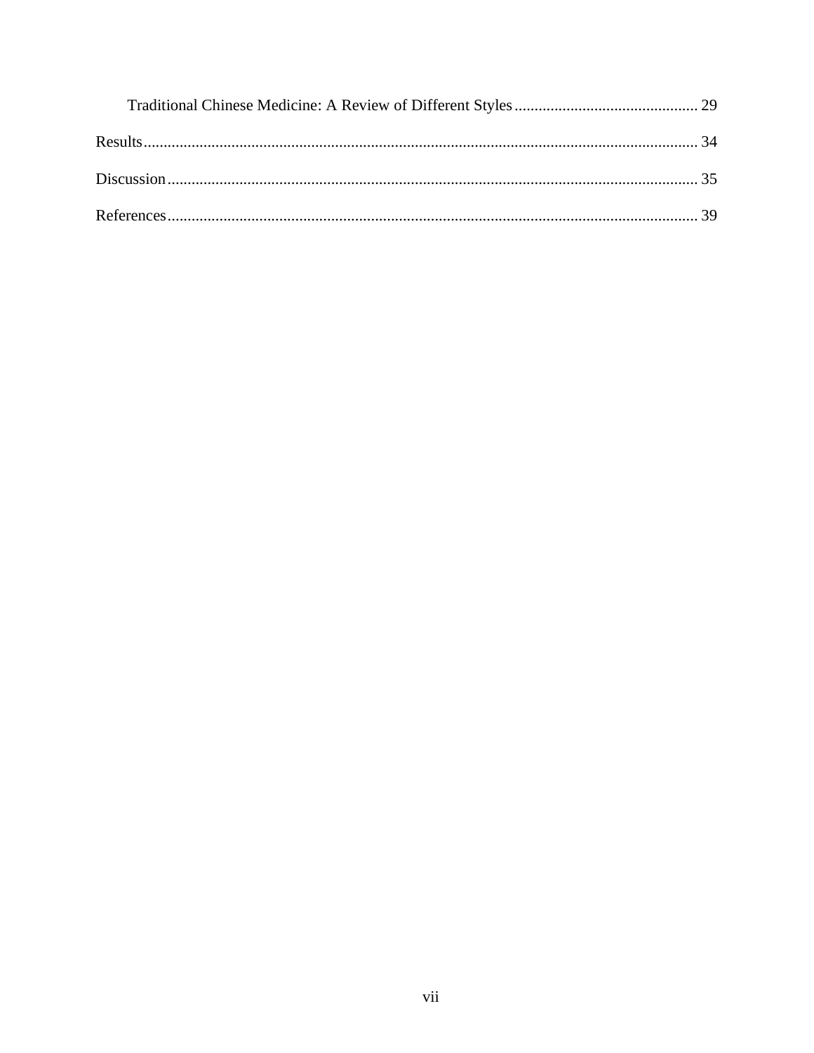Traditional Chinese Medicine: A Review of Different Styles ............................................. 29

Results ......................................................................................................................... 34

Discussion ................................................................................................................... 35

References ................................................................................................................... 39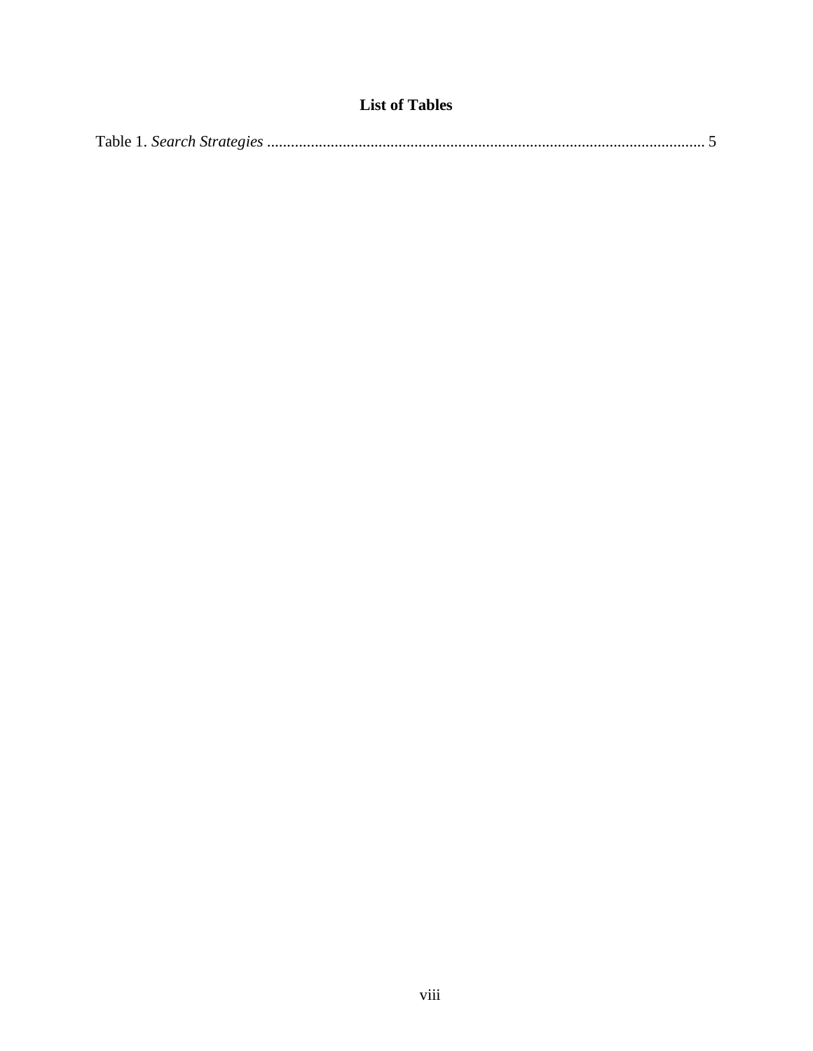# List of Tables

Table 1. *Search Strategies* ............................................................................................................ 5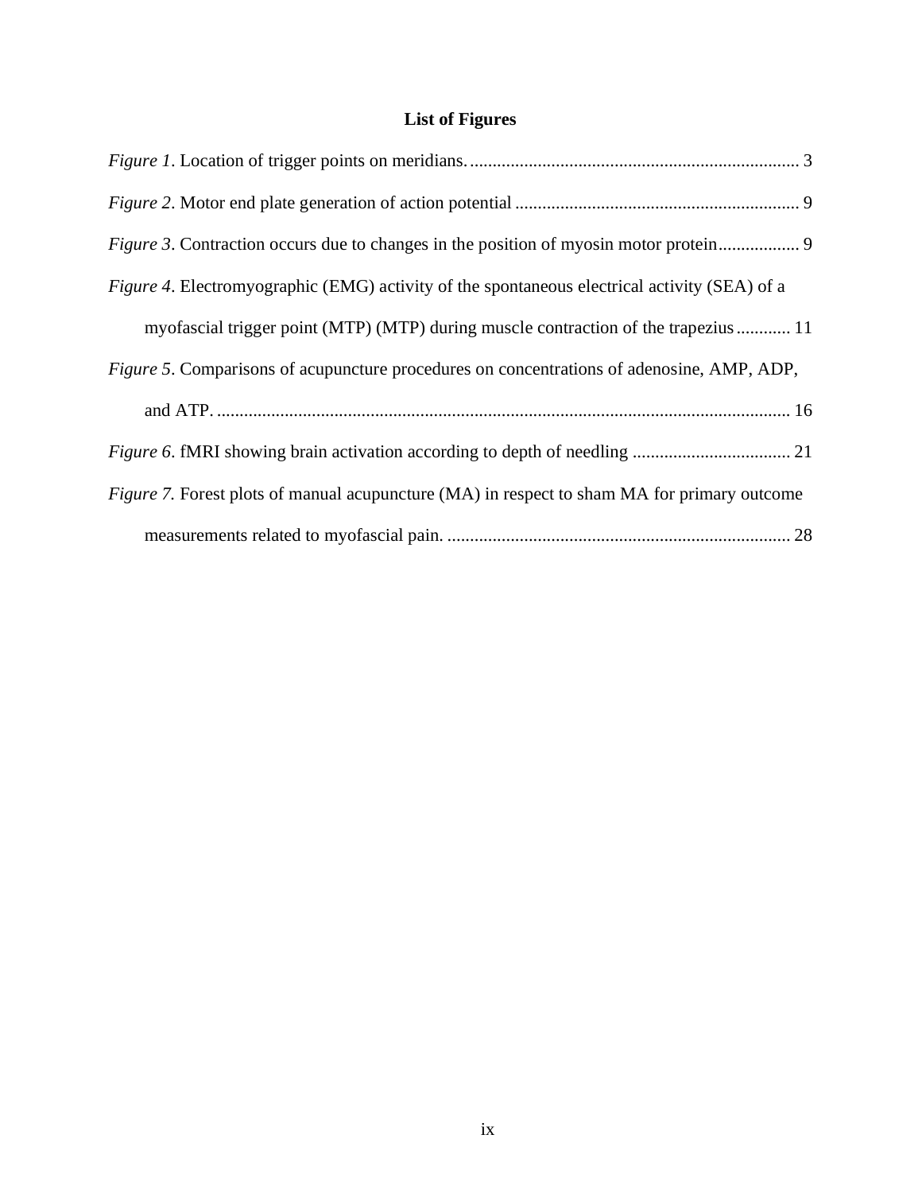# List of Figures

*Figure 1*. Location of trigger points on meridians. ........................................................................ 3

*Figure 2*. Motor end plate generation of action potential .............................................................. 9

*Figure 3*. Contraction occurs due to changes in the position of myosin motor protein.................. 9

*Figure 4*. Electromyographic (EMG) activity of the spontaneous electrical activity (SEA) of a myofascial trigger point (MTP) (MTP) during muscle contraction of the trapezius ............ 11

*Figure 5*. Comparisons of acupuncture procedures on concentrations of adenosine, AMP, ADP, and ATP. .............................................................................................................................. 16

*Figure 6*. fMRI showing brain activation according to depth of needling ................................... 21

*Figure 7.* Forest plots of manual acupuncture (MA) in respect to sham MA for primary outcome measurements related to myofascial pain. ............................................................................ 28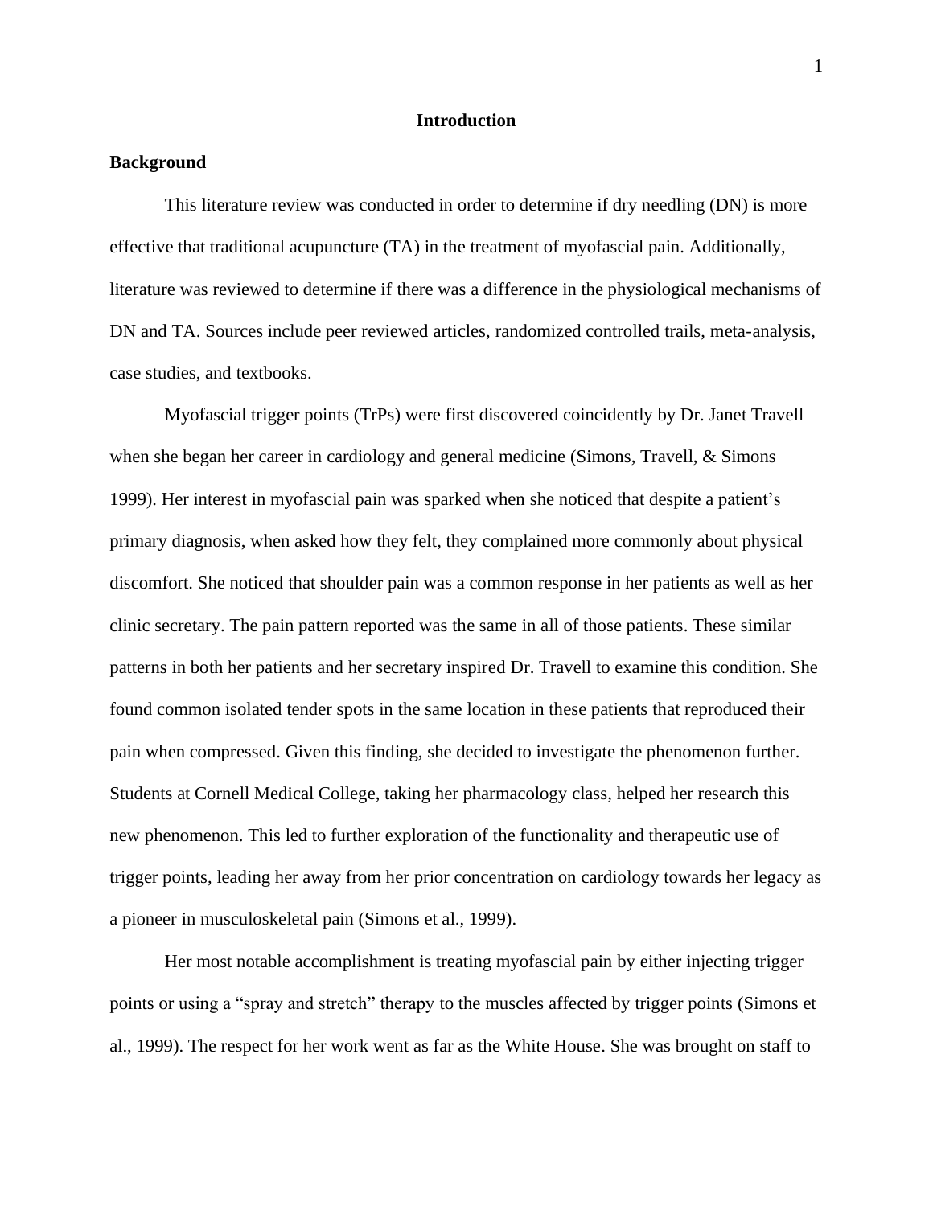# Introduction

## Background

This literature review was conducted in order to determine if dry needling (DN) is more effective that traditional acupuncture (TA) in the treatment of myofascial pain. Additionally, literature was reviewed to determine if there was a difference in the physiological mechanisms of DN and TA. Sources include peer reviewed articles, randomized controlled trails, meta-analysis, case studies, and textbooks.

Myofascial trigger points (TrPs) were first discovered coincidently by Dr. Janet Travell when she began her career in cardiology and general medicine (Simons, Travell, & Simons 1999). Her interest in myofascial pain was sparked when she noticed that despite a patient's primary diagnosis, when asked how they felt, they complained more commonly about physical discomfort. She noticed that shoulder pain was a common response in her patients as well as her clinic secretary. The pain pattern reported was the same in all of those patients. These similar patterns in both her patients and her secretary inspired Dr. Travell to examine this condition. She found common isolated tender spots in the same location in these patients that reproduced their pain when compressed. Given this finding, she decided to investigate the phenomenon further. Students at Cornell Medical College, taking her pharmacology class, helped her research this new phenomenon. This led to further exploration of the functionality and therapeutic use of trigger points, leading her away from her prior concentration on cardiology towards her legacy as a pioneer in musculoskeletal pain (Simons et al., 1999).

Her most notable accomplishment is treating myofascial pain by either injecting trigger points or using a "spray and stretch" therapy to the muscles affected by trigger points (Simons et al., 1999). The respect for her work went as far as the White House. She was brought on staff to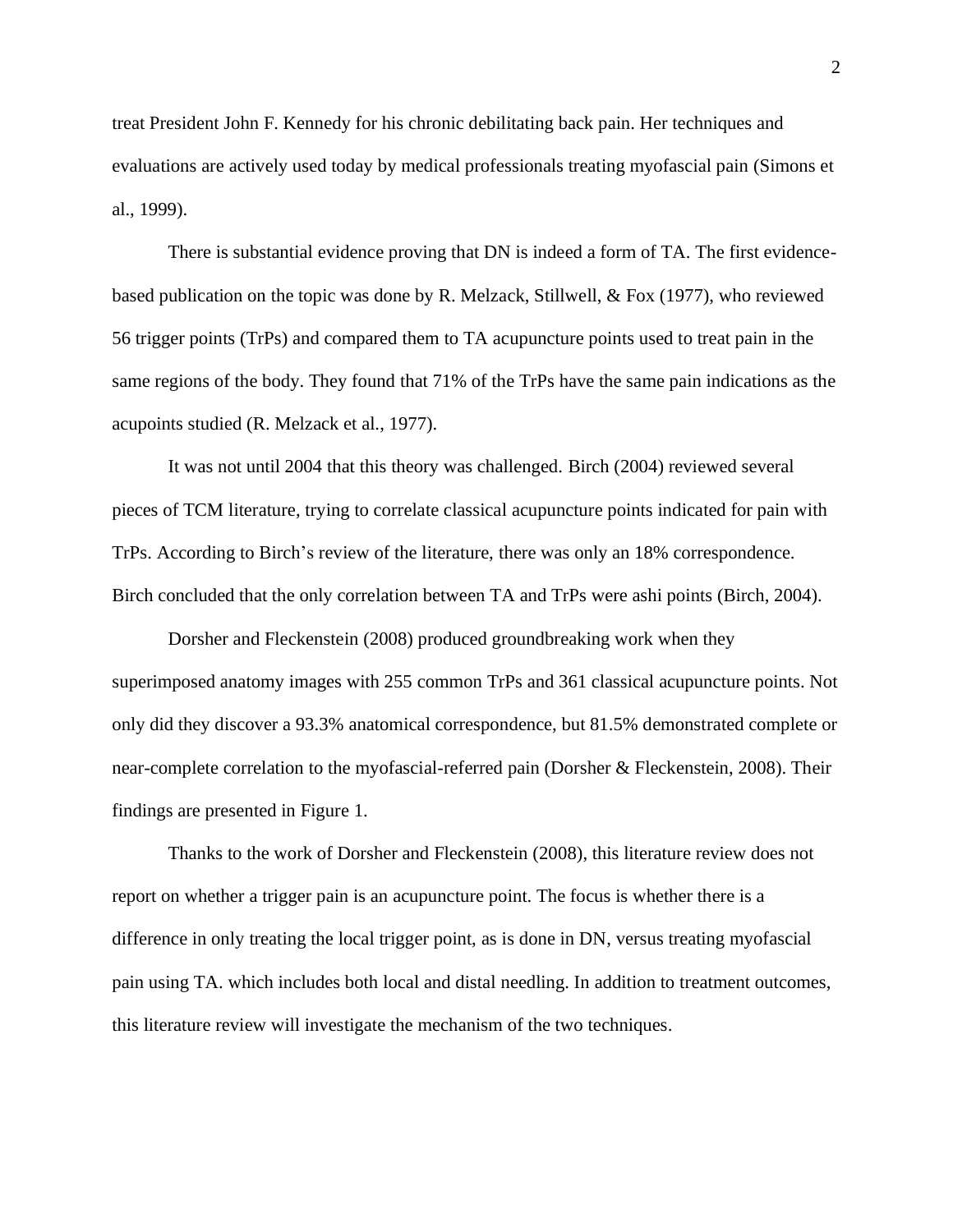treat President John F. Kennedy for his chronic debilitating back pain. Her techniques and evaluations are actively used today by medical professionals treating myofascial pain (Simons et al., 1999).

There is substantial evidence proving that DN is indeed a form of TA. The first evidence-based publication on the topic was done by R. Melzack, Stillwell, & Fox (1977), who reviewed 56 trigger points (TrPs) and compared them to TA acupuncture points used to treat pain in the same regions of the body. They found that 71% of the TrPs have the same pain indications as the acupoints studied (R. Melzack et al., 1977).

It was not until 2004 that this theory was challenged. Birch (2004) reviewed several pieces of TCM literature, trying to correlate classical acupuncture points indicated for pain with TrPs. According to Birch's review of the literature, there was only an 18% correspondence. Birch concluded that the only correlation between TA and TrPs were ashi points (Birch, 2004).

Dorsher and Fleckenstein (2008) produced groundbreaking work when they superimposed anatomy images with 255 common TrPs and 361 classical acupuncture points. Not only did they discover a 93.3% anatomical correspondence, but 81.5% demonstrated complete or near-complete correlation to the myofascial-referred pain (Dorsher & Fleckenstein, 2008). Their findings are presented in Figure 1.

Thanks to the work of Dorsher and Fleckenstein (2008), this literature review does not report on whether a trigger pain is an acupuncture point. The focus is whether there is a difference in only treating the local trigger point, as is done in DN, versus treating myofascial pain using TA. which includes both local and distal needling. In addition to treatment outcomes, this literature review will investigate the mechanism of the two techniques.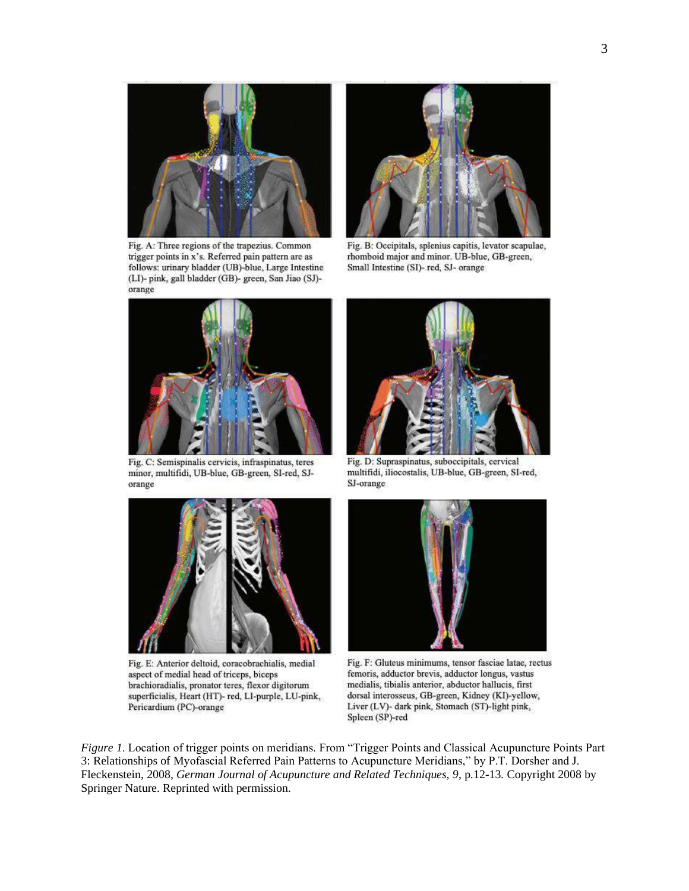Fig. A: Three regions of the trapezius. Common trigger points in x's. Referred pain pattern are as follows: urinary bladder (UB)-blue, Large Intestine (LI)- pink, gall bladder (GB)- green, San Jiao (SJ)- orange

Fig. B: Occipitals, splenius capitis, levator scapulae, rhomboid major and minor. UB-blue, GB-green, Small Intestine (SI)- red, SJ- orange

Fig. C: Semispinalis cervicis, infraspinatus, teres minor, multifidi, UB-blue, GB-green, SI-red, SJ-orange

Fig. D: Supraspinatus, suboccipitals, cervical multifidi, iliocostalis, UB-blue, GB-green, SI-red, SJ-orange

Fig. E: Anterior deltoid, coracobrachialis, medial aspect of medial head of triceps, biceps brachioradialis, pronator teres, flexor digitorum superficialis, Heart (HT)- red, LI-purple, LU-pink, Pericardium (PC)-orange

Fig. F: Gluteus minimums, tensor fasciae latae, rectus femoris, adductor brevis, adductor longus, vastus medialis, tibialis anterior, abductor hallucis, first dorsal interosseus, GB-green, Kidney (KI)-yellow, Liver (LV)- dark pink, Stomach (ST)-light pink, Spleen (SP)-red

*Figure 1.* Location of trigger points on meridians. From "Trigger Points and Classical Acupuncture Points Part 3: Relationships of Myofascial Referred Pain Patterns to Acupuncture Meridians," by P.T. Dorsher and J. Fleckenstein, 2008, *German Journal of Acupuncture and Related Techniques, 9*, p.12-13*.* Copyright 2008 by Springer Nature. Reprinted with permission.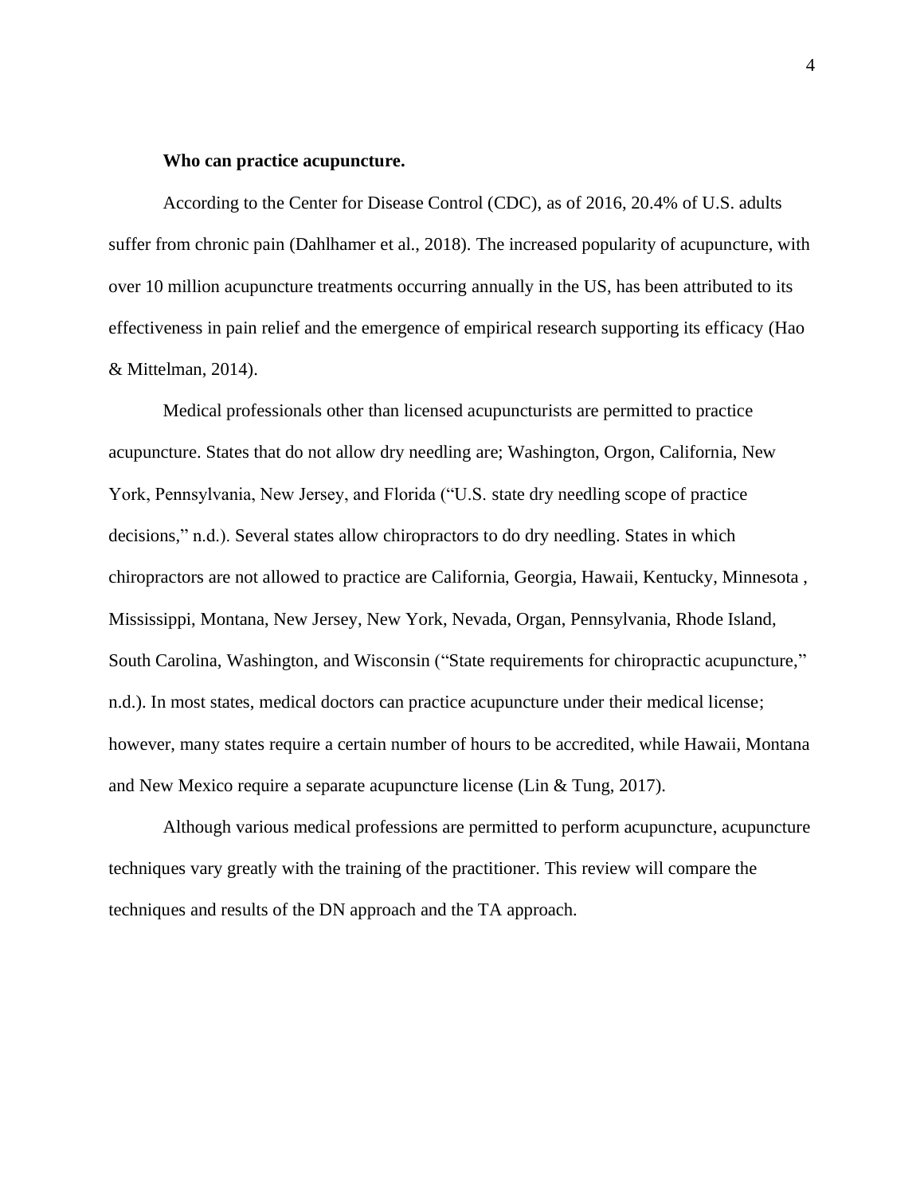**Who can practice acupuncture.**

According to the Center for Disease Control (CDC), as of 2016, 20.4% of U.S. adults suffer from chronic pain (Dahlhamer et al., 2018). The increased popularity of acupuncture, with over 10 million acupuncture treatments occurring annually in the US, has been attributed to its effectiveness in pain relief and the emergence of empirical research supporting its efficacy (Hao & Mittelman, 2014).

Medical professionals other than licensed acupuncturists are permitted to practice acupuncture. States that do not allow dry needling are; Washington, Orgon, California, New York, Pennsylvania, New Jersey, and Florida ("U.S. state dry needling scope of practice decisions," n.d.). Several states allow chiropractors to do dry needling. States in which chiropractors are not allowed to practice are California, Georgia, Hawaii, Kentucky, Minnesota , Mississippi, Montana, New Jersey, New York, Nevada, Organ, Pennsylvania, Rhode Island, South Carolina, Washington, and Wisconsin ("State requirements for chiropractic acupuncture," n.d.). In most states, medical doctors can practice acupuncture under their medical license; however, many states require a certain number of hours to be accredited, while Hawaii, Montana and New Mexico require a separate acupuncture license (Lin & Tung, 2017).

Although various medical professions are permitted to perform acupuncture, acupuncture techniques vary greatly with the training of the practitioner. This review will compare the techniques and results of the DN approach and the TA approach.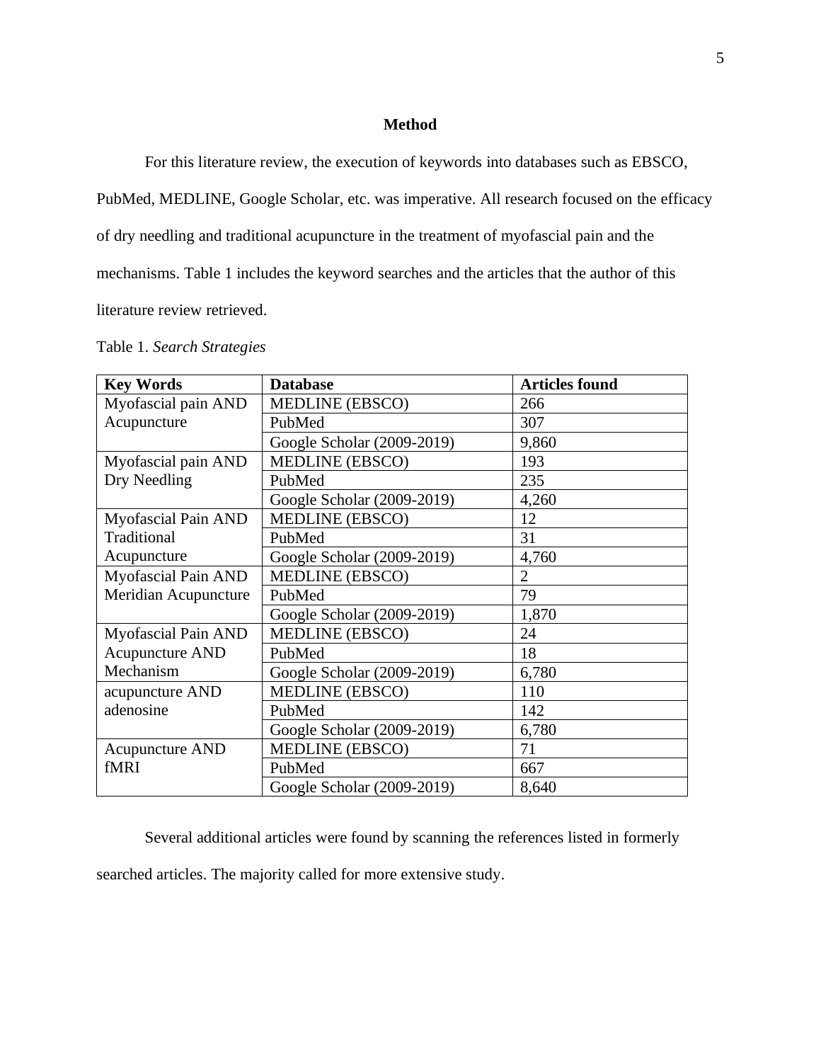## Method

For this literature review, the execution of keywords into databases such as EBSCO, PubMed, MEDLINE, Google Scholar, etc. was imperative. All research focused on the efficacy of dry needling and traditional acupuncture in the treatment of myofascial pain and the mechanisms. Table 1 includes the keyword searches and the articles that the author of this literature review retrieved.

Table 1. *Search Strategies*

| Key Words | Database | Articles found |
|---|---|---|
| Myofascial pain AND Acupuncture | MEDLINE (EBSCO) | 266 |
| | PubMed | 307 |
| | Google Scholar (2009-2019) | 9,860 |
| Myofascial pain AND Dry Needling | MEDLINE (EBSCO) | 193 |
| | PubMed | 235 |
| | Google Scholar (2009-2019) | 4,260 |
| Myofascial Pain AND Traditional Acupuncture | MEDLINE (EBSCO) | 12 |
| | PubMed | 31 |
| | Google Scholar (2009-2019) | 4,760 |
| Myofascial Pain AND Meridian Acupuncture | MEDLINE (EBSCO) | 2 |
| | PubMed | 79 |
| | Google Scholar (2009-2019) | 1,870 |
| Myofascial Pain AND Acupuncture AND Mechanism | MEDLINE (EBSCO) | 24 |
| | PubMed | 18 |
| | Google Scholar (2009-2019) | 6,780 |
| acupuncture AND adenosine | MEDLINE (EBSCO) | 110 |
| | PubMed | 142 |
| | Google Scholar (2009-2019) | 6,780 |
| Acupuncture AND fMRI | MEDLINE (EBSCO) | 71 |
| | PubMed | 667 |
| | Google Scholar (2009-2019) | 8,640 |

Several additional articles were found by scanning the references listed in formerly searched articles. The majority called for more extensive study.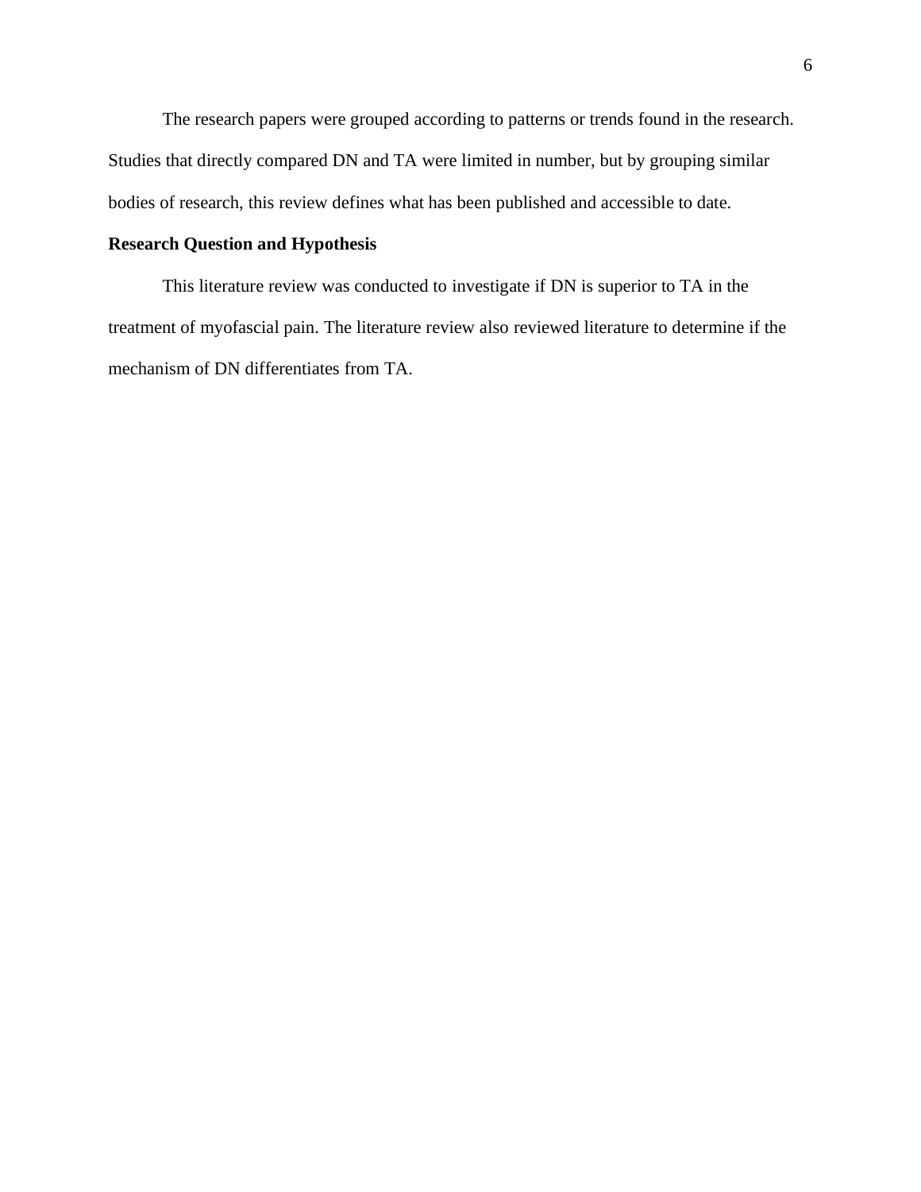The research papers were grouped according to patterns or trends found in the research. Studies that directly compared DN and TA were limited in number, but by grouping similar bodies of research, this review defines what has been published and accessible to date.

**Research Question and Hypothesis**

This literature review was conducted to investigate if DN is superior to TA in the treatment of myofascial pain. The literature review also reviewed literature to determine if the mechanism of DN differentiates from TA.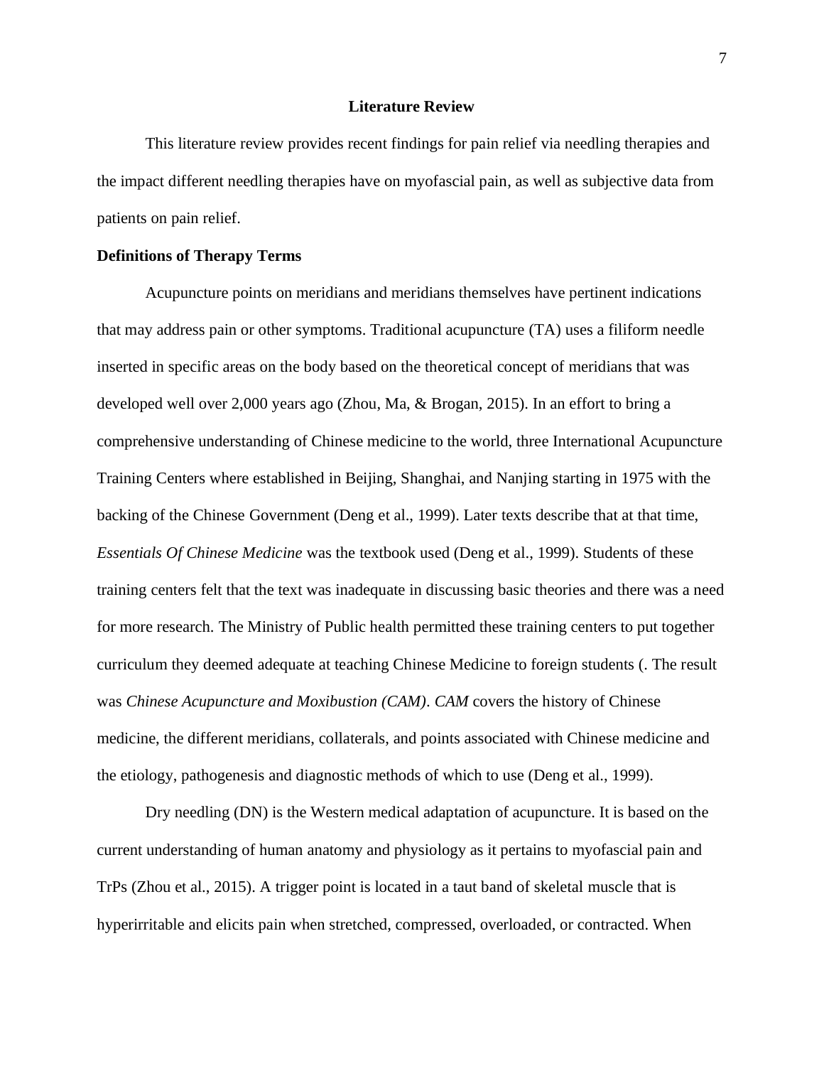## Literature Review

This literature review provides recent findings for pain relief via needling therapies and the impact different needling therapies have on myofascial pain, as well as subjective data from patients on pain relief.

### Definitions of Therapy Terms

Acupuncture points on meridians and meridians themselves have pertinent indications that may address pain or other symptoms. Traditional acupuncture (TA) uses a filiform needle inserted in specific areas on the body based on the theoretical concept of meridians that was developed well over 2,000 years ago (Zhou, Ma, & Brogan, 2015). In an effort to bring a comprehensive understanding of Chinese medicine to the world, three International Acupuncture Training Centers where established in Beijing, Shanghai, and Nanjing starting in 1975 with the backing of the Chinese Government (Deng et al., 1999). Later texts describe that at that time, *Essentials Of Chinese Medicine* was the textbook used (Deng et al., 1999). Students of these training centers felt that the text was inadequate in discussing basic theories and there was a need for more research. The Ministry of Public health permitted these training centers to put together curriculum they deemed adequate at teaching Chinese Medicine to foreign students (. The result was *Chinese Acupuncture and Moxibustion (CAM)*. *CAM* covers the history of Chinese medicine, the different meridians, collaterals, and points associated with Chinese medicine and the etiology, pathogenesis and diagnostic methods of which to use (Deng et al., 1999).

Dry needling (DN) is the Western medical adaptation of acupuncture. It is based on the current understanding of human anatomy and physiology as it pertains to myofascial pain and TrPs (Zhou et al., 2015). A trigger point is located in a taut band of skeletal muscle that is hyperirritable and elicits pain when stretched, compressed, overloaded, or contracted. When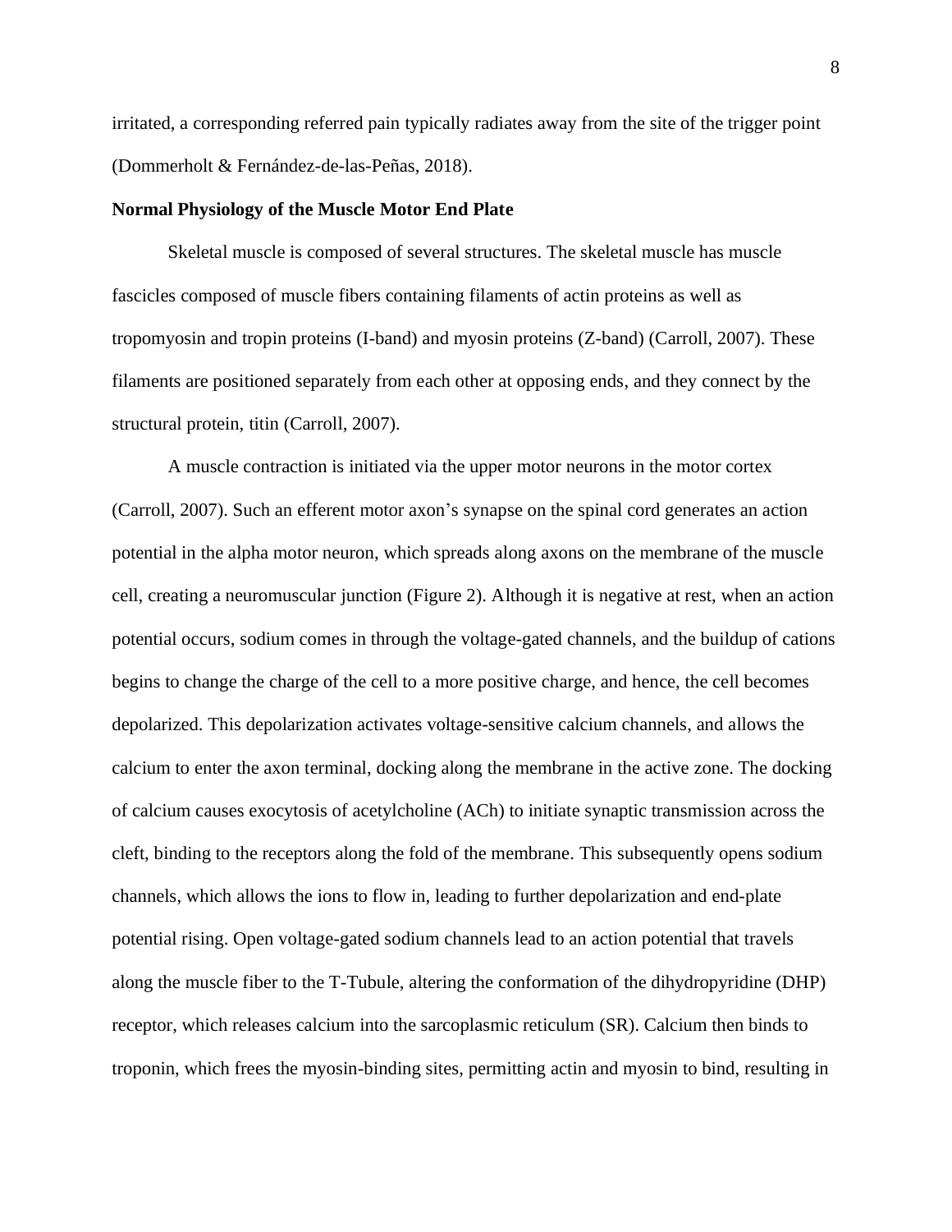irritated, a corresponding referred pain typically radiates away from the site of the trigger point (Dommerholt & Fernández-de-las-Peñas, 2018).

**Normal Physiology of the Muscle Motor End Plate**

Skeletal muscle is composed of several structures. The skeletal muscle has muscle fascicles composed of muscle fibers containing filaments of actin proteins as well as tropomyosin and tropin proteins (I-band) and myosin proteins (Z-band) (Carroll, 2007). These filaments are positioned separately from each other at opposing ends, and they connect by the structural protein, titin (Carroll, 2007).

A muscle contraction is initiated via the upper motor neurons in the motor cortex (Carroll, 2007). Such an efferent motor axon's synapse on the spinal cord generates an action potential in the alpha motor neuron, which spreads along axons on the membrane of the muscle cell, creating a neuromuscular junction (Figure 2). Although it is negative at rest, when an action potential occurs, sodium comes in through the voltage-gated channels, and the buildup of cations begins to change the charge of the cell to a more positive charge, and hence, the cell becomes depolarized. This depolarization activates voltage-sensitive calcium channels, and allows the calcium to enter the axon terminal, docking along the membrane in the active zone. The docking of calcium causes exocytosis of acetylcholine (ACh) to initiate synaptic transmission across the cleft, binding to the receptors along the fold of the membrane. This subsequently opens sodium channels, which allows the ions to flow in, leading to further depolarization and end-plate potential rising. Open voltage-gated sodium channels lead to an action potential that travels along the muscle fiber to the T-Tubule, altering the conformation of the dihydropyridine (DHP) receptor, which releases calcium into the sarcoplasmic reticulum (SR). Calcium then binds to troponin, which frees the myosin-binding sites, permitting actin and myosin to bind, resulting in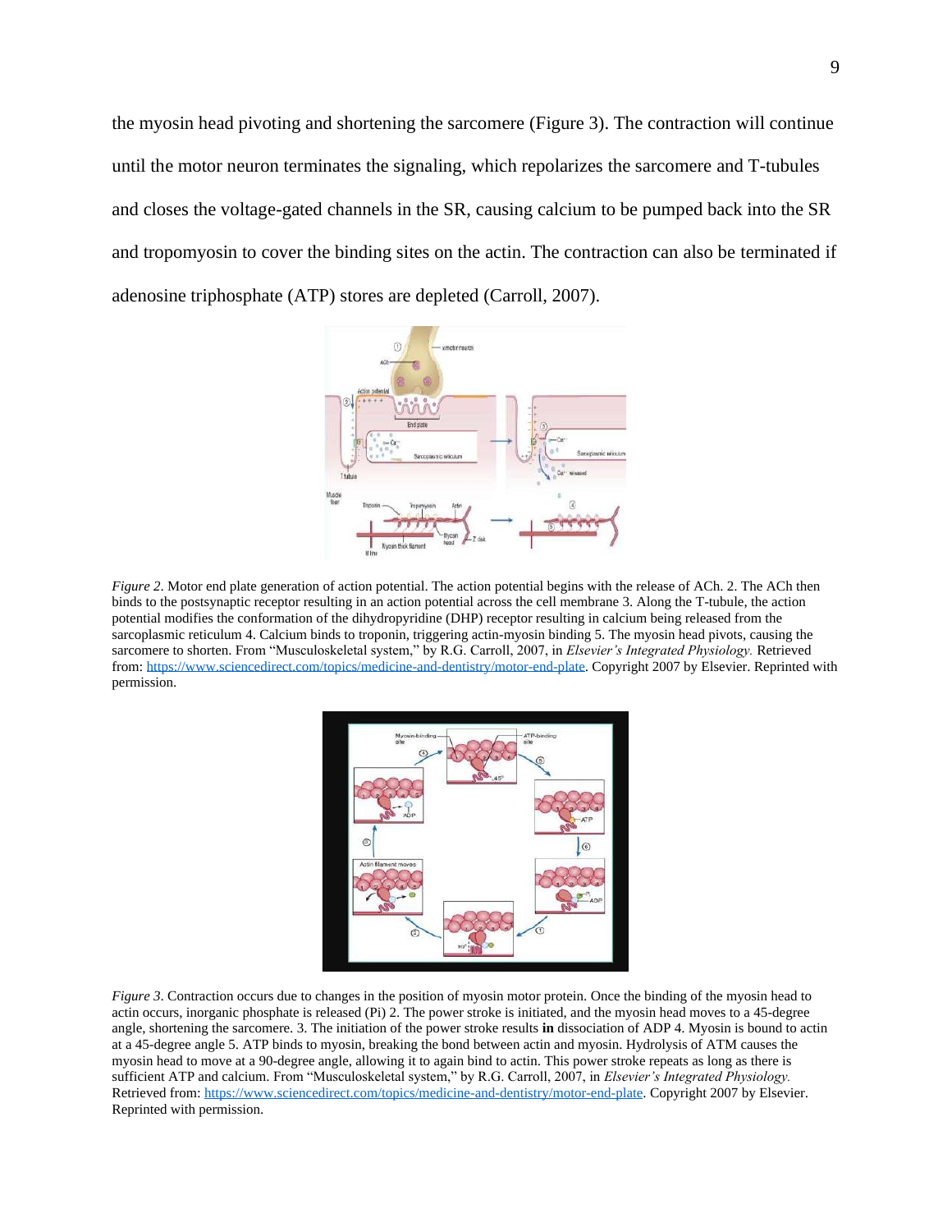the myosin head pivoting and shortening the sarcomere (Figure 3). The contraction will continue until the motor neuron terminates the signaling, which repolarizes the sarcomere and T-tubules and closes the voltage-gated channels in the SR, causing calcium to be pumped back into the SR and tropomyosin to cover the binding sites on the actin. The contraction can also be terminated if adenosine triphosphate (ATP) stores are depleted (Carroll, 2007).

*Figure 2*. Motor end plate generation of action potential. The action potential begins with the release of ACh. 2. The ACh then binds to the postsynaptic receptor resulting in an action potential across the cell membrane 3. Along the T-tubule, the action potential modifies the conformation of the dihydropyridine (DHP) receptor resulting in calcium being released from the sarcoplasmic reticulum 4. Calcium binds to troponin, triggering actin-myosin binding 5. The myosin head pivots, causing the sarcomere to shorten. From "Musculoskeletal system," by R.G. Carroll, 2007, in *Elsevier's Integrated Physiology.* Retrieved from: https://www.sciencedirect.com/topics/medicine-and-dentistry/motor-end-plate. Copyright 2007 by Elsevier. Reprinted with permission.

*Figure 3*. Contraction occurs due to changes in the position of myosin motor protein. Once the binding of the myosin head to actin occurs, inorganic phosphate is released (Pi) 2. The power stroke is initiated, and the myosin head moves to a 45-degree angle, shortening the sarcomere. 3. The initiation of the power stroke results **in** dissociation of ADP 4. Myosin is bound to actin at a 45-degree angle 5. ATP binds to myosin, breaking the bond between actin and myosin. Hydrolysis of ATM causes the myosin head to move at a 90-degree angle, allowing it to again bind to actin. This power stroke repeats as long as there is sufficient ATP and calcium. From "Musculoskeletal system," by R.G. Carroll, 2007, in *Elsevier's Integrated Physiology.* Retrieved from: https://www.sciencedirect.com/topics/medicine-and-dentistry/motor-end-plate. Copyright 2007 by Elsevier. Reprinted with permission.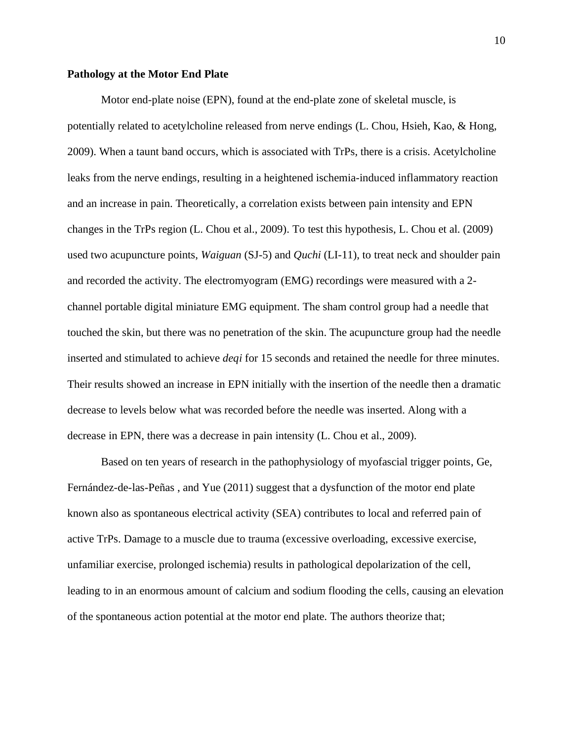**Pathology at the Motor End Plate**

Motor end-plate noise (EPN), found at the end-plate zone of skeletal muscle, is potentially related to acetylcholine released from nerve endings (L. Chou, Hsieh, Kao, & Hong, 2009). When a taunt band occurs, which is associated with TrPs, there is a crisis. Acetylcholine leaks from the nerve endings, resulting in a heightened ischemia-induced inflammatory reaction and an increase in pain. Theoretically, a correlation exists between pain intensity and EPN changes in the TrPs region (L. Chou et al., 2009). To test this hypothesis, L. Chou et al. (2009) used two acupuncture points, *Waiguan* (SJ-5) and *Quchi* (LI-11), to treat neck and shoulder pain and recorded the activity. The electromyogram (EMG) recordings were measured with a 2-channel portable digital miniature EMG equipment. The sham control group had a needle that touched the skin, but there was no penetration of the skin. The acupuncture group had the needle inserted and stimulated to achieve *deqi* for 15 seconds and retained the needle for three minutes. Their results showed an increase in EPN initially with the insertion of the needle then a dramatic decrease to levels below what was recorded before the needle was inserted. Along with a decrease in EPN, there was a decrease in pain intensity (L. Chou et al., 2009).

Based on ten years of research in the pathophysiology of myofascial trigger points, Ge, Fernández-de-las-Peñas , and Yue (2011) suggest that a dysfunction of the motor end plate known also as spontaneous electrical activity (SEA) contributes to local and referred pain of active TrPs. Damage to a muscle due to trauma (excessive overloading, excessive exercise, unfamiliar exercise, prolonged ischemia) results in pathological depolarization of the cell, leading to in an enormous amount of calcium and sodium flooding the cells, causing an elevation of the spontaneous action potential at the motor end plate. The authors theorize that;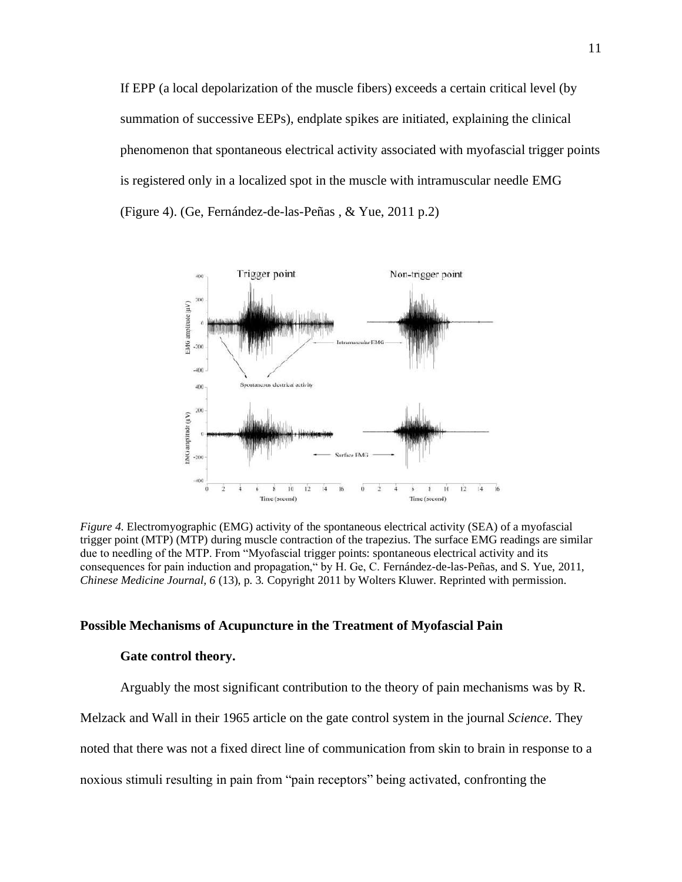If EPP (a local depolarization of the muscle fibers) exceeds a certain critical level (by summation of successive EEPs), endplate spikes are initiated, explaining the clinical phenomenon that spontaneous electrical activity associated with myofascial trigger points is registered only in a localized spot in the muscle with intramuscular needle EMG (Figure 4). (Ge, Fernández-de-las-Peñas , & Yue, 2011 p.2)

*Figure 4.* Electromyographic (EMG) activity of the spontaneous electrical activity (SEA) of a myofascial trigger point (MTP) (MTP) during muscle contraction of the trapezius. The surface EMG readings are similar due to needling of the MTP. From "Myofascial trigger points: spontaneous electrical activity and its consequences for pain induction and propagation," by H. Ge, C. Fernández-de-las-Peñas, and S. Yue, 2011, *Chinese Medicine Journal*, *6* (13), p. 3. Copyright 2011 by Wolters Kluwer. Reprinted with permission.

## Possible Mechanisms of Acupuncture in the Treatment of Myofascial Pain

### Gate control theory.

Arguably the most significant contribution to the theory of pain mechanisms was by R. Melzack and Wall in their 1965 article on the gate control system in the journal *Science*. They noted that there was not a fixed direct line of communication from skin to brain in response to a noxious stimuli resulting in pain from "pain receptors" being activated, confronting the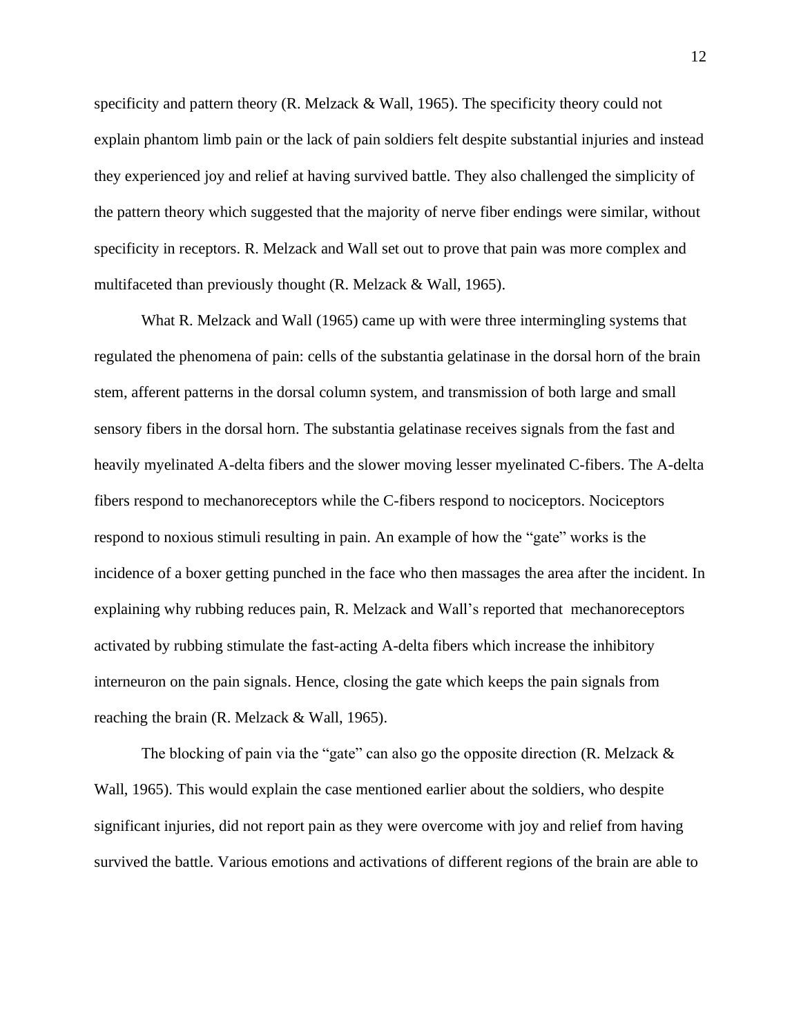specificity and pattern theory (R. Melzack & Wall, 1965). The specificity theory could not explain phantom limb pain or the lack of pain soldiers felt despite substantial injuries and instead they experienced joy and relief at having survived battle. They also challenged the simplicity of the pattern theory which suggested that the majority of nerve fiber endings were similar, without specificity in receptors. R. Melzack and Wall set out to prove that pain was more complex and multifaceted than previously thought (R. Melzack & Wall, 1965).

What R. Melzack and Wall (1965) came up with were three intermingling systems that regulated the phenomena of pain: cells of the substantia gelatinase in the dorsal horn of the brain stem, afferent patterns in the dorsal column system, and transmission of both large and small sensory fibers in the dorsal horn. The substantia gelatinase receives signals from the fast and heavily myelinated A-delta fibers and the slower moving lesser myelinated C-fibers. The A-delta fibers respond to mechanoreceptors while the C-fibers respond to nociceptors. Nociceptors respond to noxious stimuli resulting in pain. An example of how the "gate" works is the incidence of a boxer getting punched in the face who then massages the area after the incident. In explaining why rubbing reduces pain, R. Melzack and Wall's reported that mechanoreceptors activated by rubbing stimulate the fast-acting A-delta fibers which increase the inhibitory interneuron on the pain signals. Hence, closing the gate which keeps the pain signals from reaching the brain (R. Melzack & Wall, 1965).

The blocking of pain via the "gate" can also go the opposite direction (R. Melzack & Wall, 1965). This would explain the case mentioned earlier about the soldiers, who despite significant injuries, did not report pain as they were overcome with joy and relief from having survived the battle. Various emotions and activations of different regions of the brain are able to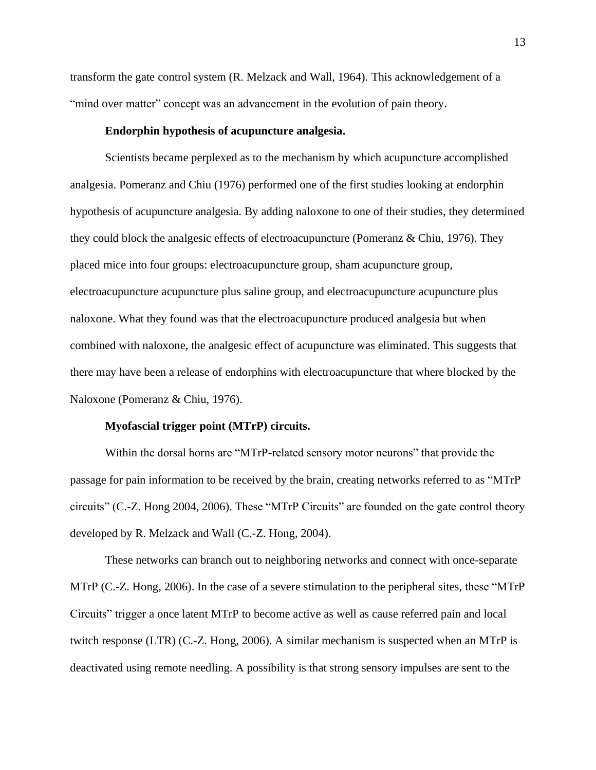transform the gate control system (R. Melzack and Wall, 1964). This acknowledgement of a "mind over matter" concept was an advancement in the evolution of pain theory.

**Endorphin hypothesis of acupuncture analgesia.**

Scientists became perplexed as to the mechanism by which acupuncture accomplished analgesia. Pomeranz and Chiu (1976) performed one of the first studies looking at endorphin hypothesis of acupuncture analgesia. By adding naloxone to one of their studies, they determined they could block the analgesic effects of electroacupuncture (Pomeranz & Chiu, 1976). They placed mice into four groups: electroacupuncture group, sham acupuncture group, electroacupuncture acupuncture plus saline group, and electroacupuncture acupuncture plus naloxone. What they found was that the electroacupuncture produced analgesia but when combined with naloxone, the analgesic effect of acupuncture was eliminated. This suggests that there may have been a release of endorphins with electroacupuncture that where blocked by the Naloxone (Pomeranz & Chiu, 1976).

**Myofascial trigger point (MTrP) circuits.**

Within the dorsal horns are "MTrP-related sensory motor neurons" that provide the passage for pain information to be received by the brain, creating networks referred to as "MTrP circuits" (C.-Z. Hong 2004, 2006). These "MTrP Circuits" are founded on the gate control theory developed by R. Melzack and Wall (C.-Z. Hong, 2004).

These networks can branch out to neighboring networks and connect with once-separate MTrP (C.-Z. Hong, 2006). In the case of a severe stimulation to the peripheral sites, these "MTrP Circuits" trigger a once latent MTrP to become active as well as cause referred pain and local twitch response (LTR) (C.-Z. Hong, 2006). A similar mechanism is suspected when an MTrP is deactivated using remote needling. A possibility is that strong sensory impulses are sent to the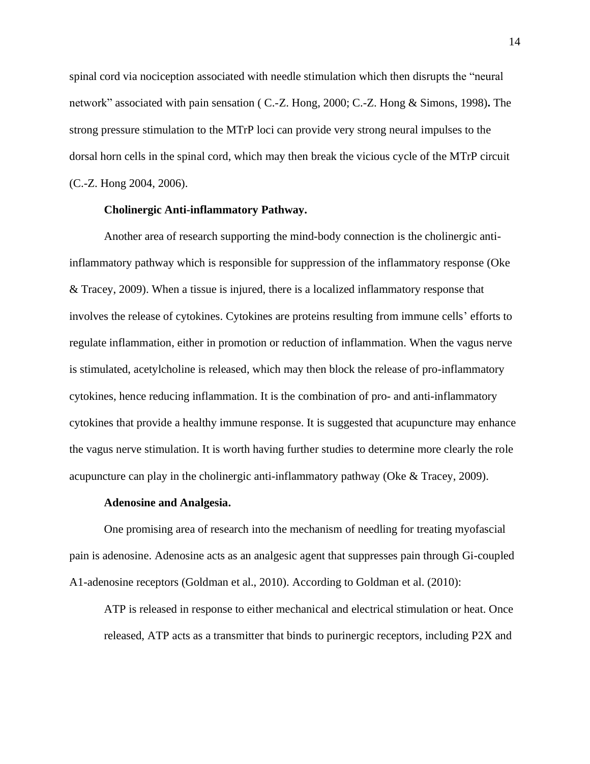spinal cord via nociception associated with needle stimulation which then disrupts the "neural network" associated with pain sensation ( C.-Z. Hong, 2000; C.-Z. Hong & Simons, 1998)**.** The strong pressure stimulation to the MTrP loci can provide very strong neural impulses to the dorsal horn cells in the spinal cord, which may then break the vicious cycle of the MTrP circuit (C.-Z. Hong 2004, 2006).

**Cholinergic Anti-inflammatory Pathway.**

Another area of research supporting the mind-body connection is the cholinergic anti-inflammatory pathway which is responsible for suppression of the inflammatory response (Oke & Tracey, 2009). When a tissue is injured, there is a localized inflammatory response that involves the release of cytokines. Cytokines are proteins resulting from immune cells' efforts to regulate inflammation, either in promotion or reduction of inflammation. When the vagus nerve is stimulated, acetylcholine is released, which may then block the release of pro-inflammatory cytokines, hence reducing inflammation. It is the combination of pro- and anti-inflammatory cytokines that provide a healthy immune response. It is suggested that acupuncture may enhance the vagus nerve stimulation. It is worth having further studies to determine more clearly the role acupuncture can play in the cholinergic anti-inflammatory pathway (Oke & Tracey, 2009).

**Adenosine and Analgesia.**

One promising area of research into the mechanism of needling for treating myofascial pain is adenosine. Adenosine acts as an analgesic agent that suppresses pain through Gi-coupled A1-adenosine receptors (Goldman et al., 2010). According to Goldman et al. (2010):

> ATP is released in response to either mechanical and electrical stimulation or heat. Once released, ATP acts as a transmitter that binds to purinergic receptors, including P2X and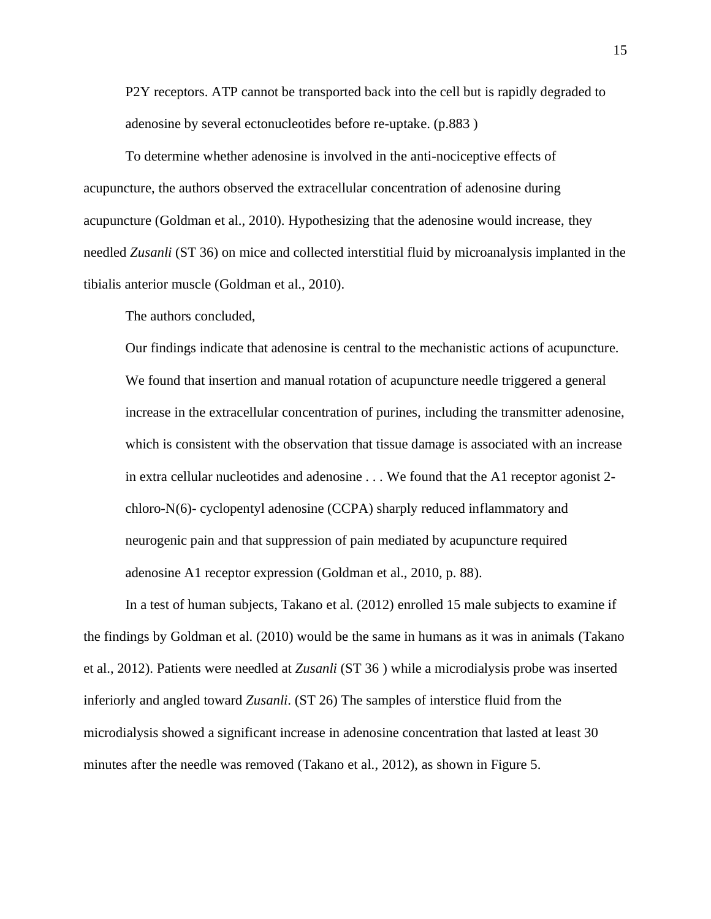> P2Y receptors. ATP cannot be transported back into the cell but is rapidly degraded to adenosine by several ectonucleotides before re-uptake. (p.883 )

To determine whether adenosine is involved in the anti-nociceptive effects of acupuncture, the authors observed the extracellular concentration of adenosine during acupuncture (Goldman et al., 2010). Hypothesizing that the adenosine would increase, they needled *Zusanli* (ST 36) on mice and collected interstitial fluid by microanalysis implanted in the tibialis anterior muscle (Goldman et al., 2010).

The authors concluded,

> Our findings indicate that adenosine is central to the mechanistic actions of acupuncture. We found that insertion and manual rotation of acupuncture needle triggered a general increase in the extracellular concentration of purines, including the transmitter adenosine, which is consistent with the observation that tissue damage is associated with an increase in extra cellular nucleotides and adenosine . . . We found that the A1 receptor agonist 2-chloro-N(6)- cyclopentyl adenosine (CCPA) sharply reduced inflammatory and neurogenic pain and that suppression of pain mediated by acupuncture required adenosine A1 receptor expression (Goldman et al., 2010, p. 88).

In a test of human subjects, Takano et al. (2012) enrolled 15 male subjects to examine if the findings by Goldman et al. (2010) would be the same in humans as it was in animals (Takano et al., 2012). Patients were needled at *Zusanli* (ST 36 ) while a microdialysis probe was inserted inferiorly and angled toward *Zusanli*. (ST 26) The samples of interstice fluid from the microdialysis showed a significant increase in adenosine concentration that lasted at least 30 minutes after the needle was removed (Takano et al., 2012), as shown in Figure 5.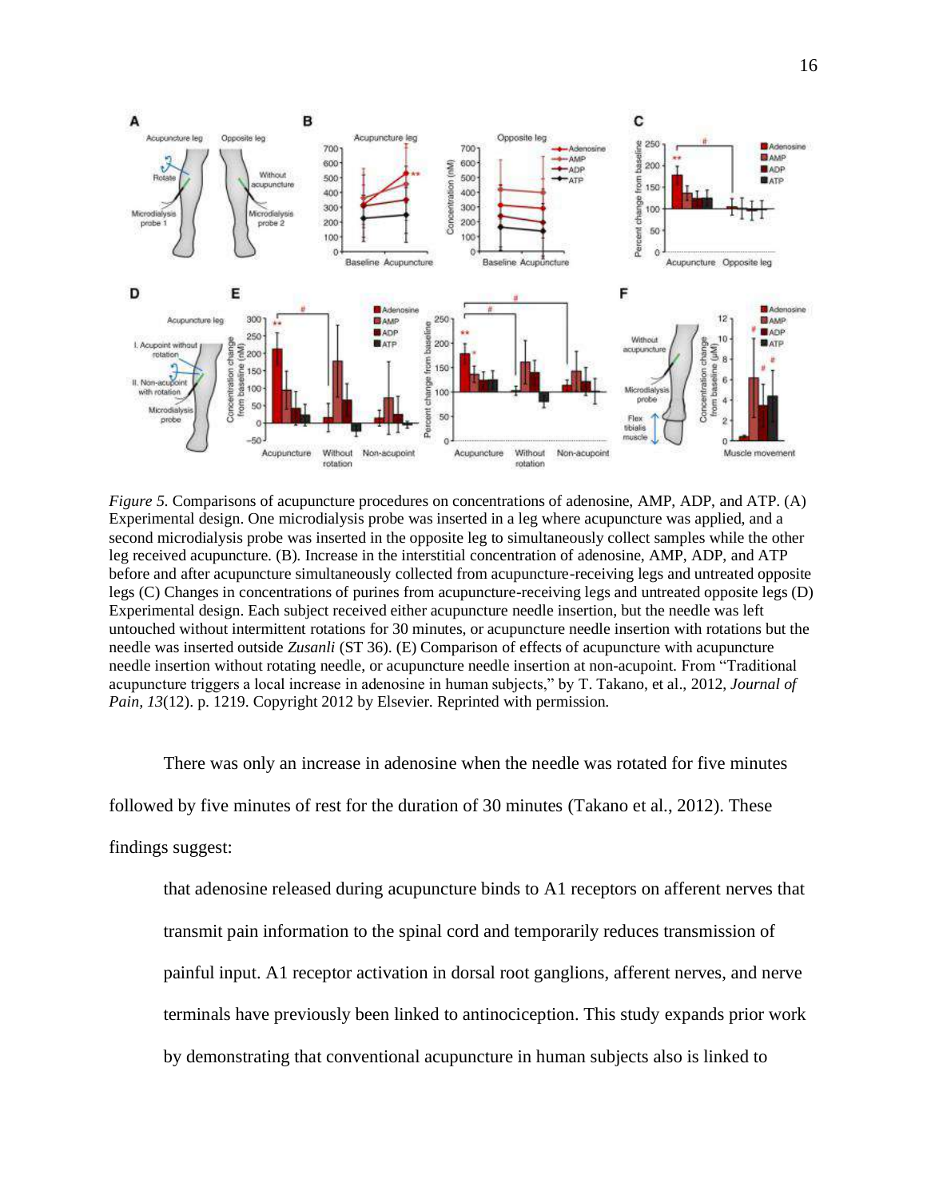*Figure 5.* Comparisons of acupuncture procedures on concentrations of adenosine, AMP, ADP, and ATP. (A) Experimental design. One microdialysis probe was inserted in a leg where acupuncture was applied, and a second microdialysis probe was inserted in the opposite leg to simultaneously collect samples while the other leg received acupuncture. (B). Increase in the interstitial concentration of adenosine, AMP, ADP, and ATP before and after acupuncture simultaneously collected from acupuncture-receiving legs and untreated opposite legs (C) Changes in concentrations of purines from acupuncture-receiving legs and untreated opposite legs (D) Experimental design. Each subject received either acupuncture needle insertion, but the needle was left untouched without intermittent rotations for 30 minutes, or acupuncture needle insertion with rotations but the needle was inserted outside *Zusanli* (ST 36). (E) Comparison of effects of acupuncture with acupuncture needle insertion without rotating needle, or acupuncture needle insertion at non-acupoint. From "Traditional acupuncture triggers a local increase in adenosine in human subjects," by T. Takano, et al., 2012, *Journal of Pain, 13*(12). p. 1219. Copyright 2012 by Elsevier. Reprinted with permission.

There was only an increase in adenosine when the needle was rotated for five minutes followed by five minutes of rest for the duration of 30 minutes (Takano et al., 2012). These findings suggest:

> that adenosine released during acupuncture binds to A1 receptors on afferent nerves that transmit pain information to the spinal cord and temporarily reduces transmission of painful input. A1 receptor activation in dorsal root ganglions, afferent nerves, and nerve terminals have previously been linked to antinociception. This study expands prior work by demonstrating that conventional acupuncture in human subjects also is linked to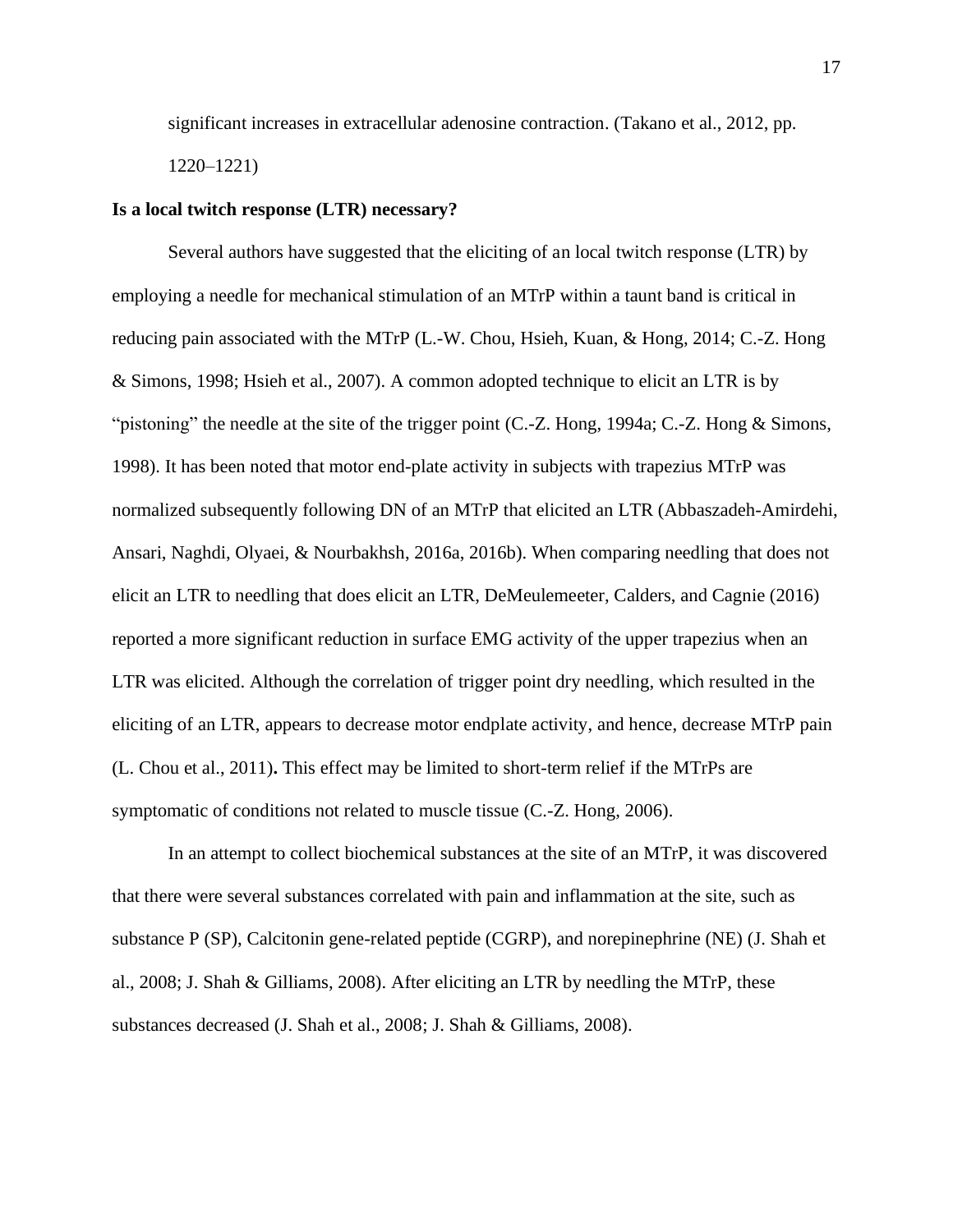significant increases in extracellular adenosine contraction. (Takano et al., 2012, pp. 1220–1221)

**Is a local twitch response (LTR) necessary?**

Several authors have suggested that the eliciting of an local twitch response (LTR) by employing a needle for mechanical stimulation of an MTrP within a taunt band is critical in reducing pain associated with the MTrP (L.-W. Chou, Hsieh, Kuan, & Hong, 2014; C.-Z. Hong & Simons, 1998; Hsieh et al., 2007). A common adopted technique to elicit an LTR is by "pistoning" the needle at the site of the trigger point (C.-Z. Hong, 1994a; C.-Z. Hong & Simons, 1998). It has been noted that motor end-plate activity in subjects with trapezius MTrP was normalized subsequently following DN of an MTrP that elicited an LTR (Abbaszadeh-Amirdehi, Ansari, Naghdi, Olyaei, & Nourbakhsh, 2016a, 2016b). When comparing needling that does not elicit an LTR to needling that does elicit an LTR, DeMeulemeeter, Calders, and Cagnie (2016) reported a more significant reduction in surface EMG activity of the upper trapezius when an LTR was elicited. Although the correlation of trigger point dry needling, which resulted in the eliciting of an LTR, appears to decrease motor endplate activity, and hence, decrease MTrP pain (L. Chou et al., 2011)**.** This effect may be limited to short-term relief if the MTrPs are symptomatic of conditions not related to muscle tissue (C.-Z. Hong, 2006).

In an attempt to collect biochemical substances at the site of an MTrP, it was discovered that there were several substances correlated with pain and inflammation at the site, such as substance P (SP), Calcitonin gene-related peptide (CGRP), and norepinephrine (NE) (J. Shah et al., 2008; J. Shah & Gilliams, 2008). After eliciting an LTR by needling the MTrP, these substances decreased (J. Shah et al., 2008; J. Shah & Gilliams, 2008).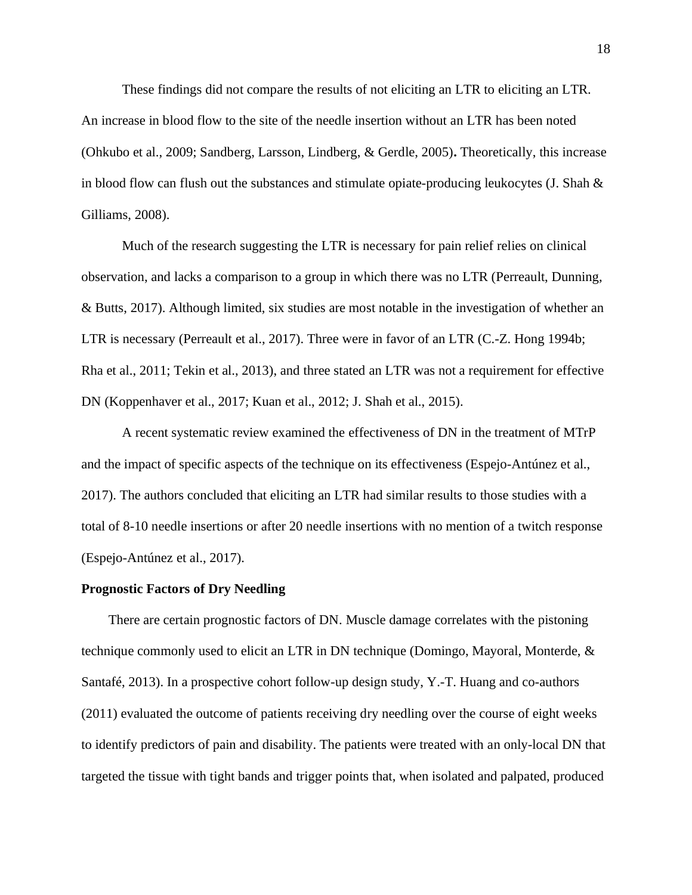These findings did not compare the results of not eliciting an LTR to eliciting an LTR. An increase in blood flow to the site of the needle insertion without an LTR has been noted (Ohkubo et al., 2009; Sandberg, Larsson, Lindberg, & Gerdle, 2005)**.** Theoretically, this increase in blood flow can flush out the substances and stimulate opiate-producing leukocytes (J. Shah & Gilliams, 2008).

Much of the research suggesting the LTR is necessary for pain relief relies on clinical observation, and lacks a comparison to a group in which there was no LTR (Perreault, Dunning, & Butts, 2017). Although limited, six studies are most notable in the investigation of whether an LTR is necessary (Perreault et al., 2017). Three were in favor of an LTR (C.-Z. Hong 1994b; Rha et al., 2011; Tekin et al., 2013), and three stated an LTR was not a requirement for effective DN (Koppenhaver et al., 2017; Kuan et al., 2012; J. Shah et al., 2015).

A recent systematic review examined the effectiveness of DN in the treatment of MTrP and the impact of specific aspects of the technique on its effectiveness (Espejo-Antúnez et al., 2017). The authors concluded that eliciting an LTR had similar results to those studies with a total of 8-10 needle insertions or after 20 needle insertions with no mention of a twitch response (Espejo-Antúnez et al., 2017).

**Prognostic Factors of Dry Needling**

There are certain prognostic factors of DN. Muscle damage correlates with the pistoning technique commonly used to elicit an LTR in DN technique (Domingo, Mayoral, Monterde, & Santafé, 2013). In a prospective cohort follow-up design study, Y.-T. Huang and co-authors (2011) evaluated the outcome of patients receiving dry needling over the course of eight weeks to identify predictors of pain and disability. The patients were treated with an only-local DN that targeted the tissue with tight bands and trigger points that, when isolated and palpated, produced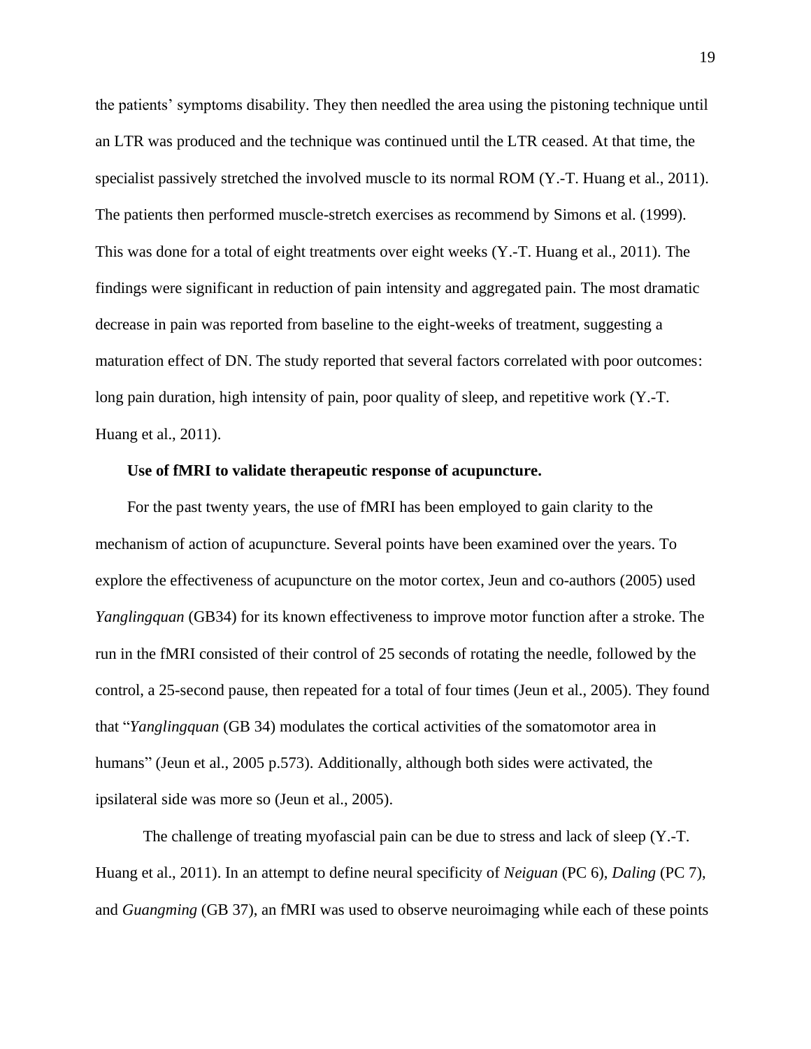the patients' symptoms disability. They then needled the area using the pistoning technique until an LTR was produced and the technique was continued until the LTR ceased. At that time, the specialist passively stretched the involved muscle to its normal ROM (Y.-T. Huang et al., 2011). The patients then performed muscle-stretch exercises as recommend by Simons et al. (1999). This was done for a total of eight treatments over eight weeks (Y.-T. Huang et al., 2011). The findings were significant in reduction of pain intensity and aggregated pain. The most dramatic decrease in pain was reported from baseline to the eight-weeks of treatment, suggesting a maturation effect of DN. The study reported that several factors correlated with poor outcomes: long pain duration, high intensity of pain, poor quality of sleep, and repetitive work (Y.-T. Huang et al., 2011).

**Use of fMRI to validate therapeutic response of acupuncture.**

For the past twenty years, the use of fMRI has been employed to gain clarity to the mechanism of action of acupuncture. Several points have been examined over the years. To explore the effectiveness of acupuncture on the motor cortex, Jeun and co-authors (2005) used *Yanglingquan* (GB34) for its known effectiveness to improve motor function after a stroke. The run in the fMRI consisted of their control of 25 seconds of rotating the needle, followed by the control, a 25-second pause, then repeated for a total of four times (Jeun et al., 2005). They found that "*Yanglingquan* (GB 34) modulates the cortical activities of the somatomotor area in humans" (Jeun et al., 2005 p.573). Additionally, although both sides were activated, the ipsilateral side was more so (Jeun et al., 2005).

The challenge of treating myofascial pain can be due to stress and lack of sleep (Y.-T. Huang et al., 2011). In an attempt to define neural specificity of *Neiguan* (PC 6), *Daling* (PC 7), and *Guangming* (GB 37), an fMRI was used to observe neuroimaging while each of these points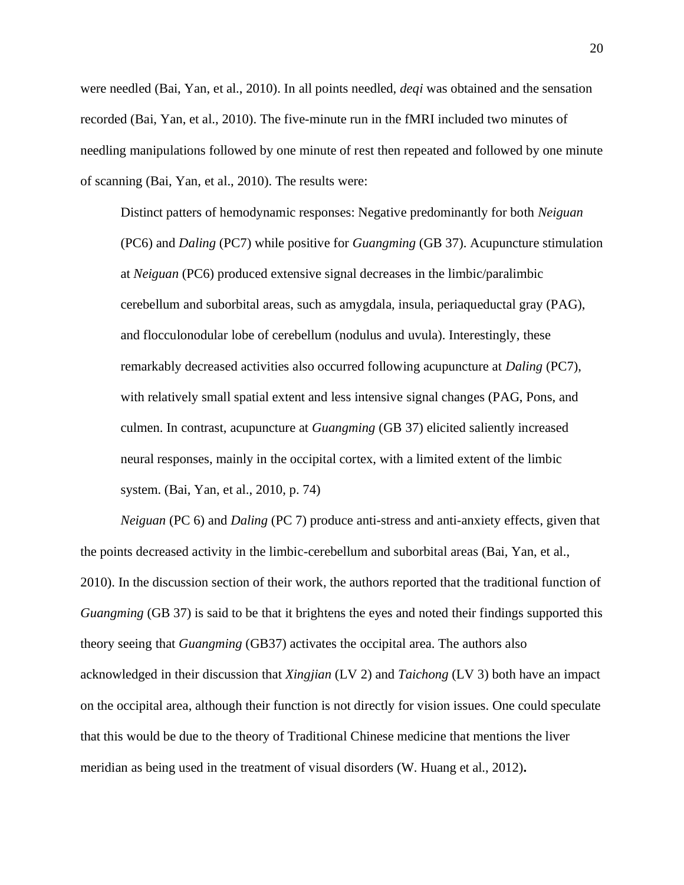were needled (Bai, Yan, et al., 2010). In all points needled, *deqi* was obtained and the sensation recorded (Bai, Yan, et al., 2010). The five-minute run in the fMRI included two minutes of needling manipulations followed by one minute of rest then repeated and followed by one minute of scanning (Bai, Yan, et al., 2010). The results were:

> Distinct patters of hemodynamic responses: Negative predominantly for both *Neiguan* (PC6) and *Daling* (PC7) while positive for *Guangming* (GB 37). Acupuncture stimulation at *Neiguan* (PC6) produced extensive signal decreases in the limbic/paralimbic cerebellum and suborbital areas, such as amygdala, insula, periaqueductal gray (PAG), and flocculonodular lobe of cerebellum (nodulus and uvula). Interestingly, these remarkably decreased activities also occurred following acupuncture at *Daling* (PC7), with relatively small spatial extent and less intensive signal changes (PAG, Pons, and culmen. In contrast, acupuncture at *Guangming* (GB 37) elicited saliently increased neural responses, mainly in the occipital cortex, with a limited extent of the limbic system. (Bai, Yan, et al., 2010, p. 74)

*Neiguan* (PC 6) and *Daling* (PC 7) produce anti-stress and anti-anxiety effects, given that the points decreased activity in the limbic-cerebellum and suborbital areas (Bai, Yan, et al., 2010). In the discussion section of their work, the authors reported that the traditional function of *Guangming* (GB 37) is said to be that it brightens the eyes and noted their findings supported this theory seeing that *Guangming* (GB37) activates the occipital area. The authors also acknowledged in their discussion that *Xingjian* (LV 2) and *Taichong* (LV 3) both have an impact on the occipital area, although their function is not directly for vision issues. One could speculate that this would be due to the theory of Traditional Chinese medicine that mentions the liver meridian as being used in the treatment of visual disorders (W. Huang et al., 2012).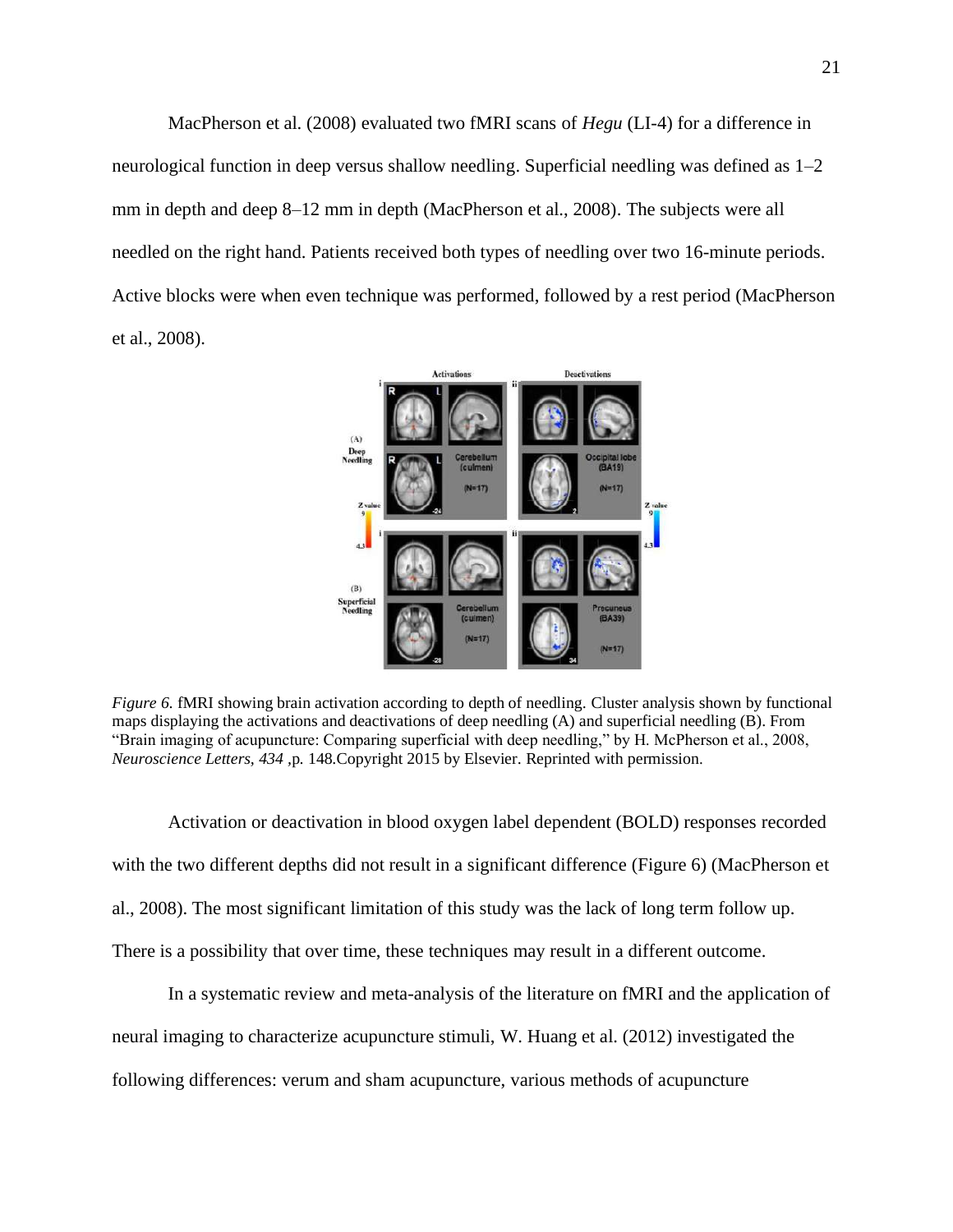MacPherson et al. (2008) evaluated two fMRI scans of *Hegu* (LI-4) for a difference in neurological function in deep versus shallow needling. Superficial needling was defined as 1–2 mm in depth and deep 8–12 mm in depth (MacPherson et al., 2008). The subjects were all needled on the right hand. Patients received both types of needling over two 16-minute periods. Active blocks were when even technique was performed, followed by a rest period (MacPherson et al., 2008).

*Figure 6.* fMRI showing brain activation according to depth of needling. Cluster analysis shown by functional maps displaying the activations and deactivations of deep needling (A) and superficial needling (B). From "Brain imaging of acupuncture: Comparing superficial with deep needling," by H. McPherson et al., 2008, *Neuroscience Letters, 434* ,p. 148.Copyright 2015 by Elsevier. Reprinted with permission.

Activation or deactivation in blood oxygen label dependent (BOLD) responses recorded with the two different depths did not result in a significant difference (Figure 6) (MacPherson et al., 2008). The most significant limitation of this study was the lack of long term follow up. There is a possibility that over time, these techniques may result in a different outcome.

In a systematic review and meta-analysis of the literature on fMRI and the application of neural imaging to characterize acupuncture stimuli, W. Huang et al. (2012) investigated the following differences: verum and sham acupuncture, various methods of acupuncture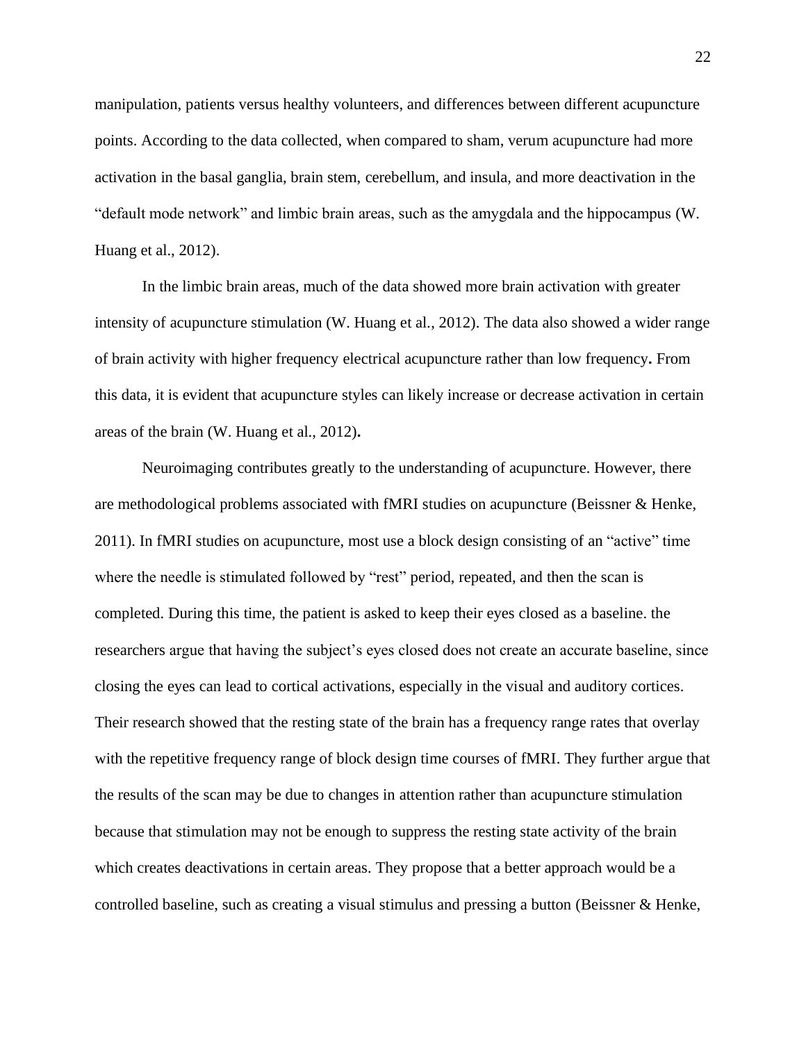manipulation, patients versus healthy volunteers, and differences between different acupuncture points. According to the data collected, when compared to sham, verum acupuncture had more activation in the basal ganglia, brain stem, cerebellum, and insula, and more deactivation in the "default mode network" and limbic brain areas, such as the amygdala and the hippocampus (W. Huang et al., 2012).

In the limbic brain areas, much of the data showed more brain activation with greater intensity of acupuncture stimulation (W. Huang et al., 2012). The data also showed a wider range of brain activity with higher frequency electrical acupuncture rather than low frequency**.** From this data, it is evident that acupuncture styles can likely increase or decrease activation in certain areas of the brain (W. Huang et al., 2012)**.**

Neuroimaging contributes greatly to the understanding of acupuncture. However, there are methodological problems associated with fMRI studies on acupuncture (Beissner & Henke, 2011). In fMRI studies on acupuncture, most use a block design consisting of an "active" time where the needle is stimulated followed by "rest" period, repeated, and then the scan is completed. During this time, the patient is asked to keep their eyes closed as a baseline. the researchers argue that having the subject's eyes closed does not create an accurate baseline, since closing the eyes can lead to cortical activations, especially in the visual and auditory cortices. Their research showed that the resting state of the brain has a frequency range rates that overlay with the repetitive frequency range of block design time courses of fMRI. They further argue that the results of the scan may be due to changes in attention rather than acupuncture stimulation because that stimulation may not be enough to suppress the resting state activity of the brain which creates deactivations in certain areas. They propose that a better approach would be a controlled baseline, such as creating a visual stimulus and pressing a button (Beissner & Henke,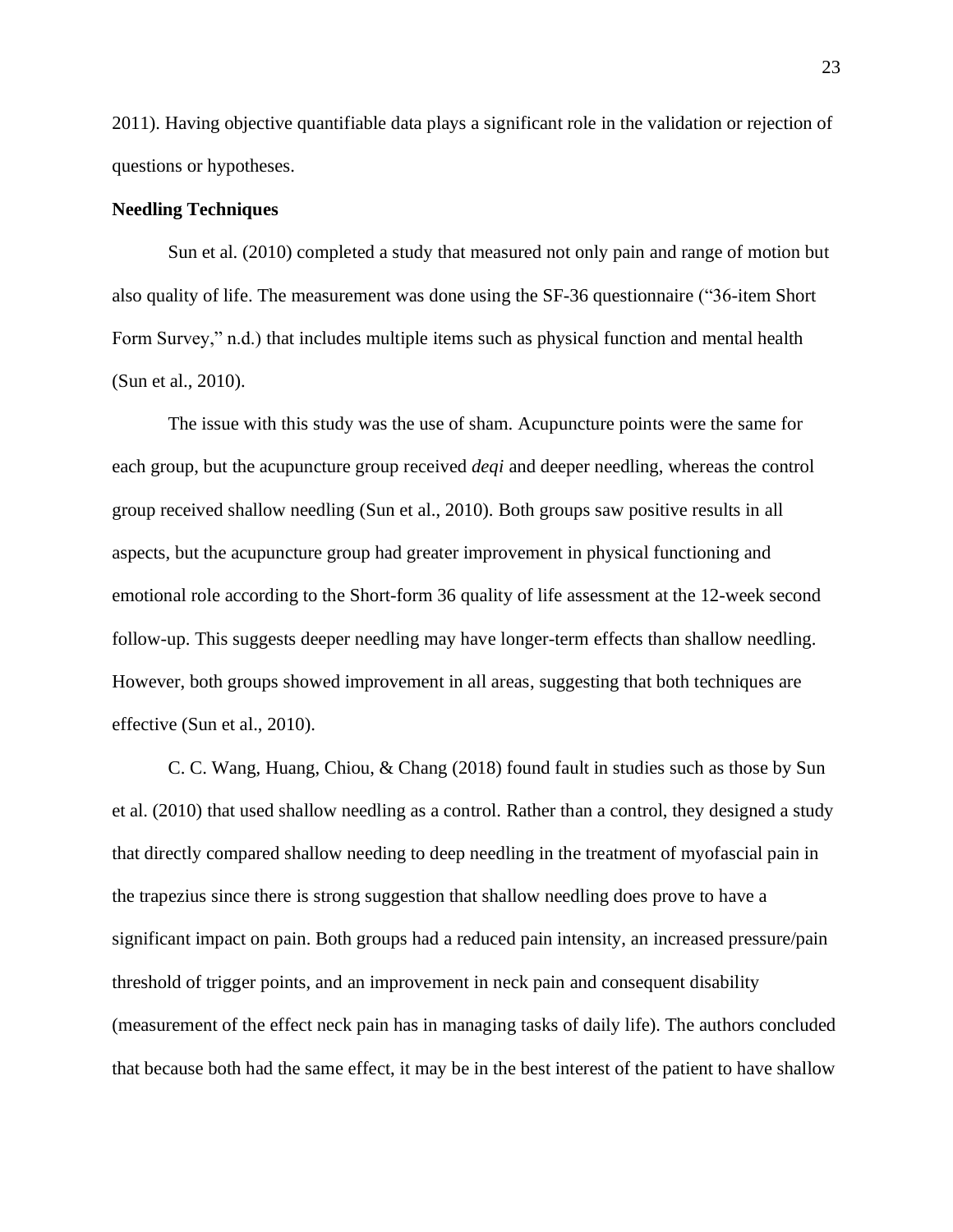2011). Having objective quantifiable data plays a significant role in the validation or rejection of questions or hypotheses.

**Needling Techniques**

Sun et al. (2010) completed a study that measured not only pain and range of motion but also quality of life. The measurement was done using the SF-36 questionnaire ("36-item Short Form Survey," n.d.) that includes multiple items such as physical function and mental health (Sun et al., 2010).

The issue with this study was the use of sham. Acupuncture points were the same for each group, but the acupuncture group received *deqi* and deeper needling, whereas the control group received shallow needling (Sun et al., 2010). Both groups saw positive results in all aspects, but the acupuncture group had greater improvement in physical functioning and emotional role according to the Short-form 36 quality of life assessment at the 12-week second follow-up. This suggests deeper needling may have longer-term effects than shallow needling. However, both groups showed improvement in all areas, suggesting that both techniques are effective (Sun et al., 2010).

C. C. Wang, Huang, Chiou, & Chang (2018) found fault in studies such as those by Sun et al. (2010) that used shallow needling as a control. Rather than a control, they designed a study that directly compared shallow needing to deep needling in the treatment of myofascial pain in the trapezius since there is strong suggestion that shallow needling does prove to have a significant impact on pain. Both groups had a reduced pain intensity, an increased pressure/pain threshold of trigger points, and an improvement in neck pain and consequent disability (measurement of the effect neck pain has in managing tasks of daily life). The authors concluded that because both had the same effect, it may be in the best interest of the patient to have shallow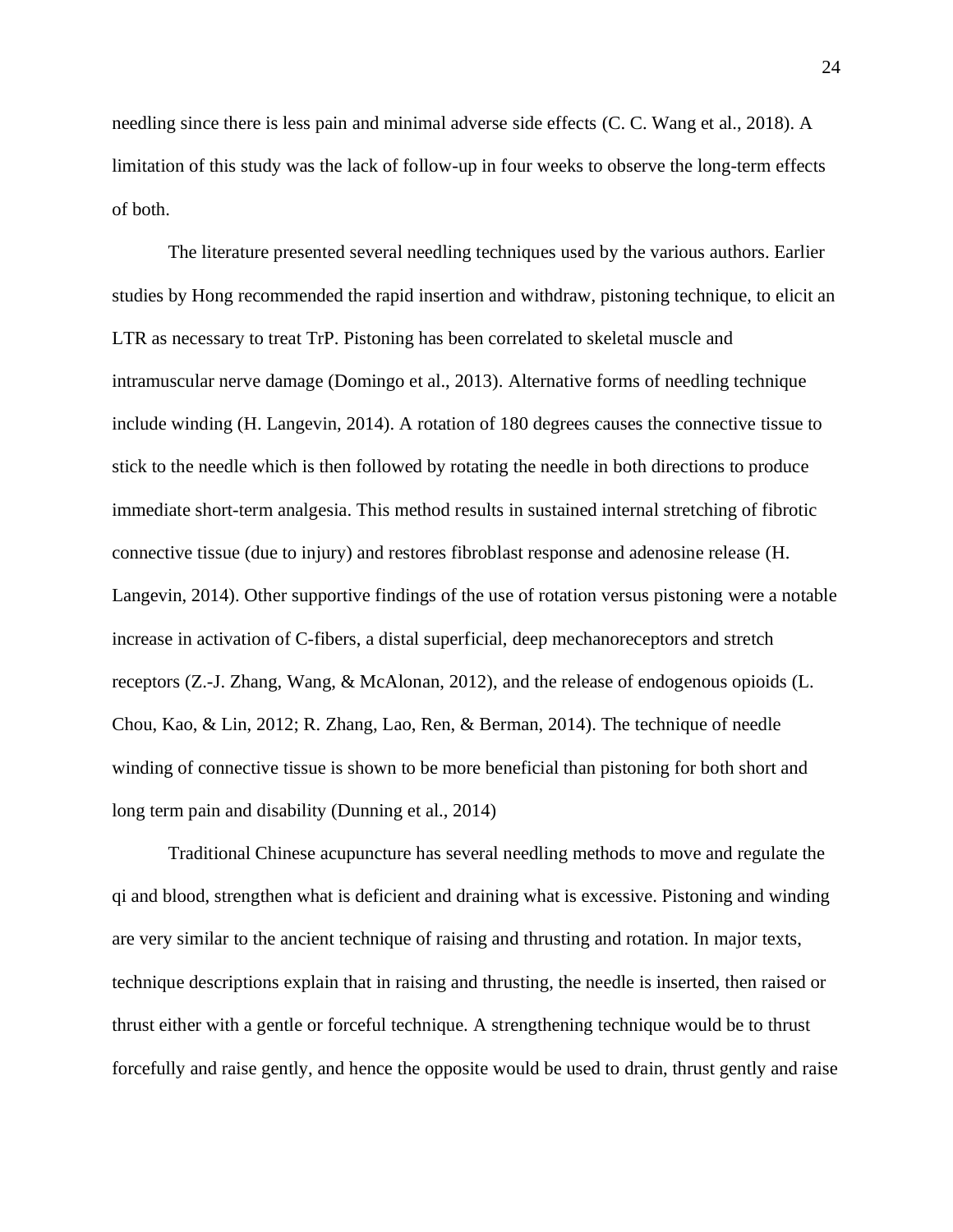needling since there is less pain and minimal adverse side effects (C. C. Wang et al., 2018). A limitation of this study was the lack of follow-up in four weeks to observe the long-term effects of both.

The literature presented several needling techniques used by the various authors. Earlier studies by Hong recommended the rapid insertion and withdraw, pistoning technique, to elicit an LTR as necessary to treat TrP. Pistoning has been correlated to skeletal muscle and intramuscular nerve damage (Domingo et al., 2013). Alternative forms of needling technique include winding (H. Langevin, 2014). A rotation of 180 degrees causes the connective tissue to stick to the needle which is then followed by rotating the needle in both directions to produce immediate short-term analgesia. This method results in sustained internal stretching of fibrotic connective tissue (due to injury) and restores fibroblast response and adenosine release (H. Langevin, 2014). Other supportive findings of the use of rotation versus pistoning were a notable increase in activation of C-fibers, a distal superficial, deep mechanoreceptors and stretch receptors (Z.-J. Zhang, Wang, & McAlonan, 2012), and the release of endogenous opioids (L. Chou, Kao, & Lin, 2012; R. Zhang, Lao, Ren, & Berman, 2014). The technique of needle winding of connective tissue is shown to be more beneficial than pistoning for both short and long term pain and disability (Dunning et al., 2014)

Traditional Chinese acupuncture has several needling methods to move and regulate the qi and blood, strengthen what is deficient and draining what is excessive. Pistoning and winding are very similar to the ancient technique of raising and thrusting and rotation. In major texts, technique descriptions explain that in raising and thrusting, the needle is inserted, then raised or thrust either with a gentle or forceful technique. A strengthening technique would be to thrust forcefully and raise gently, and hence the opposite would be used to drain, thrust gently and raise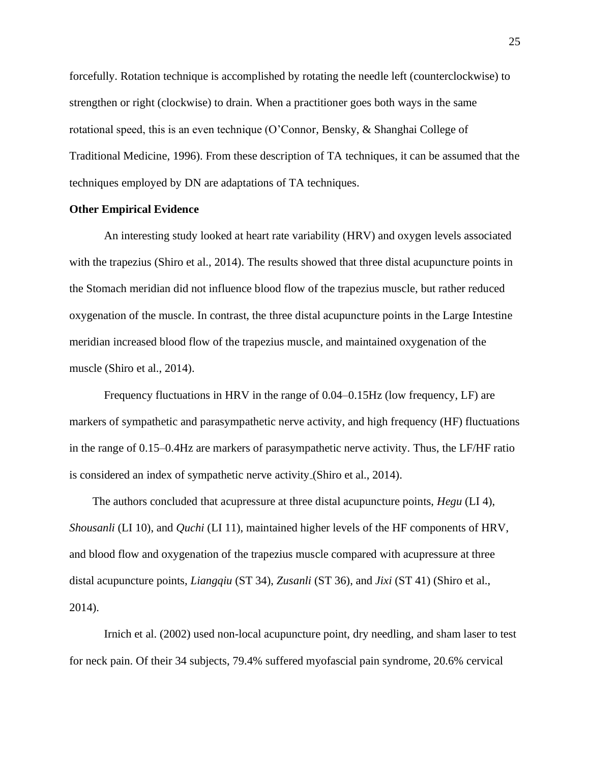forcefully. Rotation technique is accomplished by rotating the needle left (counterclockwise) to strengthen or right (clockwise) to drain. When a practitioner goes both ways in the same rotational speed, this is an even technique (O'Connor, Bensky, & Shanghai College of Traditional Medicine, 1996). From these description of TA techniques, it can be assumed that the techniques employed by DN are adaptations of TA techniques.

**Other Empirical Evidence**

An interesting study looked at heart rate variability (HRV) and oxygen levels associated with the trapezius (Shiro et al., 2014). The results showed that three distal acupuncture points in the Stomach meridian did not influence blood flow of the trapezius muscle, but rather reduced oxygenation of the muscle. In contrast, the three distal acupuncture points in the Large Intestine meridian increased blood flow of the trapezius muscle, and maintained oxygenation of the muscle (Shiro et al., 2014).

Frequency fluctuations in HRV in the range of 0.04–0.15Hz (low frequency, LF) are markers of sympathetic and parasympathetic nerve activity, and high frequency (HF) fluctuations in the range of 0.15–0.4Hz are markers of parasympathetic nerve activity. Thus, the LF/HF ratio is considered an index of sympathetic nerve activity (Shiro et al., 2014).

The authors concluded that acupressure at three distal acupuncture points, *Hegu* (LI 4), *Shousanli* (LI 10), and *Quchi* (LI 11), maintained higher levels of the HF components of HRV, and blood flow and oxygenation of the trapezius muscle compared with acupressure at three distal acupuncture points, *Liangqiu* (ST 34), *Zusanli* (ST 36), and *Jixi* (ST 41) (Shiro et al., 2014).

Irnich et al. (2002) used non-local acupuncture point, dry needling, and sham laser to test for neck pain. Of their 34 subjects, 79.4% suffered myofascial pain syndrome, 20.6% cervical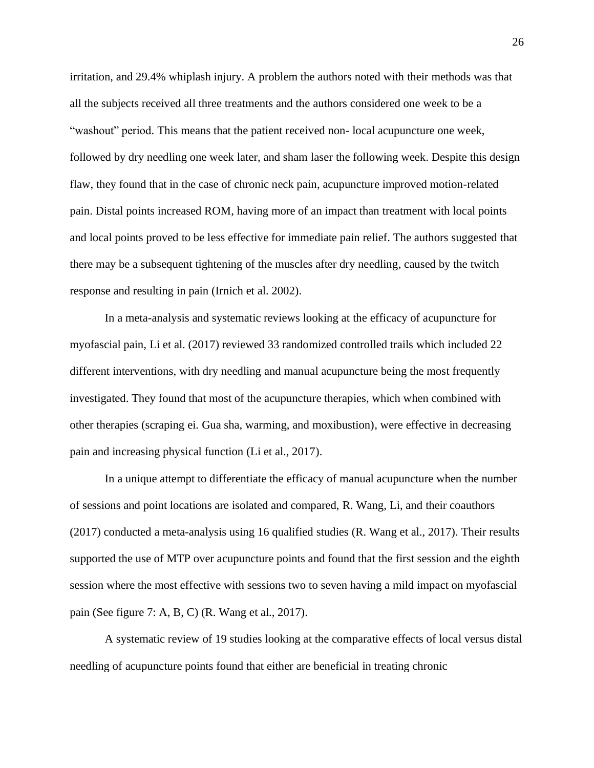irritation, and 29.4% whiplash injury. A problem the authors noted with their methods was that all the subjects received all three treatments and the authors considered one week to be a "washout" period. This means that the patient received non- local acupuncture one week, followed by dry needling one week later, and sham laser the following week. Despite this design flaw, they found that in the case of chronic neck pain, acupuncture improved motion-related pain. Distal points increased ROM, having more of an impact than treatment with local points and local points proved to be less effective for immediate pain relief. The authors suggested that there may be a subsequent tightening of the muscles after dry needling, caused by the twitch response and resulting in pain (Irnich et al. 2002).

In a meta-analysis and systematic reviews looking at the efficacy of acupuncture for myofascial pain, Li et al. (2017) reviewed 33 randomized controlled trails which included 22 different interventions, with dry needling and manual acupuncture being the most frequently investigated. They found that most of the acupuncture therapies, which when combined with other therapies (scraping ei. Gua sha, warming, and moxibustion), were effective in decreasing pain and increasing physical function (Li et al., 2017).

In a unique attempt to differentiate the efficacy of manual acupuncture when the number of sessions and point locations are isolated and compared, R. Wang, Li, and their coauthors (2017) conducted a meta-analysis using 16 qualified studies (R. Wang et al., 2017). Their results supported the use of MTP over acupuncture points and found that the first session and the eighth session where the most effective with sessions two to seven having a mild impact on myofascial pain (See figure 7: A, B, C) (R. Wang et al., 2017).

A systematic review of 19 studies looking at the comparative effects of local versus distal needling of acupuncture points found that either are beneficial in treating chronic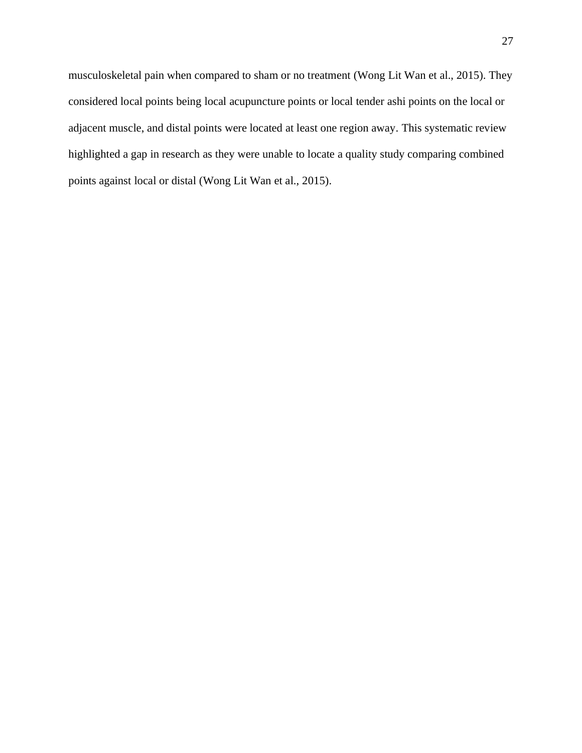musculoskeletal pain when compared to sham or no treatment (Wong Lit Wan et al., 2015). They considered local points being local acupuncture points or local tender ashi points on the local or adjacent muscle, and distal points were located at least one region away. This systematic review highlighted a gap in research as they were unable to locate a quality study comparing combined points against local or distal (Wong Lit Wan et al., 2015).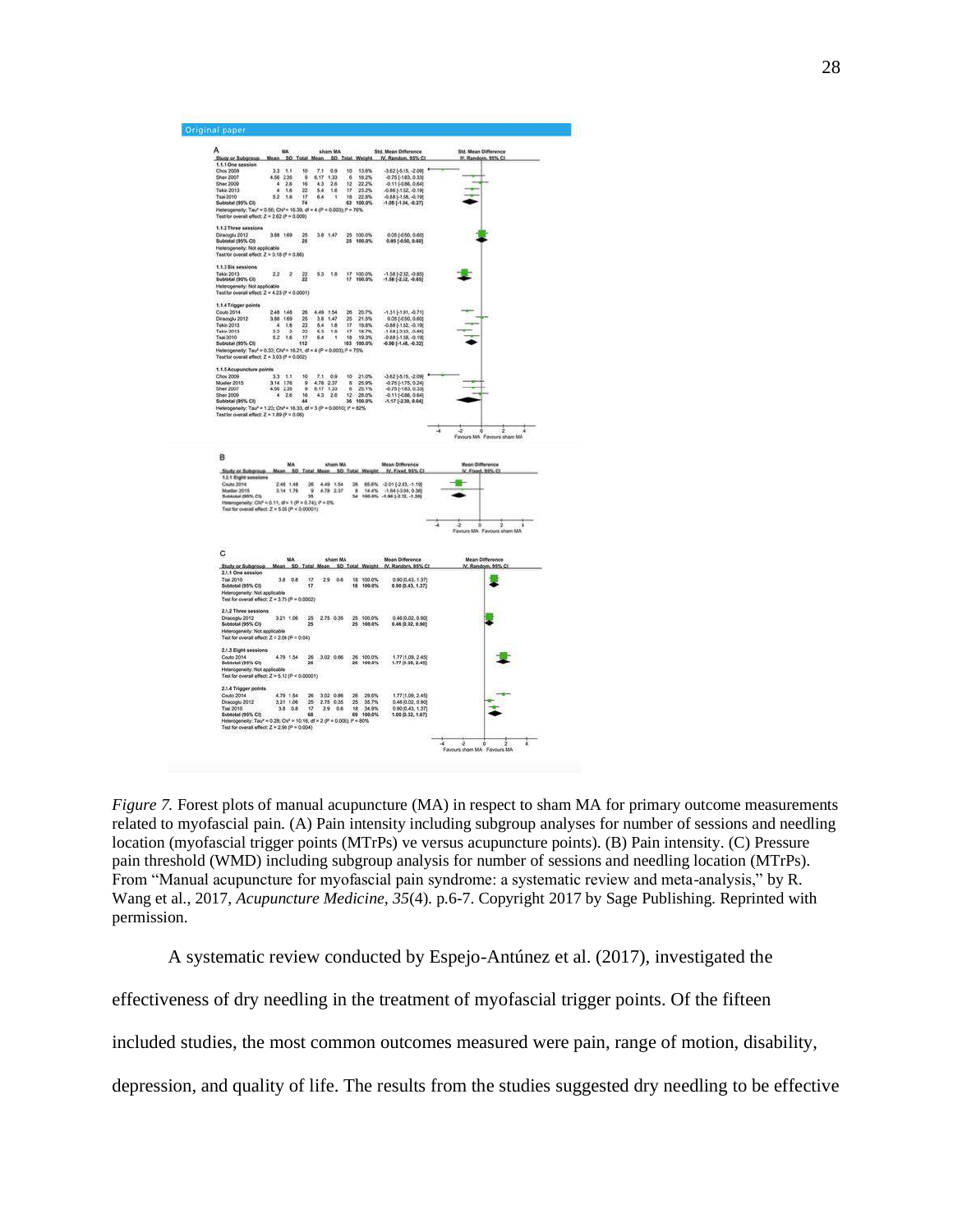*Figure 7.* Forest plots of manual acupuncture (MA) in respect to sham MA for primary outcome measurements related to myofascial pain. (A) Pain intensity including subgroup analyses for number of sessions and needling location (myofascial trigger points (MTrPs) ve versus acupuncture points). (B) Pain intensity. (C) Pressure pain threshold (WMD) including subgroup analysis for number of sessions and needling location (MTrPs). From "Manual acupuncture for myofascial pain syndrome: a systematic review and meta-analysis," by R. Wang et al., 2017, *Acupuncture Medicine, 35*(4). p.6-7. Copyright 2017 by Sage Publishing. Reprinted with permission.

A systematic review conducted by Espejo-Antúnez et al. (2017), investigated the effectiveness of dry needling in the treatment of myofascial trigger points. Of the fifteen included studies, the most common outcomes measured were pain, range of motion, disability, depression, and quality of life. The results from the studies suggested dry needling to be effective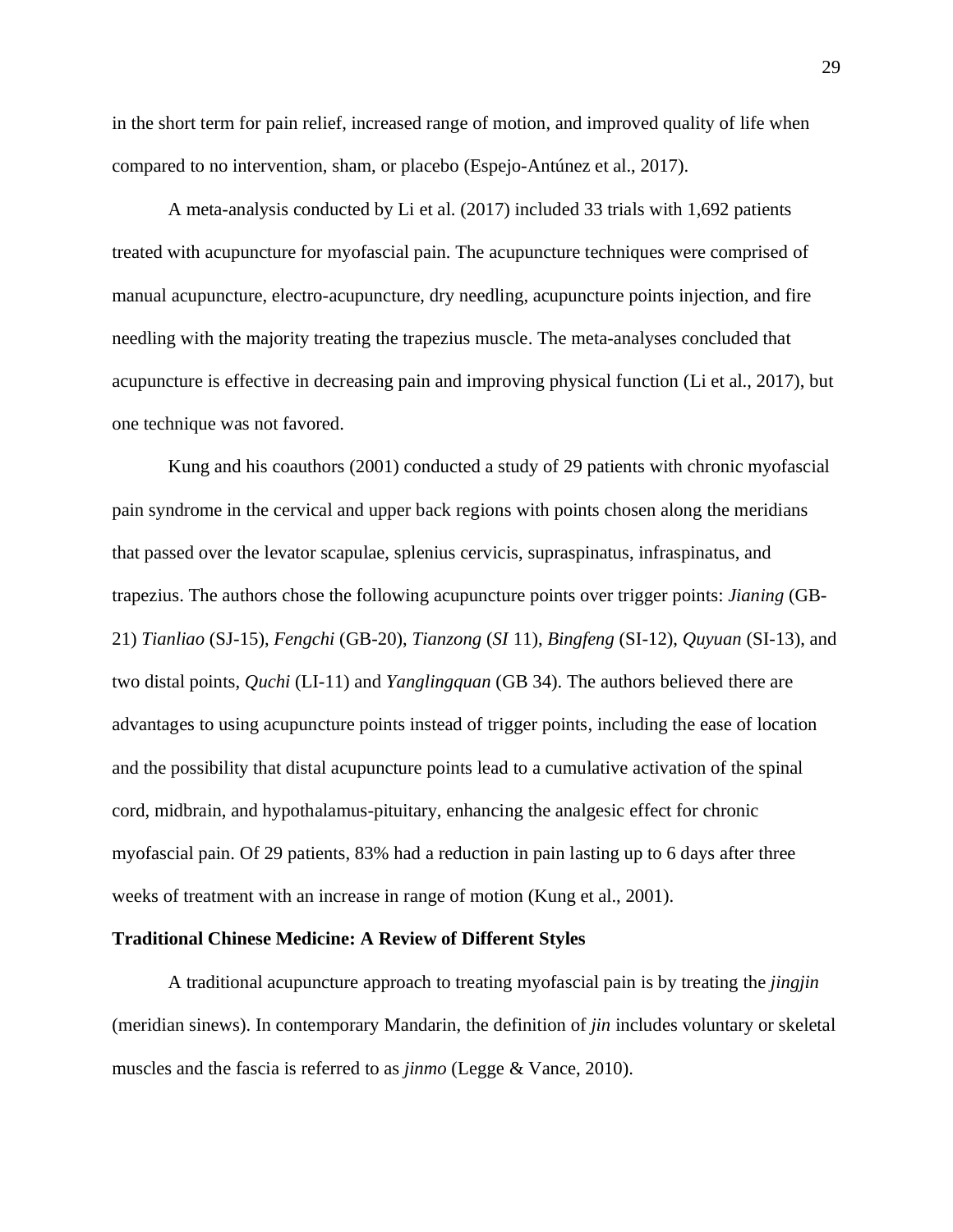in the short term for pain relief, increased range of motion, and improved quality of life when compared to no intervention, sham, or placebo (Espejo-Antúnez et al., 2017).

A meta-analysis conducted by Li et al. (2017) included 33 trials with 1,692 patients treated with acupuncture for myofascial pain. The acupuncture techniques were comprised of manual acupuncture, electro-acupuncture, dry needling, acupuncture points injection, and fire needling with the majority treating the trapezius muscle. The meta-analyses concluded that acupuncture is effective in decreasing pain and improving physical function (Li et al., 2017), but one technique was not favored.

Kung and his coauthors (2001) conducted a study of 29 patients with chronic myofascial pain syndrome in the cervical and upper back regions with points chosen along the meridians that passed over the levator scapulae, splenius cervicis, supraspinatus, infraspinatus, and trapezius. The authors chose the following acupuncture points over trigger points: *Jianing* (GB-21) *Tianliao* (SJ-15), *Fengchi* (GB-20), *Tianzong* (*SI* 11), *Bingfeng* (SI-12), *Quyuan* (SI-13), and two distal points, *Quchi* (LI-11) and *Yanglingquan* (GB 34). The authors believed there are advantages to using acupuncture points instead of trigger points, including the ease of location and the possibility that distal acupuncture points lead to a cumulative activation of the spinal cord, midbrain, and hypothalamus-pituitary, enhancing the analgesic effect for chronic myofascial pain. Of 29 patients, 83% had a reduction in pain lasting up to 6 days after three weeks of treatment with an increase in range of motion (Kung et al., 2001).

**Traditional Chinese Medicine: A Review of Different Styles**

A traditional acupuncture approach to treating myofascial pain is by treating the *jingjin* (meridian sinews). In contemporary Mandarin, the definition of *jin* includes voluntary or skeletal muscles and the fascia is referred to as *jinmo* (Legge & Vance, 2010).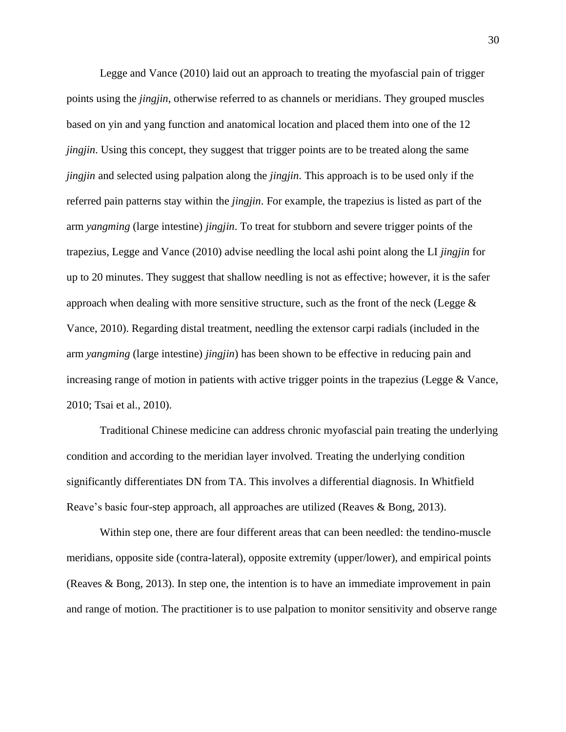Legge and Vance (2010) laid out an approach to treating the myofascial pain of trigger points using the *jingjin*, otherwise referred to as channels or meridians. They grouped muscles based on yin and yang function and anatomical location and placed them into one of the 12 *jingjin*. Using this concept, they suggest that trigger points are to be treated along the same *jingjin* and selected using palpation along the *jingjin.* This approach is to be used only if the referred pain patterns stay within the *jingjin*. For example, the trapezius is listed as part of the arm *yangming* (large intestine) *jingjin*. To treat for stubborn and severe trigger points of the trapezius, Legge and Vance (2010) advise needling the local ashi point along the LI *jingjin* for up to 20 minutes. They suggest that shallow needling is not as effective; however, it is the safer approach when dealing with more sensitive structure, such as the front of the neck (Legge & Vance, 2010). Regarding distal treatment, needling the extensor carpi radials (included in the arm *yangming* (large intestine) *jingjin*) has been shown to be effective in reducing pain and increasing range of motion in patients with active trigger points in the trapezius (Legge & Vance, 2010; Tsai et al., 2010).

Traditional Chinese medicine can address chronic myofascial pain treating the underlying condition and according to the meridian layer involved. Treating the underlying condition significantly differentiates DN from TA. This involves a differential diagnosis. In Whitfield Reave's basic four-step approach, all approaches are utilized (Reaves & Bong, 2013).

Within step one, there are four different areas that can been needled: the tendino-muscle meridians, opposite side (contra-lateral), opposite extremity (upper/lower), and empirical points (Reaves & Bong, 2013). In step one, the intention is to have an immediate improvement in pain and range of motion. The practitioner is to use palpation to monitor sensitivity and observe range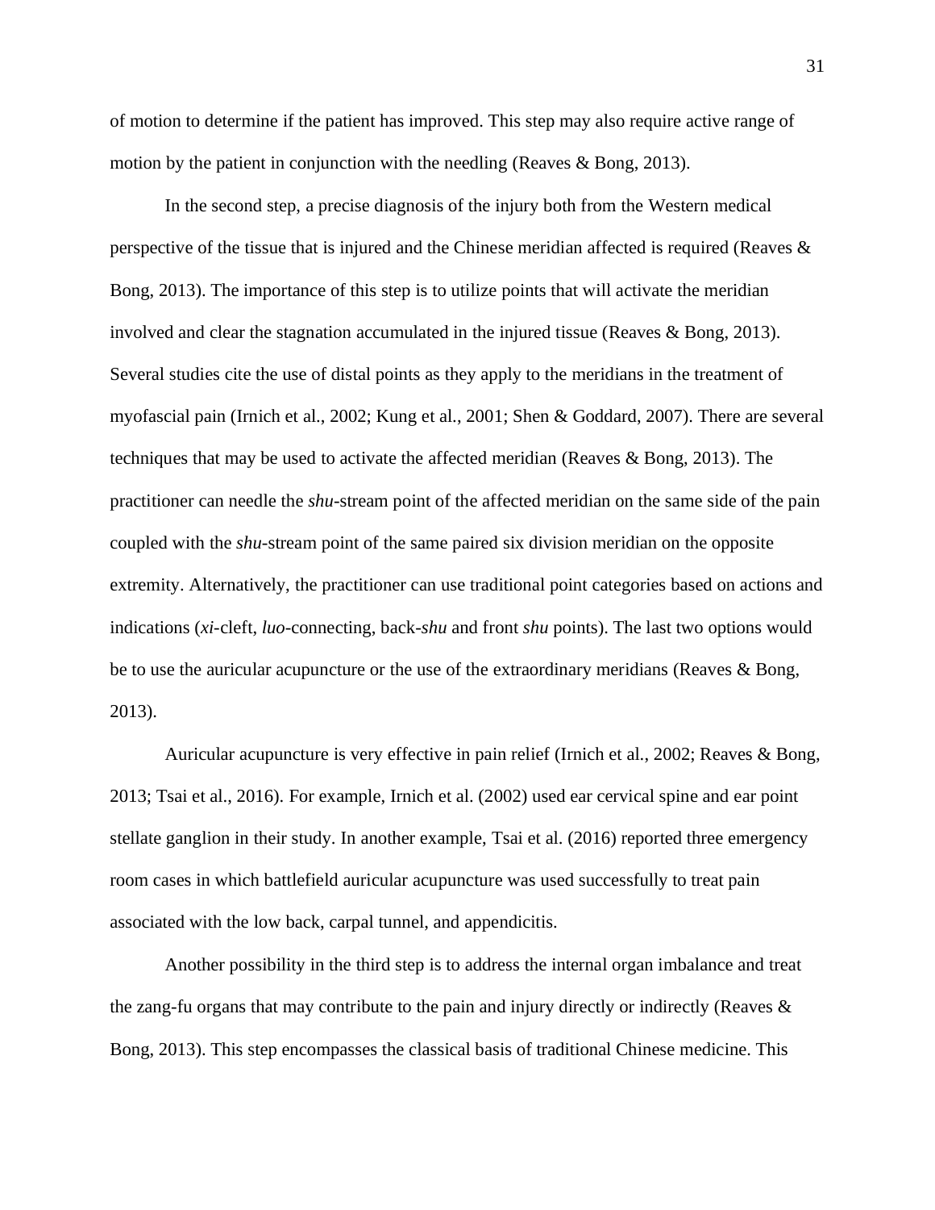of motion to determine if the patient has improved. This step may also require active range of motion by the patient in conjunction with the needling (Reaves & Bong, 2013).

In the second step, a precise diagnosis of the injury both from the Western medical perspective of the tissue that is injured and the Chinese meridian affected is required (Reaves & Bong, 2013). The importance of this step is to utilize points that will activate the meridian involved and clear the stagnation accumulated in the injured tissue (Reaves & Bong, 2013). Several studies cite the use of distal points as they apply to the meridians in the treatment of myofascial pain (Irnich et al., 2002; Kung et al., 2001; Shen & Goddard, 2007). There are several techniques that may be used to activate the affected meridian (Reaves & Bong, 2013). The practitioner can needle the *shu*-stream point of the affected meridian on the same side of the pain coupled with the *shu*-stream point of the same paired six division meridian on the opposite extremity. Alternatively, the practitioner can use traditional point categories based on actions and indications (*xi*-cleft, *luo*-connecting, back-*shu* and front *shu* points). The last two options would be to use the auricular acupuncture or the use of the extraordinary meridians (Reaves & Bong, 2013).

Auricular acupuncture is very effective in pain relief (Irnich et al., 2002; Reaves & Bong, 2013; Tsai et al., 2016). For example, Irnich et al. (2002) used ear cervical spine and ear point stellate ganglion in their study. In another example, Tsai et al. (2016) reported three emergency room cases in which battlefield auricular acupuncture was used successfully to treat pain associated with the low back, carpal tunnel, and appendicitis.

Another possibility in the third step is to address the internal organ imbalance and treat the zang-fu organs that may contribute to the pain and injury directly or indirectly (Reaves & Bong, 2013). This step encompasses the classical basis of traditional Chinese medicine. This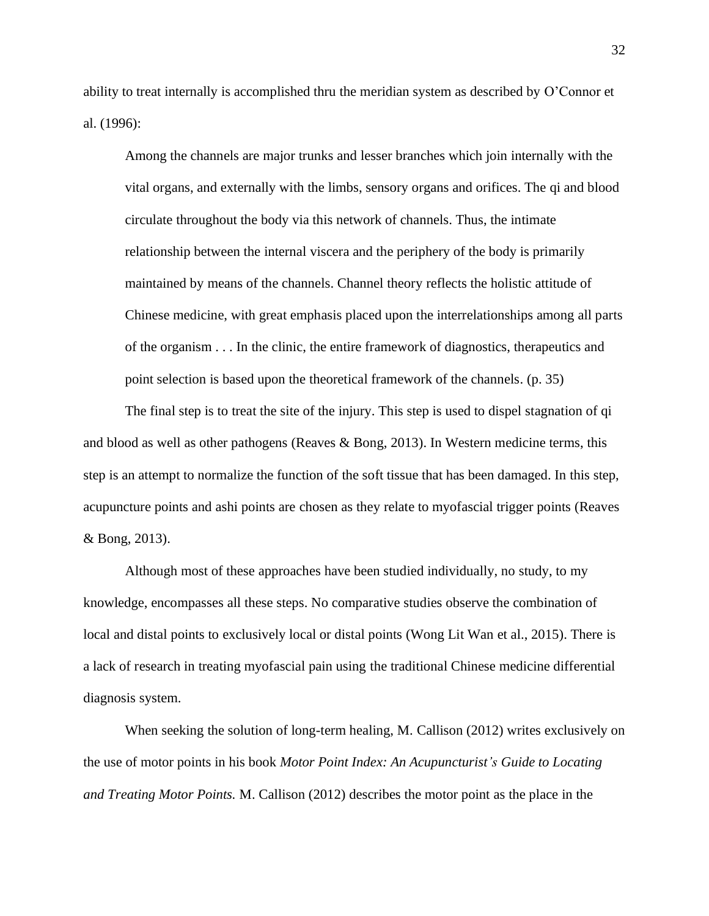ability to treat internally is accomplished thru the meridian system as described by O'Connor et al. (1996):

> Among the channels are major trunks and lesser branches which join internally with the vital organs, and externally with the limbs, sensory organs and orifices. The qi and blood circulate throughout the body via this network of channels. Thus, the intimate relationship between the internal viscera and the periphery of the body is primarily maintained by means of the channels. Channel theory reflects the holistic attitude of Chinese medicine, with great emphasis placed upon the interrelationships among all parts of the organism . . . In the clinic, the entire framework of diagnostics, therapeutics and point selection is based upon the theoretical framework of the channels. (p. 35)

The final step is to treat the site of the injury. This step is used to dispel stagnation of qi and blood as well as other pathogens (Reaves & Bong, 2013). In Western medicine terms, this step is an attempt to normalize the function of the soft tissue that has been damaged. In this step, acupuncture points and ashi points are chosen as they relate to myofascial trigger points (Reaves & Bong, 2013).

Although most of these approaches have been studied individually, no study, to my knowledge, encompasses all these steps. No comparative studies observe the combination of local and distal points to exclusively local or distal points (Wong Lit Wan et al., 2015). There is a lack of research in treating myofascial pain using the traditional Chinese medicine differential diagnosis system.

When seeking the solution of long-term healing, M. Callison (2012) writes exclusively on the use of motor points in his book *Motor Point Index: An Acupuncturist's Guide to Locating and Treating Motor Points.* M. Callison (2012) describes the motor point as the place in the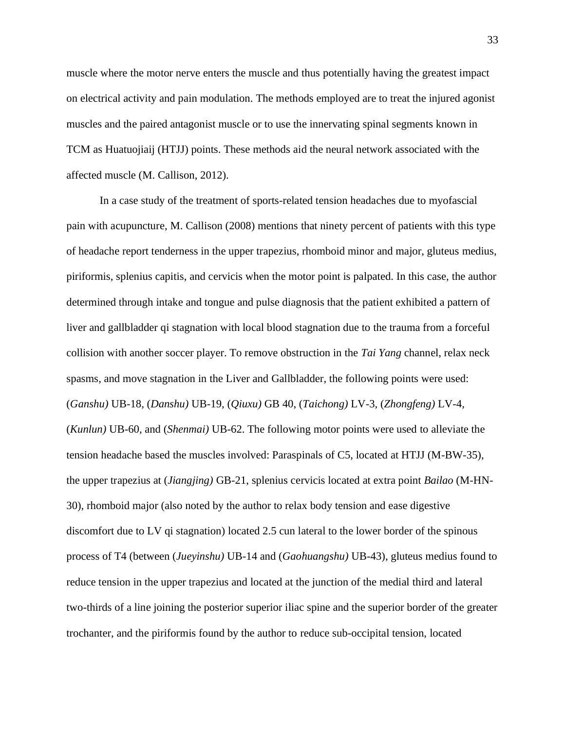muscle where the motor nerve enters the muscle and thus potentially having the greatest impact on electrical activity and pain modulation. The methods employed are to treat the injured agonist muscles and the paired antagonist muscle or to use the innervating spinal segments known in TCM as Huatuojiaij (HTJJ) points. These methods aid the neural network associated with the affected muscle (M. Callison, 2012).

In a case study of the treatment of sports-related tension headaches due to myofascial pain with acupuncture, M. Callison (2008) mentions that ninety percent of patients with this type of headache report tenderness in the upper trapezius, rhomboid minor and major, gluteus medius, piriformis, splenius capitis, and cervicis when the motor point is palpated. In this case, the author determined through intake and tongue and pulse diagnosis that the patient exhibited a pattern of liver and gallbladder qi stagnation with local blood stagnation due to the trauma from a forceful collision with another soccer player. To remove obstruction in the *Tai Yang* channel, relax neck spasms, and move stagnation in the Liver and Gallbladder, the following points were used: (*Ganshu)* UB-18, (*Danshu)* UB-19, (*Qiuxu)* GB 40, (*Taichong)* LV-3, (*Zhongfeng)* LV-4, (*Kunlun)* UB-60, and (*Shenmai)* UB-62. The following motor points were used to alleviate the tension headache based the muscles involved: Paraspinals of C5, located at HTJJ (M-BW-35), the upper trapezius at (*Jiangjing)* GB-21, splenius cervicis located at extra point *Bailao* (M-HN-30), rhomboid major (also noted by the author to relax body tension and ease digestive discomfort due to LV qi stagnation) located 2.5 cun lateral to the lower border of the spinous process of T4 (between (*Jueyinshu)* UB-14 and (*Gaohuangshu)* UB-43), gluteus medius found to reduce tension in the upper trapezius and located at the junction of the medial third and lateral two-thirds of a line joining the posterior superior iliac spine and the superior border of the greater trochanter, and the piriformis found by the author to reduce sub-occipital tension, located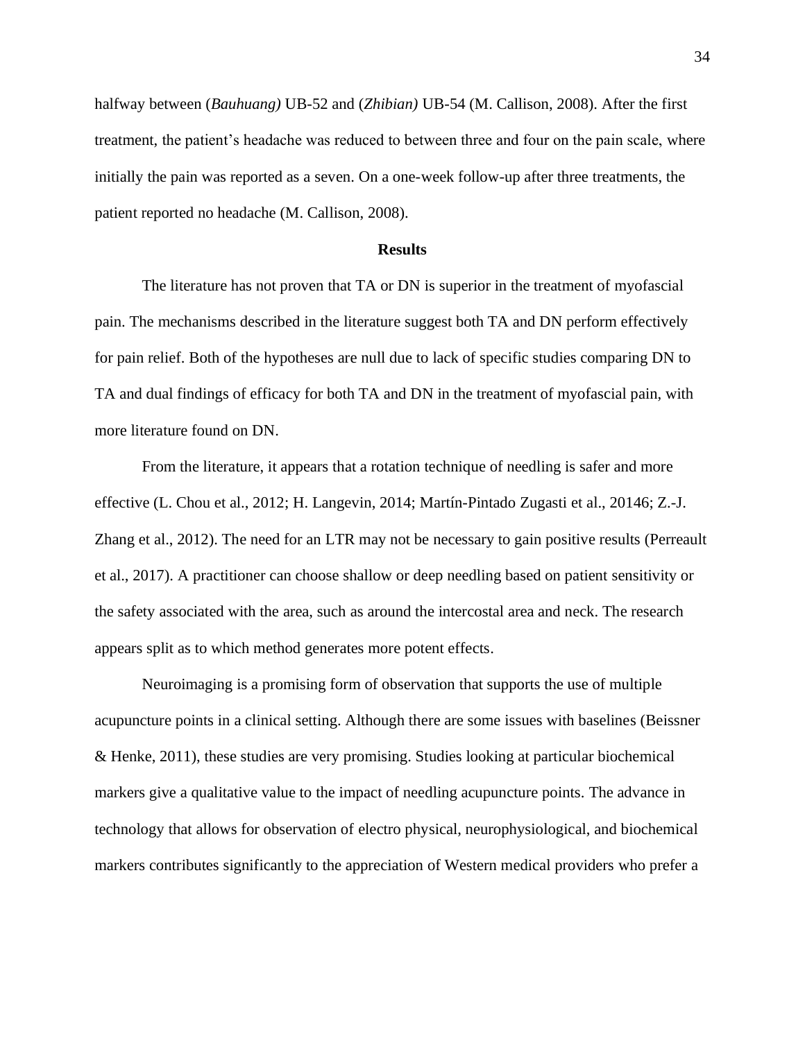halfway between (*Bauhuang)* UB-52 and (*Zhibian)* UB-54 (M. Callison, 2008). After the first treatment, the patient's headache was reduced to between three and four on the pain scale, where initially the pain was reported as a seven. On a one-week follow-up after three treatments, the patient reported no headache (M. Callison, 2008).

## Results

The literature has not proven that TA or DN is superior in the treatment of myofascial pain. The mechanisms described in the literature suggest both TA and DN perform effectively for pain relief. Both of the hypotheses are null due to lack of specific studies comparing DN to TA and dual findings of efficacy for both TA and DN in the treatment of myofascial pain, with more literature found on DN.

From the literature, it appears that a rotation technique of needling is safer and more effective (L. Chou et al., 2012; H. Langevin, 2014; Martín-Pintado Zugasti et al., 20146; Z.-J. Zhang et al., 2012). The need for an LTR may not be necessary to gain positive results (Perreault et al., 2017). A practitioner can choose shallow or deep needling based on patient sensitivity or the safety associated with the area, such as around the intercostal area and neck. The research appears split as to which method generates more potent effects.

Neuroimaging is a promising form of observation that supports the use of multiple acupuncture points in a clinical setting. Although there are some issues with baselines (Beissner & Henke, 2011), these studies are very promising. Studies looking at particular biochemical markers give a qualitative value to the impact of needling acupuncture points. The advance in technology that allows for observation of electro physical, neurophysiological, and biochemical markers contributes significantly to the appreciation of Western medical providers who prefer a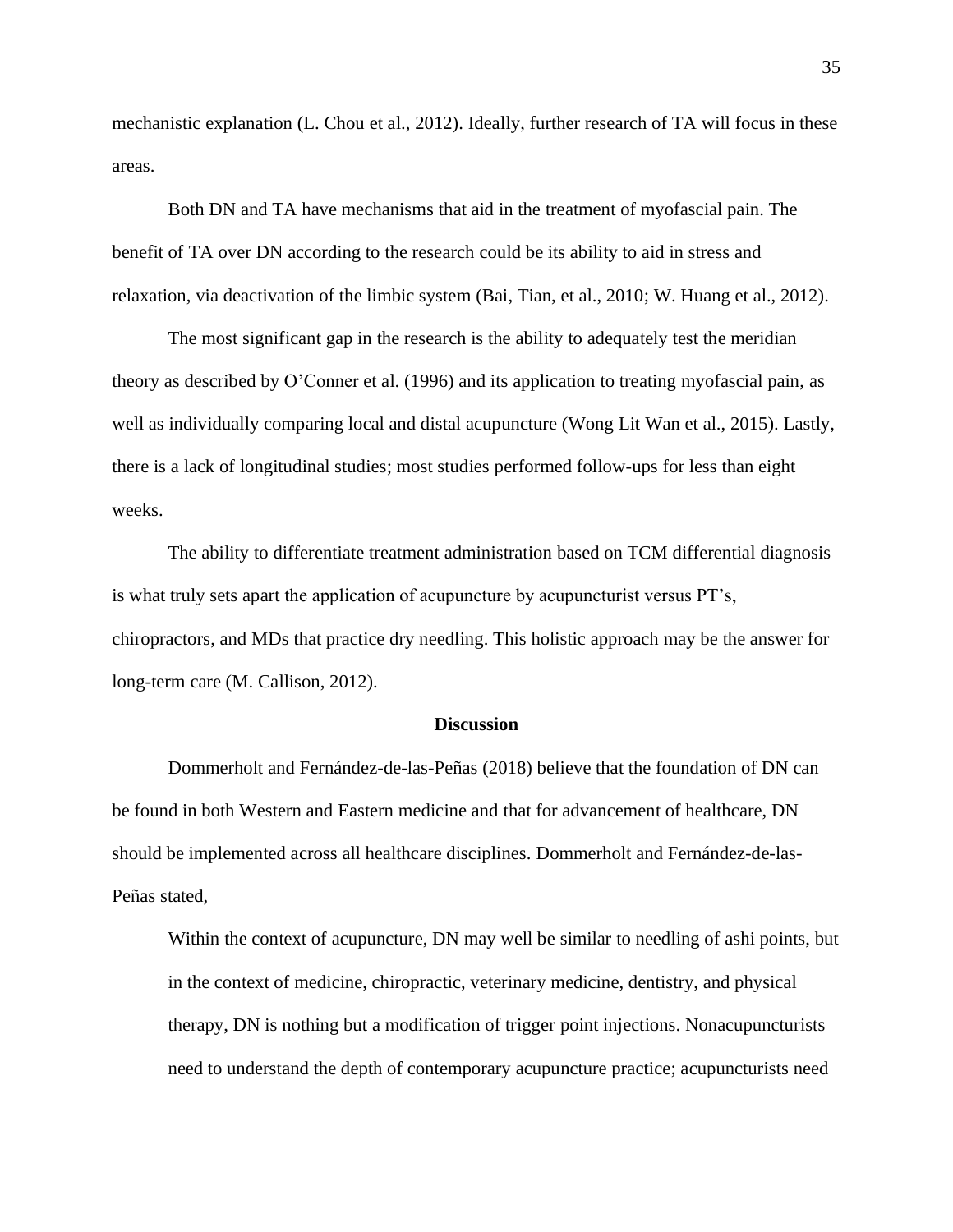mechanistic explanation (L. Chou et al., 2012). Ideally, further research of TA will focus in these areas.

Both DN and TA have mechanisms that aid in the treatment of myofascial pain. The benefit of TA over DN according to the research could be its ability to aid in stress and relaxation, via deactivation of the limbic system (Bai, Tian, et al., 2010; W. Huang et al., 2012).

The most significant gap in the research is the ability to adequately test the meridian theory as described by O'Conner et al. (1996) and its application to treating myofascial pain, as well as individually comparing local and distal acupuncture (Wong Lit Wan et al., 2015). Lastly, there is a lack of longitudinal studies; most studies performed follow-ups for less than eight weeks.

The ability to differentiate treatment administration based on TCM differential diagnosis is what truly sets apart the application of acupuncture by acupuncturist versus PT's, chiropractors, and MDs that practice dry needling. This holistic approach may be the answer for long-term care (M. Callison, 2012).

## Discussion

Dommerholt and Fernández-de-las-Peñas (2018) believe that the foundation of DN can be found in both Western and Eastern medicine and that for advancement of healthcare, DN should be implemented across all healthcare disciplines. Dommerholt and Fernández-de-las-Peñas stated,

> Within the context of acupuncture, DN may well be similar to needling of ashi points, but in the context of medicine, chiropractic, veterinary medicine, dentistry, and physical therapy, DN is nothing but a modification of trigger point injections. Nonacupuncturists need to understand the depth of contemporary acupuncture practice; acupuncturists need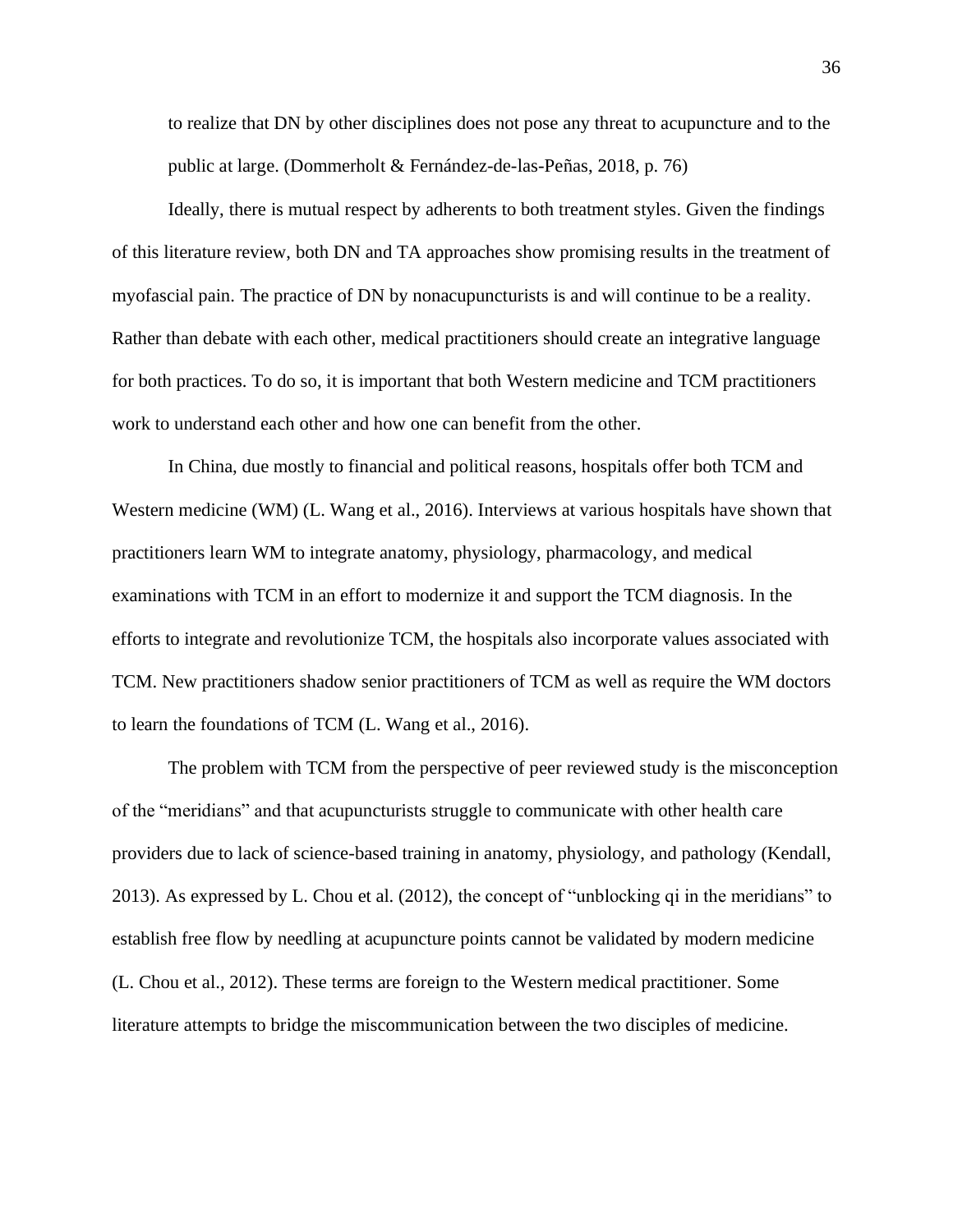> to realize that DN by other disciplines does not pose any threat to acupuncture and to the public at large. (Dommerholt & Fernández-de-las-Peñas, 2018, p. 76)

Ideally, there is mutual respect by adherents to both treatment styles. Given the findings of this literature review, both DN and TA approaches show promising results in the treatment of myofascial pain. The practice of DN by nonacupuncturists is and will continue to be a reality. Rather than debate with each other, medical practitioners should create an integrative language for both practices. To do so, it is important that both Western medicine and TCM practitioners work to understand each other and how one can benefit from the other.

In China, due mostly to financial and political reasons, hospitals offer both TCM and Western medicine (WM) (L. Wang et al., 2016). Interviews at various hospitals have shown that practitioners learn WM to integrate anatomy, physiology, pharmacology, and medical examinations with TCM in an effort to modernize it and support the TCM diagnosis. In the efforts to integrate and revolutionize TCM, the hospitals also incorporate values associated with TCM. New practitioners shadow senior practitioners of TCM as well as require the WM doctors to learn the foundations of TCM (L. Wang et al., 2016).

The problem with TCM from the perspective of peer reviewed study is the misconception of the "meridians" and that acupuncturists struggle to communicate with other health care providers due to lack of science-based training in anatomy, physiology, and pathology (Kendall, 2013). As expressed by L. Chou et al. (2012), the concept of "unblocking qi in the meridians" to establish free flow by needling at acupuncture points cannot be validated by modern medicine (L. Chou et al., 2012). These terms are foreign to the Western medical practitioner. Some literature attempts to bridge the miscommunication between the two disciples of medicine.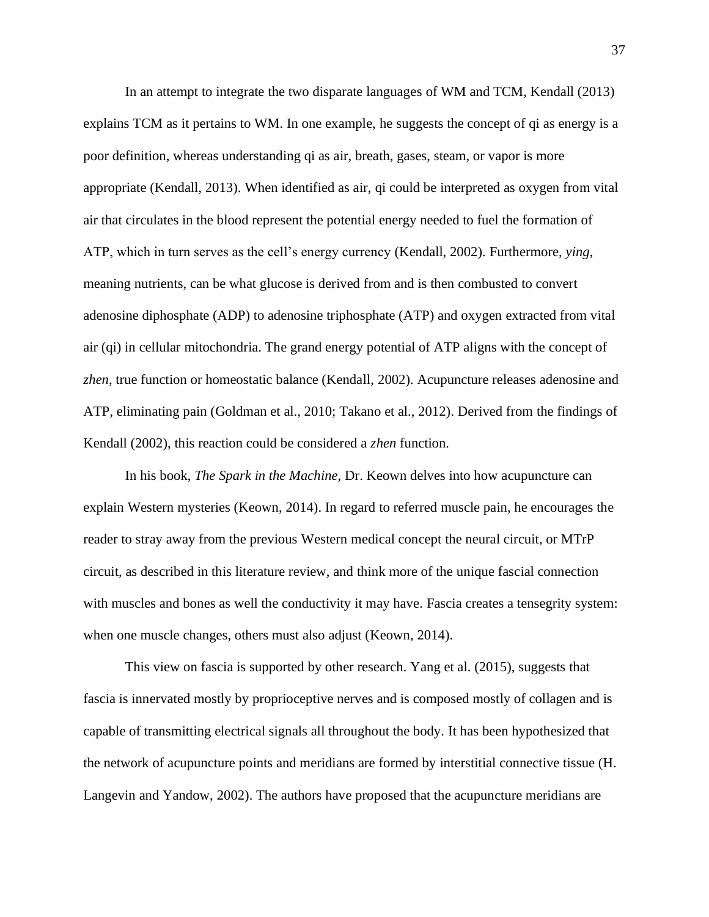In an attempt to integrate the two disparate languages of WM and TCM, Kendall (2013) explains TCM as it pertains to WM. In one example, he suggests the concept of qi as energy is a poor definition, whereas understanding qi as air, breath, gases, steam, or vapor is more appropriate (Kendall, 2013). When identified as air, qi could be interpreted as oxygen from vital air that circulates in the blood represent the potential energy needed to fuel the formation of ATP, which in turn serves as the cell's energy currency (Kendall, 2002). Furthermore, *ying*, meaning nutrients, can be what glucose is derived from and is then combusted to convert adenosine diphosphate (ADP) to adenosine triphosphate (ATP) and oxygen extracted from vital air (qi) in cellular mitochondria. The grand energy potential of ATP aligns with the concept of *zhen*, true function or homeostatic balance (Kendall, 2002). Acupuncture releases adenosine and ATP, eliminating pain (Goldman et al., 2010; Takano et al., 2012). Derived from the findings of Kendall (2002), this reaction could be considered a *zhen* function.

In his book, *The Spark in the Machine,* Dr. Keown delves into how acupuncture can explain Western mysteries (Keown, 2014). In regard to referred muscle pain, he encourages the reader to stray away from the previous Western medical concept the neural circuit, or MTrP circuit, as described in this literature review, and think more of the unique fascial connection with muscles and bones as well the conductivity it may have. Fascia creates a tensegrity system: when one muscle changes, others must also adjust (Keown, 2014).

This view on fascia is supported by other research. Yang et al. (2015), suggests that fascia is innervated mostly by proprioceptive nerves and is composed mostly of collagen and is capable of transmitting electrical signals all throughout the body. It has been hypothesized that the network of acupuncture points and meridians are formed by interstitial connective tissue (H. Langevin and Yandow, 2002). The authors have proposed that the acupuncture meridians are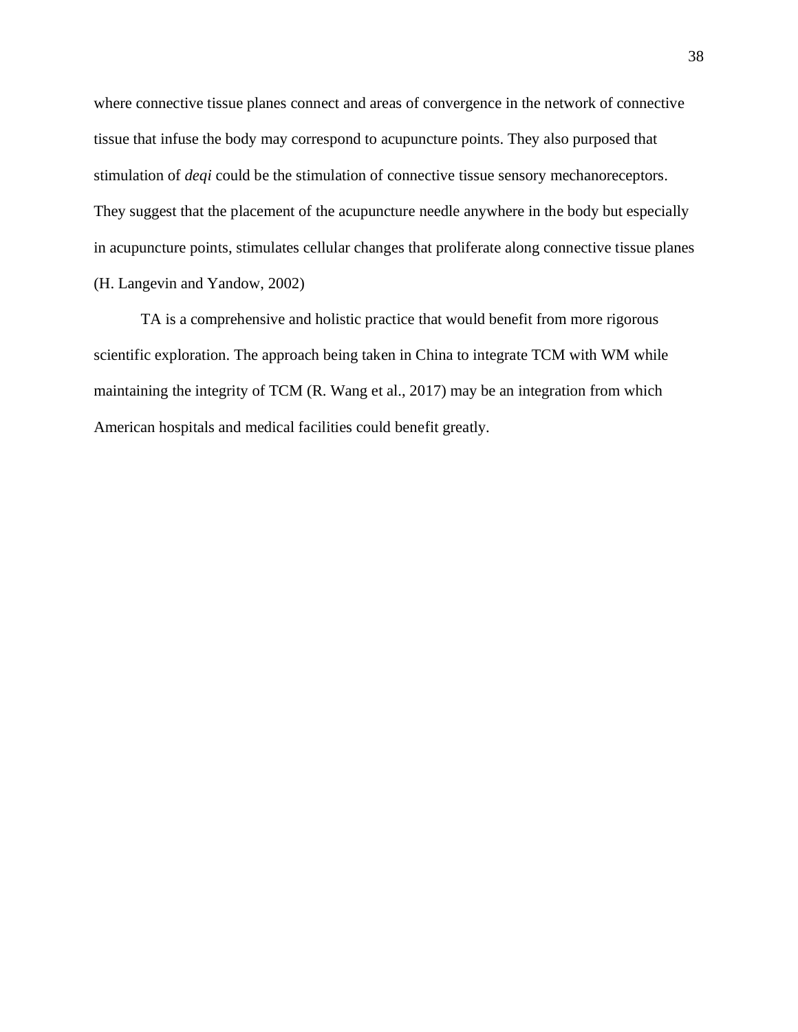where connective tissue planes connect and areas of convergence in the network of connective tissue that infuse the body may correspond to acupuncture points. They also purposed that stimulation of *deqi* could be the stimulation of connective tissue sensory mechanoreceptors. They suggest that the placement of the acupuncture needle anywhere in the body but especially in acupuncture points, stimulates cellular changes that proliferate along connective tissue planes (H. Langevin and Yandow, 2002)

TA is a comprehensive and holistic practice that would benefit from more rigorous scientific exploration. The approach being taken in China to integrate TCM with WM while maintaining the integrity of TCM (R. Wang et al., 2017) may be an integration from which American hospitals and medical facilities could benefit greatly.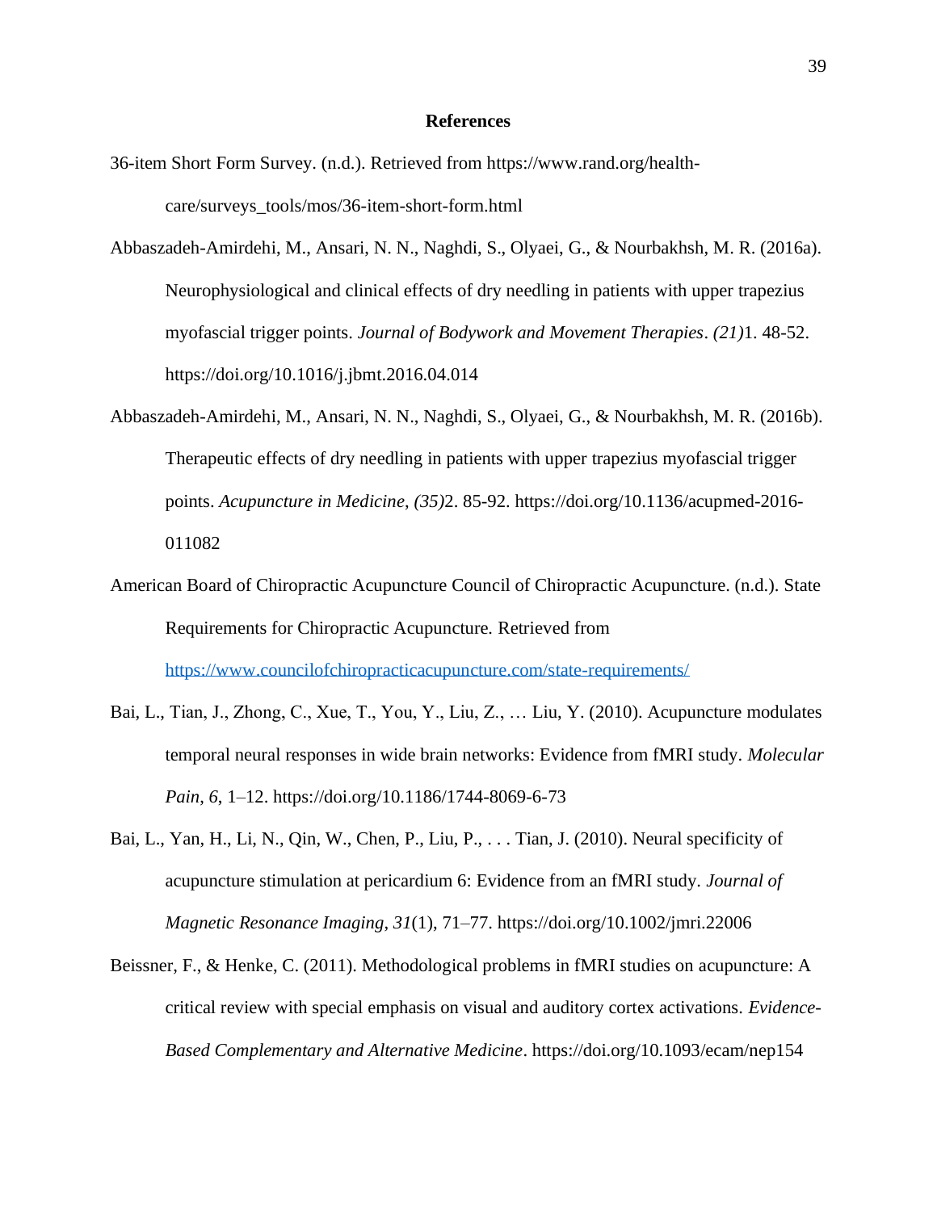# References

36-item Short Form Survey. (n.d.). Retrieved from https://www.rand.org/health-care/surveys_tools/mos/36-item-short-form.html

Abbaszadeh-Amirdehi, M., Ansari, N. N., Naghdi, S., Olyaei, G., & Nourbakhsh, M. R. (2016a). Neurophysiological and clinical effects of dry needling in patients with upper trapezius myofascial trigger points. *Journal of Bodywork and Movement Therapies*. *(21)*1. 48-52. https://doi.org/10.1016/j.jbmt.2016.04.014

Abbaszadeh-Amirdehi, M., Ansari, N. N., Naghdi, S., Olyaei, G., & Nourbakhsh, M. R. (2016b). Therapeutic effects of dry needling in patients with upper trapezius myofascial trigger points. *Acupuncture in Medicine*, *(35)*2. 85-92. https://doi.org/10.1136/acupmed-2016-011082

American Board of Chiropractic Acupuncture Council of Chiropractic Acupuncture. (n.d.). State Requirements for Chiropractic Acupuncture. Retrieved from https://www.councilofchiropracticacupuncture.com/state-requirements/

Bai, L., Tian, J., Zhong, C., Xue, T., You, Y., Liu, Z., … Liu, Y. (2010). Acupuncture modulates temporal neural responses in wide brain networks: Evidence from fMRI study. *Molecular Pain*, *6*, 1–12. https://doi.org/10.1186/1744-8069-6-73

Bai, L., Yan, H., Li, N., Qin, W., Chen, P., Liu, P., . . . Tian, J. (2010). Neural specificity of acupuncture stimulation at pericardium 6: Evidence from an fMRI study. *Journal of Magnetic Resonance Imaging*, *31*(1), 71–77. https://doi.org/10.1002/jmri.22006

Beissner, F., & Henke, C. (2011). Methodological problems in fMRI studies on acupuncture: A critical review with special emphasis on visual and auditory cortex activations. *Evidence-Based Complementary and Alternative Medicine*. https://doi.org/10.1093/ecam/nep154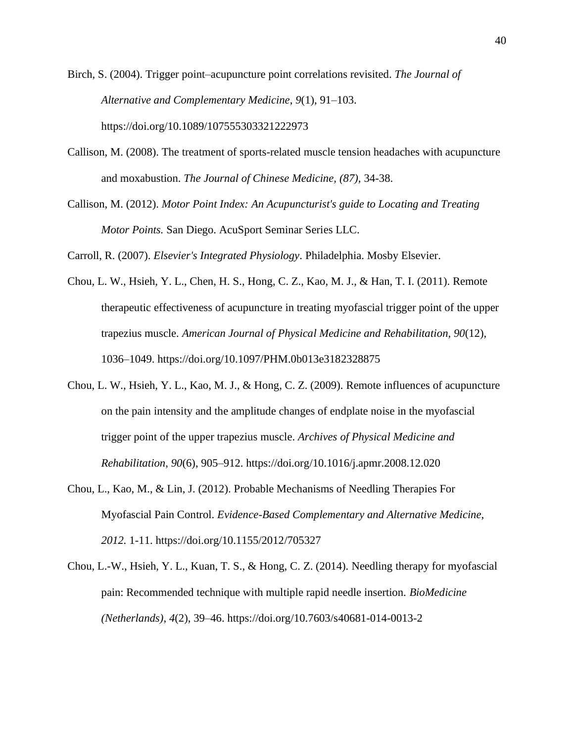Birch, S. (2004). Trigger point–acupuncture point correlations revisited. *The Journal of Alternative and Complementary Medicine*, *9*(1), 91–103. https://doi.org/10.1089/107555303321222973

Callison, M. (2008). The treatment of sports-related muscle tension headaches with acupuncture and moxabustion. *The Journal of Chinese Medicine, (87),* 34-38.

Callison, M. (2012). *Motor Point Index: An Acupuncturist's guide to Locating and Treating Motor Points.* San Diego. AcuSport Seminar Series LLC.

Carroll, R. (2007). *Elsevier's Integrated Physiology*. Philadelphia. Mosby Elsevier.

Chou, L. W., Hsieh, Y. L., Chen, H. S., Hong, C. Z., Kao, M. J., & Han, T. I. (2011). Remote therapeutic effectiveness of acupuncture in treating myofascial trigger point of the upper trapezius muscle. *American Journal of Physical Medicine and Rehabilitation*, *90*(12), 1036–1049. https://doi.org/10.1097/PHM.0b013e3182328875

Chou, L. W., Hsieh, Y. L., Kao, M. J., & Hong, C. Z. (2009). Remote influences of acupuncture on the pain intensity and the amplitude changes of endplate noise in the myofascial trigger point of the upper trapezius muscle. *Archives of Physical Medicine and Rehabilitation*, *90*(6), 905–912. https://doi.org/10.1016/j.apmr.2008.12.020

Chou, L., Kao, M., & Lin, J. (2012). Probable Mechanisms of Needling Therapies For Myofascial Pain Control. *Evidence-Based Complementary and Alternative Medicine, 2012.* 1-11. https://doi.org/10.1155/2012/705327

Chou, L.-W., Hsieh, Y. L., Kuan, T. S., & Hong, C. Z. (2014). Needling therapy for myofascial pain: Recommended technique with multiple rapid needle insertion. *BioMedicine (Netherlands)*, *4*(2), 39–46. https://doi.org/10.7603/s40681-014-0013-2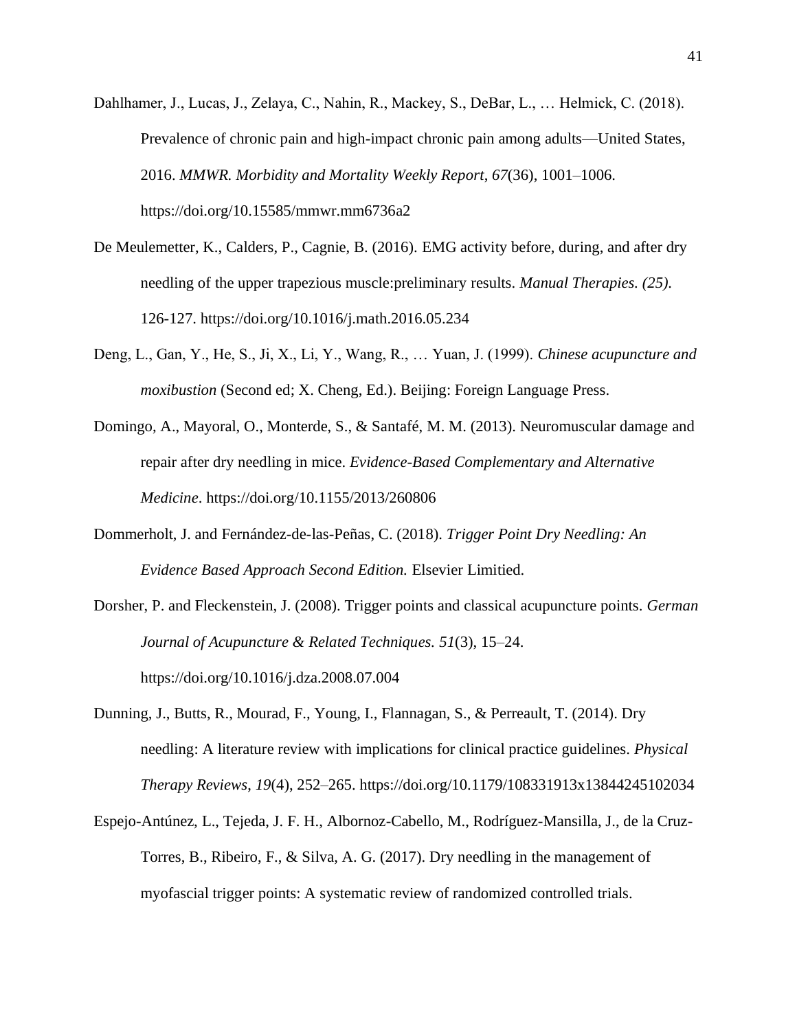Dahlhamer, J., Lucas, J., Zelaya, C., Nahin, R., Mackey, S., DeBar, L., … Helmick, C. (2018). Prevalence of chronic pain and high-impact chronic pain among adults—United States, 2016. *MMWR. Morbidity and Mortality Weekly Report*, *67*(36), 1001–1006. https://doi.org/10.15585/mmwr.mm6736a2

De Meulemetter, K., Calders, P., Cagnie, B. (2016). EMG activity before, during, and after dry needling of the upper trapezious muscle:preliminary results. *Manual Therapies. (25).* 126-127. https://doi.org/10.1016/j.math.2016.05.234

Deng, L., Gan, Y., He, S., Ji, X., Li, Y., Wang, R., … Yuan, J. (1999). *Chinese acupuncture and moxibustion* (Second ed; X. Cheng, Ed.). Beijing: Foreign Language Press.

Domingo, A., Mayoral, O., Monterde, S., & Santafé, M. M. (2013). Neuromuscular damage and repair after dry needling in mice. *Evidence-Based Complementary and Alternative Medicine*. https://doi.org/10.1155/2013/260806

Dommerholt, J. and Fernández-de-las-Peñas, C. (2018). *Trigger Point Dry Needling: An Evidence Based Approach Second Edition.* Elsevier Limitied.

Dorsher, P. and Fleckenstein, J. (2008). Trigger points and classical acupuncture points. *German Journal of Acupuncture & Related Techniques. 51*(3), 15–24. https://doi.org/10.1016/j.dza.2008.07.004

Dunning, J., Butts, R., Mourad, F., Young, I., Flannagan, S., & Perreault, T. (2014). Dry needling: A literature review with implications for clinical practice guidelines. *Physical Therapy Reviews*, *19*(4), 252–265. https://doi.org/10.1179/108331913x13844245102034

Espejo-Antúnez, L., Tejeda, J. F. H., Albornoz-Cabello, M., Rodríguez-Mansilla, J., de la Cruz-Torres, B., Ribeiro, F., & Silva, A. G. (2017). Dry needling in the management of myofascial trigger points: A systematic review of randomized controlled trials.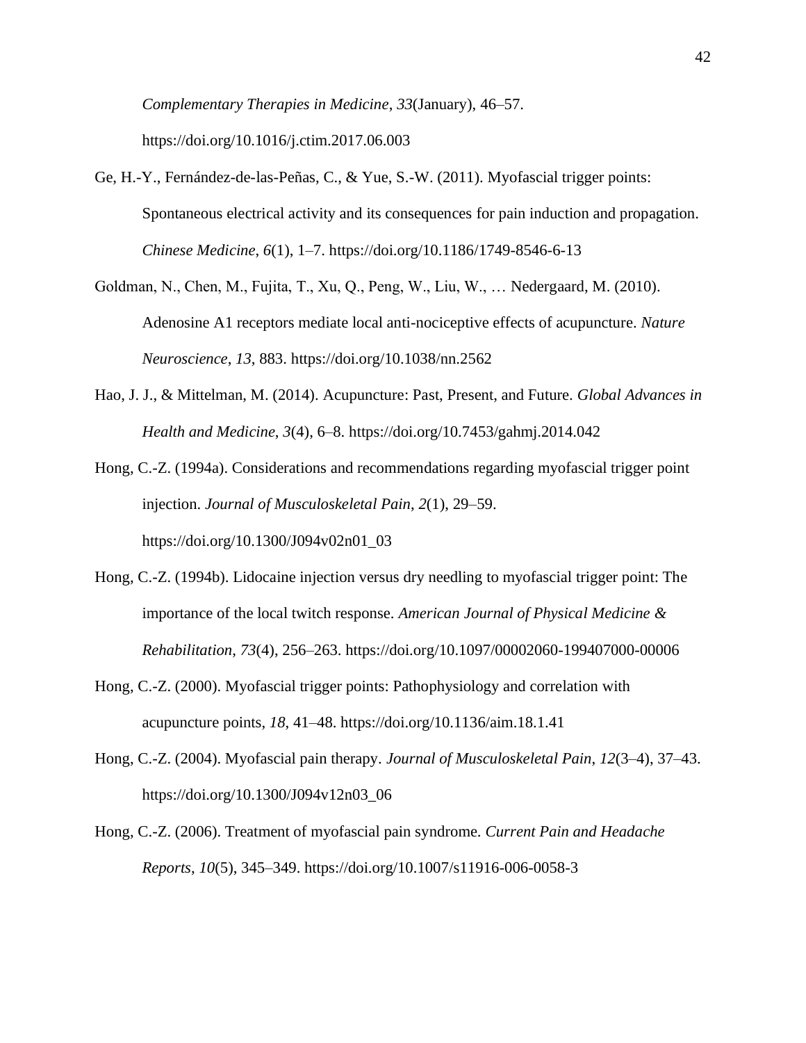*Complementary Therapies in Medicine*, *33*(January), 46–57. https://doi.org/10.1016/j.ctim.2017.06.003

Ge, H.-Y., Fernández-de-las-Peñas, C., & Yue, S.-W. (2011). Myofascial trigger points: Spontaneous electrical activity and its consequences for pain induction and propagation. *Chinese Medicine*, *6*(1), 1–7. https://doi.org/10.1186/1749-8546-6-13

Goldman, N., Chen, M., Fujita, T., Xu, Q., Peng, W., Liu, W., … Nedergaard, M. (2010). Adenosine A1 receptors mediate local anti-nociceptive effects of acupuncture. *Nature Neuroscience*, *13*, 883. https://doi.org/10.1038/nn.2562

Hao, J. J., & Mittelman, M. (2014). Acupuncture: Past, Present, and Future. *Global Advances in Health and Medicine*, *3*(4), 6–8. https://doi.org/10.7453/gahmj.2014.042

Hong, C.-Z. (1994a). Considerations and recommendations regarding myofascial trigger point injection. *Journal of Musculoskeletal Pain*, *2*(1), 29–59. https://doi.org/10.1300/J094v02n01_03

Hong, C.-Z. (1994b). Lidocaine injection versus dry needling to myofascial trigger point: The importance of the local twitch response. *American Journal of Physical Medicine & Rehabilitation*, *73*(4), 256–263. https://doi.org/10.1097/00002060-199407000-00006

Hong, C.-Z. (2000). Myofascial trigger points: Pathophysiology and correlation with acupuncture points, *18*, 41–48. https://doi.org/10.1136/aim.18.1.41

Hong, C.-Z. (2004). Myofascial pain therapy. *Journal of Musculoskeletal Pain*, *12*(3–4), 37–43. https://doi.org/10.1300/J094v12n03_06

Hong, C.-Z. (2006). Treatment of myofascial pain syndrome. *Current Pain and Headache Reports*, *10*(5), 345–349. https://doi.org/10.1007/s11916-006-0058-3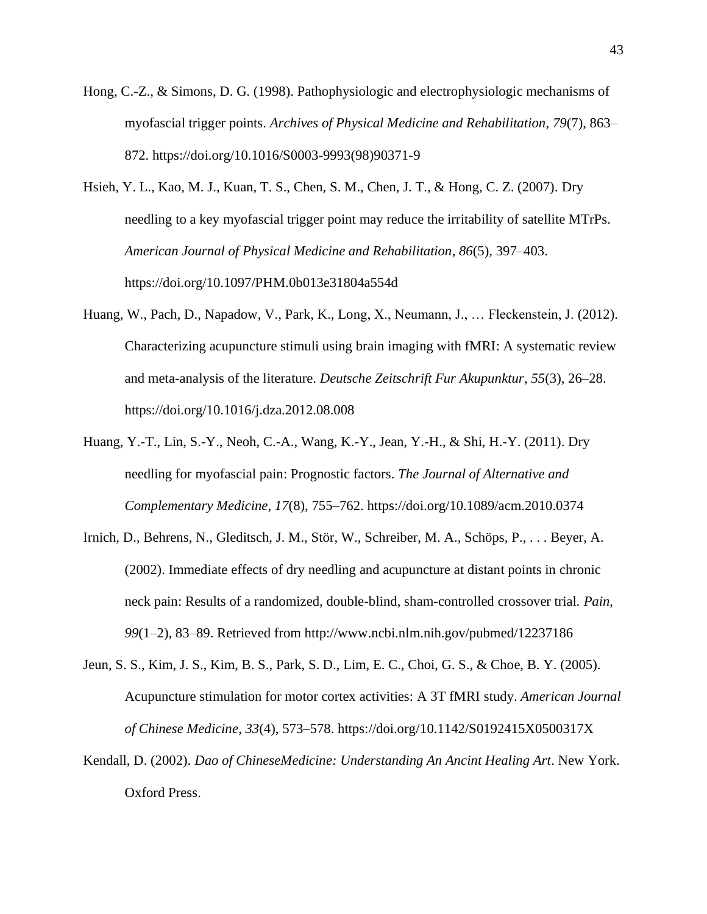Hong, C.-Z., & Simons, D. G. (1998). Pathophysiologic and electrophysiologic mechanisms of myofascial trigger points. *Archives of Physical Medicine and Rehabilitation*, *79*(7), 863–872. https://doi.org/10.1016/S0003-9993(98)90371-9

Hsieh, Y. L., Kao, M. J., Kuan, T. S., Chen, S. M., Chen, J. T., & Hong, C. Z. (2007). Dry needling to a key myofascial trigger point may reduce the irritability of satellite MTrPs. *American Journal of Physical Medicine and Rehabilitation*, *86*(5), 397–403. https://doi.org/10.1097/PHM.0b013e31804a554d

Huang, W., Pach, D., Napadow, V., Park, K., Long, X., Neumann, J., … Fleckenstein, J. (2012). Characterizing acupuncture stimuli using brain imaging with fMRI: A systematic review and meta-analysis of the literature. *Deutsche Zeitschrift Fur Akupunktur*, *55*(3), 26–28. https://doi.org/10.1016/j.dza.2012.08.008

Huang, Y.-T., Lin, S.-Y., Neoh, C.-A., Wang, K.-Y., Jean, Y.-H., & Shi, H.-Y. (2011). Dry needling for myofascial pain: Prognostic factors. *The Journal of Alternative and Complementary Medicine*, *17*(8), 755–762. https://doi.org/10.1089/acm.2010.0374

Irnich, D., Behrens, N., Gleditsch, J. M., Stör, W., Schreiber, M. A., Schöps, P., . . . Beyer, A. (2002). Immediate effects of dry needling and acupuncture at distant points in chronic neck pain: Results of a randomized, double-blind, sham-controlled crossover trial. *Pain, 99*(1–2), 83–89. Retrieved from http://www.ncbi.nlm.nih.gov/pubmed/12237186

Jeun, S. S., Kim, J. S., Kim, B. S., Park, S. D., Lim, E. C., Choi, G. S., & Choe, B. Y. (2005). Acupuncture stimulation for motor cortex activities: A 3T fMRI study. *American Journal of Chinese Medicine*, *33*(4), 573–578. https://doi.org/10.1142/S0192415X0500317X

Kendall, D. (2002). *Dao of ChineseMedicine: Understanding An Ancint Healing Art*. New York. Oxford Press.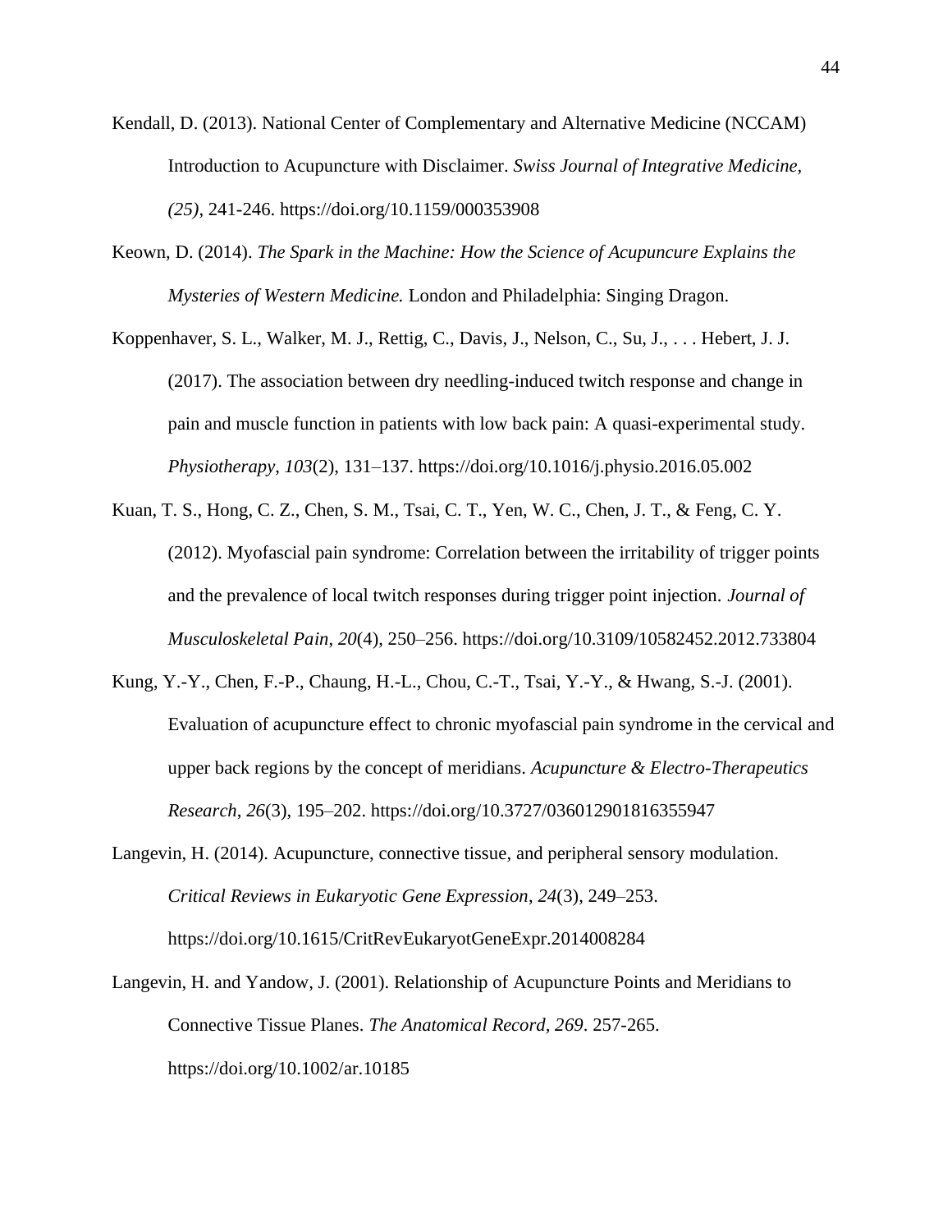Kendall, D. (2013). National Center of Complementary and Alternative Medicine (NCCAM) Introduction to Acupuncture with Disclaimer. *Swiss Journal of Integrative Medicine, (25)*, 241-246. https://doi.org/10.1159/000353908

Keown, D. (2014). *The Spark in the Machine: How the Science of Acupuncure Explains the Mysteries of Western Medicine.* London and Philadelphia: Singing Dragon.

Koppenhaver, S. L., Walker, M. J., Rettig, C., Davis, J., Nelson, C., Su, J., . . . Hebert, J. J. (2017). The association between dry needling-induced twitch response and change in pain and muscle function in patients with low back pain: A quasi-experimental study. *Physiotherapy*, *103*(2), 131–137. https://doi.org/10.1016/j.physio.2016.05.002

Kuan, T. S., Hong, C. Z., Chen, S. M., Tsai, C. T., Yen, W. C., Chen, J. T., & Feng, C. Y. (2012). Myofascial pain syndrome: Correlation between the irritability of trigger points and the prevalence of local twitch responses during trigger point injection. *Journal of Musculoskeletal Pain*, *20*(4), 250–256. https://doi.org/10.3109/10582452.2012.733804

Kung, Y.-Y., Chen, F.-P., Chaung, H.-L., Chou, C.-T., Tsai, Y.-Y., & Hwang, S.-J. (2001). Evaluation of acupuncture effect to chronic myofascial pain syndrome in the cervical and upper back regions by the concept of meridians. *Acupuncture & Electro-Therapeutics Research*, *26*(3), 195–202. https://doi.org/10.3727/036012901816355947

Langevin, H. (2014). Acupuncture, connective tissue, and peripheral sensory modulation. *Critical Reviews in Eukaryotic Gene Expression*, *24*(3), 249–253. https://doi.org/10.1615/CritRevEukaryotGeneExpr.2014008284

Langevin, H. and Yandow, J. (2001). Relationship of Acupuncture Points and Meridians to Connective Tissue Planes. *The Anatomical Record, 269*. 257-265. https://doi.org/10.1002/ar.10185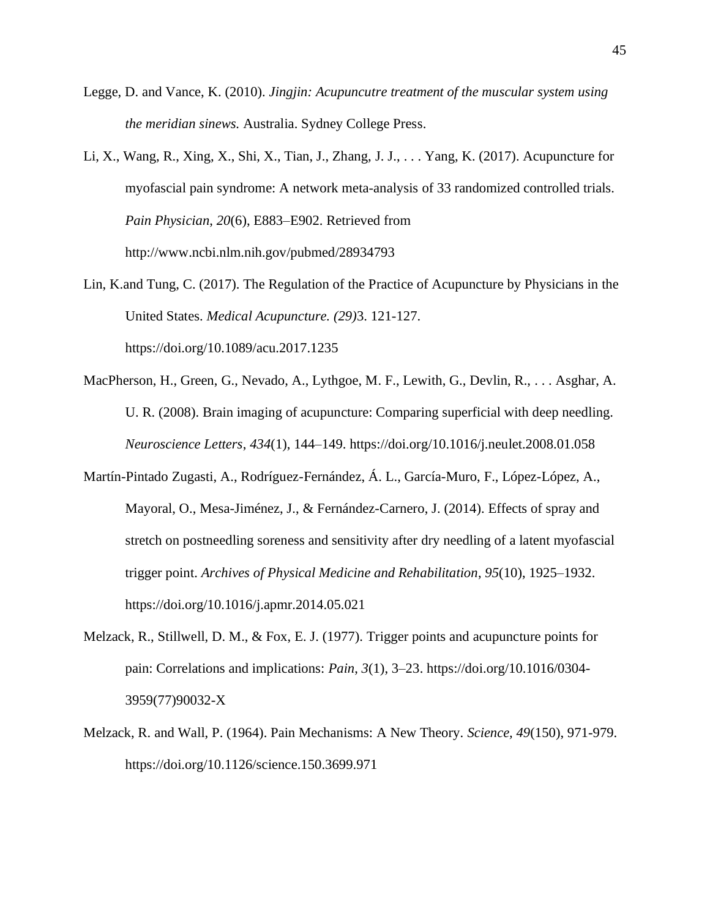Legge, D. and Vance, K. (2010). *Jingjin: Acupuncutre treatment of the muscular system using the meridian sinews.* Australia. Sydney College Press.

Li, X., Wang, R., Xing, X., Shi, X., Tian, J., Zhang, J. J., . . . Yang, K. (2017). Acupuncture for myofascial pain syndrome: A network meta-analysis of 33 randomized controlled trials. *Pain Physician*, *20*(6), E883–E902. Retrieved from http://www.ncbi.nlm.nih.gov/pubmed/28934793

Lin, K.and Tung, C. (2017). The Regulation of the Practice of Acupuncture by Physicians in the United States. *Medical Acupuncture. (29)*3. 121-127. https://doi.org/10.1089/acu.2017.1235

MacPherson, H., Green, G., Nevado, A., Lythgoe, M. F., Lewith, G., Devlin, R., . . . Asghar, A. U. R. (2008). Brain imaging of acupuncture: Comparing superficial with deep needling. *Neuroscience Letters*, *434*(1), 144–149. https://doi.org/10.1016/j.neulet.2008.01.058

Martín-Pintado Zugasti, A., Rodríguez-Fernández, Á. L., García-Muro, F., López-López, A., Mayoral, O., Mesa-Jiménez, J., & Fernández-Carnero, J. (2014). Effects of spray and stretch on postneedling soreness and sensitivity after dry needling of a latent myofascial trigger point. *Archives of Physical Medicine and Rehabilitation*, *95*(10), 1925–1932. https://doi.org/10.1016/j.apmr.2014.05.021

Melzack, R., Stillwell, D. M., & Fox, E. J. (1977). Trigger points and acupuncture points for pain: Correlations and implications: *Pain*, *3*(1), 3–23. https://doi.org/10.1016/0304-3959(77)90032-X

Melzack, R. and Wall, P. (1964). Pain Mechanisms: A New Theory. *Science, 49*(150), 971-979. https://doi.org/10.1126/science.150.3699.971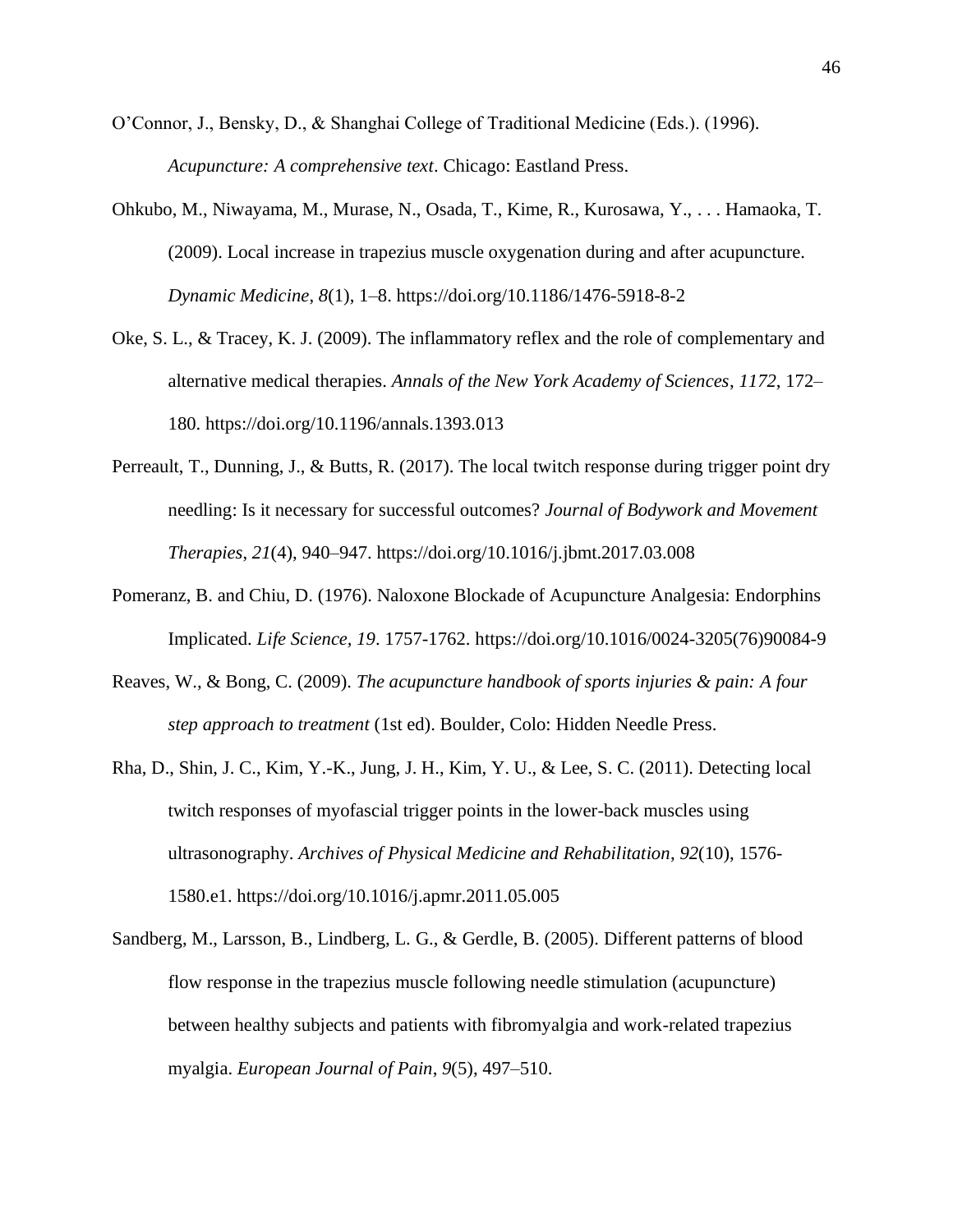O'Connor, J., Bensky, D., & Shanghai College of Traditional Medicine (Eds.). (1996). *Acupuncture: A comprehensive text*. Chicago: Eastland Press.

Ohkubo, M., Niwayama, M., Murase, N., Osada, T., Kime, R., Kurosawa, Y., . . . Hamaoka, T. (2009). Local increase in trapezius muscle oxygenation during and after acupuncture. *Dynamic Medicine*, *8*(1), 1–8. https://doi.org/10.1186/1476-5918-8-2

Oke, S. L., & Tracey, K. J. (2009). The inflammatory reflex and the role of complementary and alternative medical therapies. *Annals of the New York Academy of Sciences*, *1172*, 172–180. https://doi.org/10.1196/annals.1393.013

Perreault, T., Dunning, J., & Butts, R. (2017). The local twitch response during trigger point dry needling: Is it necessary for successful outcomes? *Journal of Bodywork and Movement Therapies*, *21*(4), 940–947. https://doi.org/10.1016/j.jbmt.2017.03.008

Pomeranz, B. and Chiu, D. (1976). Naloxone Blockade of Acupuncture Analgesia: Endorphins Implicated. *Life Science, 19*. 1757-1762. https://doi.org/10.1016/0024-3205(76)90084-9

Reaves, W., & Bong, C. (2009). *The acupuncture handbook of sports injuries & pain: A four step approach to treatment* (1st ed). Boulder, Colo: Hidden Needle Press.

Rha, D., Shin, J. C., Kim, Y.-K., Jung, J. H., Kim, Y. U., & Lee, S. C. (2011). Detecting local twitch responses of myofascial trigger points in the lower-back muscles using ultrasonography. *Archives of Physical Medicine and Rehabilitation*, *92*(10), 1576-1580.e1. https://doi.org/10.1016/j.apmr.2011.05.005

Sandberg, M., Larsson, B., Lindberg, L. G., & Gerdle, B. (2005). Different patterns of blood flow response in the trapezius muscle following needle stimulation (acupuncture) between healthy subjects and patients with fibromyalgia and work-related trapezius myalgia. *European Journal of Pain*, *9*(5), 497–510.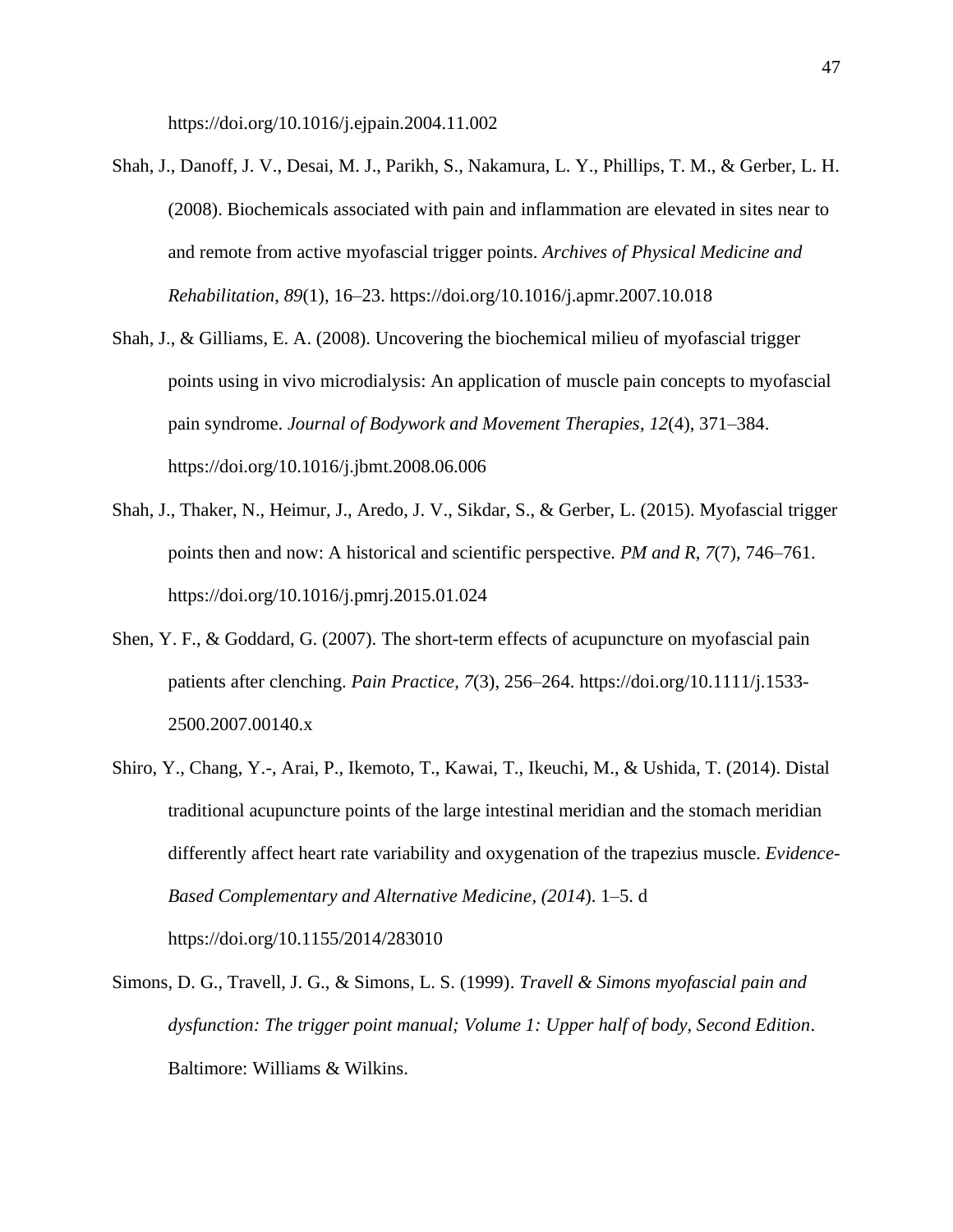https://doi.org/10.1016/j.ejpain.2004.11.002

Shah, J., Danoff, J. V., Desai, M. J., Parikh, S., Nakamura, L. Y., Phillips, T. M., & Gerber, L. H. (2008). Biochemicals associated with pain and inflammation are elevated in sites near to and remote from active myofascial trigger points. *Archives of Physical Medicine and Rehabilitation*, *89*(1), 16–23. https://doi.org/10.1016/j.apmr.2007.10.018

Shah, J., & Gilliams, E. A. (2008). Uncovering the biochemical milieu of myofascial trigger points using in vivo microdialysis: An application of muscle pain concepts to myofascial pain syndrome. *Journal of Bodywork and Movement Therapies*, *12*(4), 371–384. https://doi.org/10.1016/j.jbmt.2008.06.006

Shah, J., Thaker, N., Heimur, J., Aredo, J. V., Sikdar, S., & Gerber, L. (2015). Myofascial trigger points then and now: A historical and scientific perspective. *PM and R*, *7*(7), 746–761. https://doi.org/10.1016/j.pmrj.2015.01.024

Shen, Y. F., & Goddard, G. (2007). The short-term effects of acupuncture on myofascial pain patients after clenching. *Pain Practice, 7*(3), 256–264. https://doi.org/10.1111/j.1533-2500.2007.00140.x

Shiro, Y., Chang, Y.-, Arai, P., Ikemoto, T., Kawai, T., Ikeuchi, M., & Ushida, T. (2014). Distal traditional acupuncture points of the large intestinal meridian and the stomach meridian differently affect heart rate variability and oxygenation of the trapezius muscle. *Evidence-Based Complementary and Alternative Medicine, (2014*). 1–5. d https://doi.org/10.1155/2014/283010

Simons, D. G., Travell, J. G., & Simons, L. S. (1999). *Travell & Simons myofascial pain and dysfunction: The trigger point manual; Volume 1: Upper half of body, Second Edition*. Baltimore: Williams & Wilkins.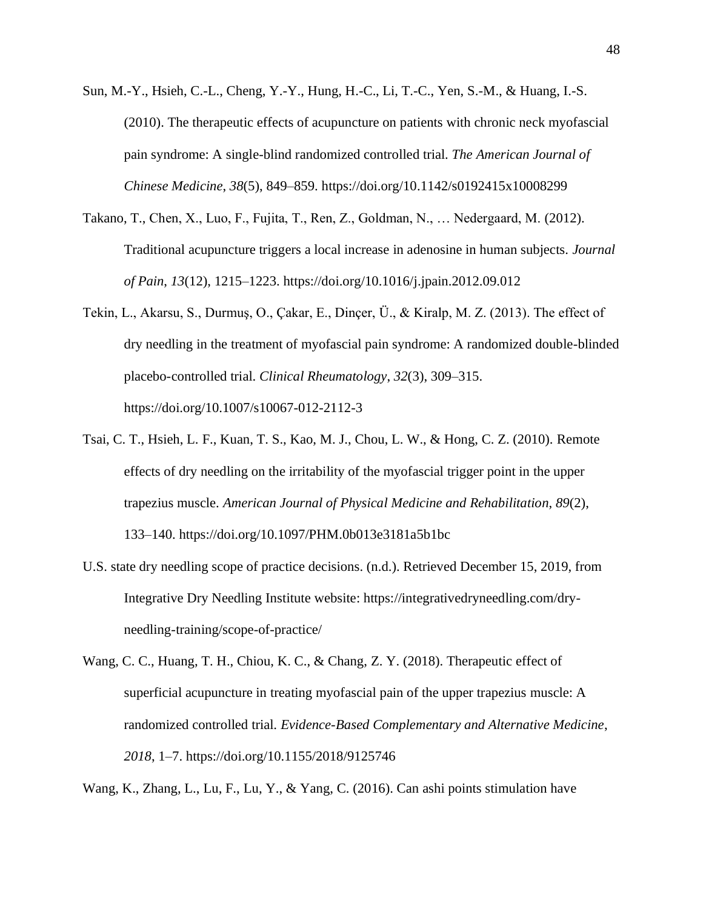Sun, M.-Y., Hsieh, C.-L., Cheng, Y.-Y., Hung, H.-C., Li, T.-C., Yen, S.-M., & Huang, I.-S. (2010). The therapeutic effects of acupuncture on patients with chronic neck myofascial pain syndrome: A single-blind randomized controlled trial. *The American Journal of Chinese Medicine*, *38*(5), 849–859. https://doi.org/10.1142/s0192415x10008299

Takano, T., Chen, X., Luo, F., Fujita, T., Ren, Z., Goldman, N., … Nedergaard, M. (2012). Traditional acupuncture triggers a local increase in adenosine in human subjects. *Journal of Pain*, *13*(12), 1215–1223. https://doi.org/10.1016/j.jpain.2012.09.012

Tekin, L., Akarsu, S., Durmuş, O., Çakar, E., Dinçer, Ü., & Kiralp, M. Z. (2013). The effect of dry needling in the treatment of myofascial pain syndrome: A randomized double-blinded placebo-controlled trial. *Clinical Rheumatology*, *32*(3), 309–315. https://doi.org/10.1007/s10067-012-2112-3

Tsai, C. T., Hsieh, L. F., Kuan, T. S., Kao, M. J., Chou, L. W., & Hong, C. Z. (2010). Remote effects of dry needling on the irritability of the myofascial trigger point in the upper trapezius muscle. *American Journal of Physical Medicine and Rehabilitation*, *89*(2), 133–140. https://doi.org/10.1097/PHM.0b013e3181a5b1bc

U.S. state dry needling scope of practice decisions. (n.d.). Retrieved December 15, 2019, from Integrative Dry Needling Institute website: https://integrativedryneedling.com/dry-needling-training/scope-of-practice/

Wang, C. C., Huang, T. H., Chiou, K. C., & Chang, Z. Y. (2018). Therapeutic effect of superficial acupuncture in treating myofascial pain of the upper trapezius muscle: A randomized controlled trial. *Evidence-Based Complementary and Alternative Medicine*, *2018*, 1–7. https://doi.org/10.1155/2018/9125746

Wang, K., Zhang, L., Lu, F., Lu, Y., & Yang, C. (2016). Can ashi points stimulation have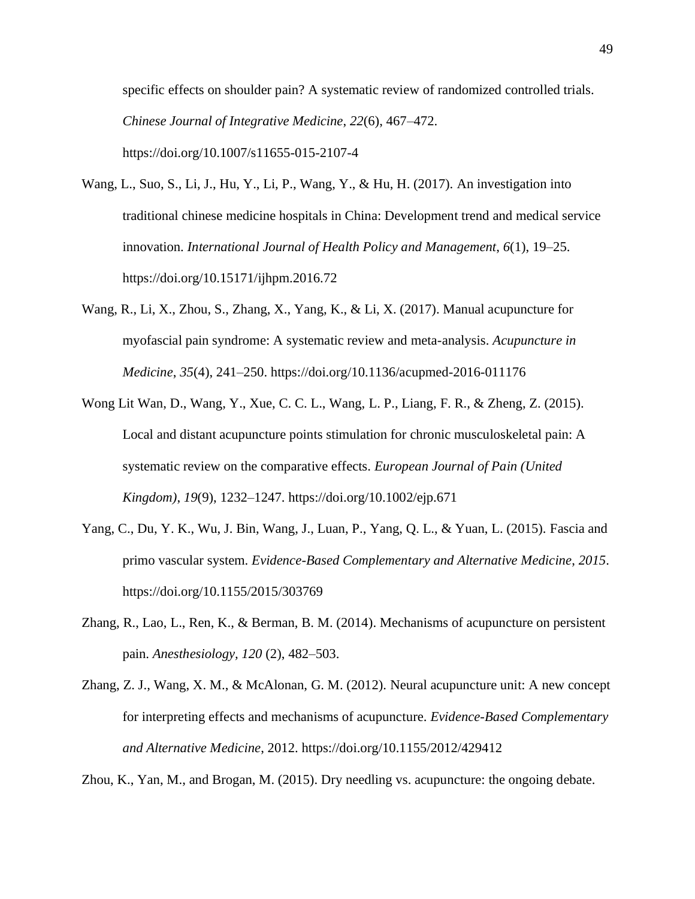specific effects on shoulder pain? A systematic review of randomized controlled trials. *Chinese Journal of Integrative Medicine*, *22*(6), 467–472. https://doi.org/10.1007/s11655-015-2107-4

Wang, L., Suo, S., Li, J., Hu, Y., Li, P., Wang, Y., & Hu, H. (2017). An investigation into traditional chinese medicine hospitals in China: Development trend and medical service innovation. *International Journal of Health Policy and Management*, *6*(1), 19–25. https://doi.org/10.15171/ijhpm.2016.72

Wang, R., Li, X., Zhou, S., Zhang, X., Yang, K., & Li, X. (2017). Manual acupuncture for myofascial pain syndrome: A systematic review and meta-analysis. *Acupuncture in Medicine*, *35*(4), 241–250. https://doi.org/10.1136/acupmed-2016-011176

Wong Lit Wan, D., Wang, Y., Xue, C. C. L., Wang, L. P., Liang, F. R., & Zheng, Z. (2015). Local and distant acupuncture points stimulation for chronic musculoskeletal pain: A systematic review on the comparative effects. *European Journal of Pain (United Kingdom)*, *19*(9), 1232–1247. https://doi.org/10.1002/ejp.671

Yang, C., Du, Y. K., Wu, J. Bin, Wang, J., Luan, P., Yang, Q. L., & Yuan, L. (2015). Fascia and primo vascular system. *Evidence-Based Complementary and Alternative Medicine*, *2015*. https://doi.org/10.1155/2015/303769

Zhang, R., Lao, L., Ren, K., & Berman, B. M. (2014). Mechanisms of acupuncture on persistent pain. *Anesthesiology, 120* (2), 482–503.

Zhang, Z. J., Wang, X. M., & McAlonan, G. M. (2012). Neural acupuncture unit: A new concept for interpreting effects and mechanisms of acupuncture. *Evidence-Based Complementary and Alternative Medicine*, 2012. https://doi.org/10.1155/2012/429412

Zhou, K., Yan, M., and Brogan, M. (2015). Dry needling vs. acupuncture: the ongoing debate.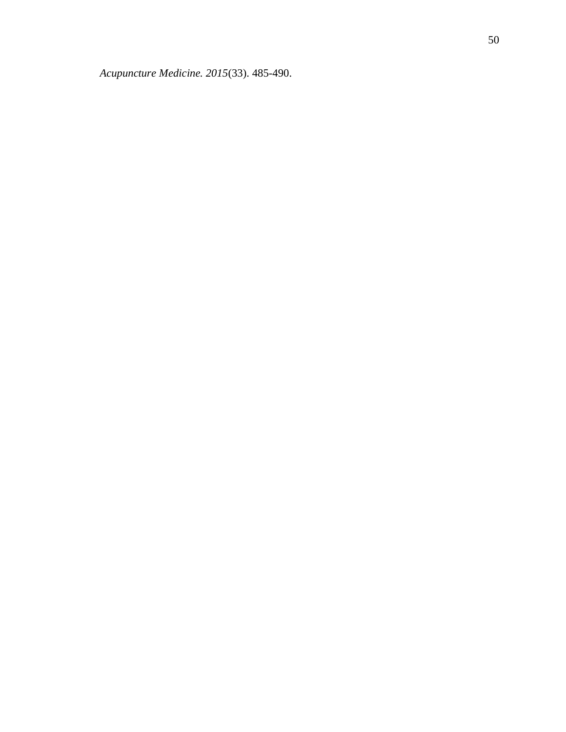*Acupuncture Medicine. 2015*(33). 485-490.